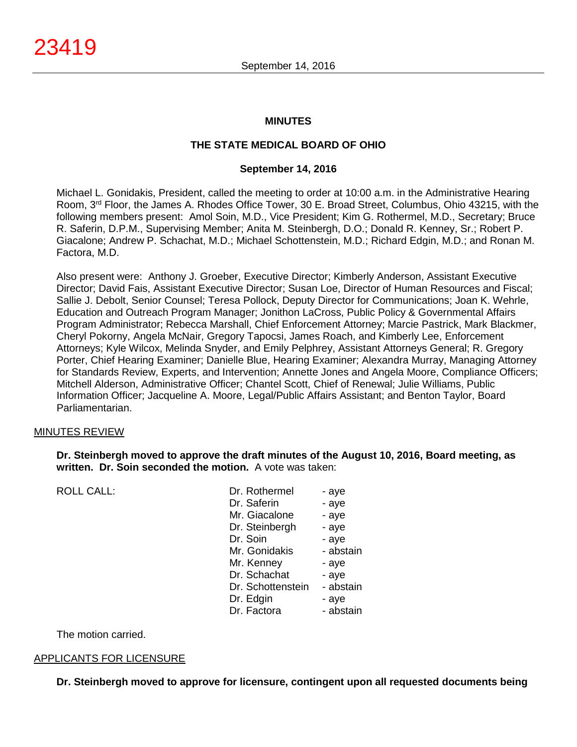# MINUTES

## THE STATE MEDICAL BOARD OF OHIO

### September 14, 2016

Michael L. Gonidakis, President, called the meeting to order at 10:00 a.m. in the Administrative Hearing Room, 3rd Floor, the James A. Rhodes Office Tower, 30 E. Broad Street, Columbus, Ohio 43215, with the following members present: Amol Soin, M.D., Vice President; Kim G. Rothermel, M.D., Secretary; Bruce R. Saferin, D.P.M., Supervising Member; Anita M. Steinbergh, D.O.; Donald R. Kenney, Sr.; Robert P. Giacalone; Andrew P. Schachat, M.D.; Michael Schottenstein, M.D.; Richard Edgin, M.D.; and Ronan M. Factora, M.D.

Also present were: Anthony J. Groeber, Executive Director; Kimberly Anderson, Assistant Executive Director; David Fais, Assistant Executive Director; Susan Loe, Director of Human Resources and Fiscal; Sallie J. Debolt, Senior Counsel; Teresa Pollock, Deputy Director for Communications; Joan K. Wehrle, Education and Outreach Program Manager; Jonithon LaCross, Public Policy & Governmental Affairs Program Administrator; Rebecca Marshall, Chief Enforcement Attorney; Marcie Pastrick, Mark Blackmer, Cheryl Pokorny, Angela McNair, Gregory Tapocsi, James Roach, and Kimberly Lee, Enforcement Attorneys; Kyle Wilcox, Melinda Snyder, and Emily Pelphrey, Assistant Attorneys General; R. Gregory Porter, Chief Hearing Examiner; Danielle Blue, Hearing Examiner; Alexandra Murray, Managing Attorney for Standards Review, Experts, and Intervention; Annette Jones and Angela Moore, Compliance Officers; Mitchell Alderson, Administrative Officer; Chantel Scott, Chief of Renewal; Julie Williams, Public Information Officer; Jacqueline A. Moore, Legal/Public Affairs Assistant; and Benton Taylor, Board Parliamentarian.

MINUTES REVIEW

**Dr. Steinbergh moved to approve the draft minutes of the August 10, 2016, Board meeting, as written. Dr. Soin seconded the motion.** A vote was taken:

| ROLL CALL: | | |
|---|---|---|
| | Dr. Rothermel | - aye |
| | Dr. Saferin | - aye |
| | Mr. Giacalone | - aye |
| | Dr. Steinbergh | - aye |
| | Dr. Soin | - aye |
| | Mr. Gonidakis | - abstain |
| | Mr. Kenney | - aye |
| | Dr. Schachat | - aye |
| | Dr. Schottenstein | - abstain |
| | Dr. Edgin | - aye |
| | Dr. Factora | - abstain |

The motion carried.

APPLICANTS FOR LICENSURE

**Dr. Steinbergh moved to approve for licensure, contingent upon all requested documents being**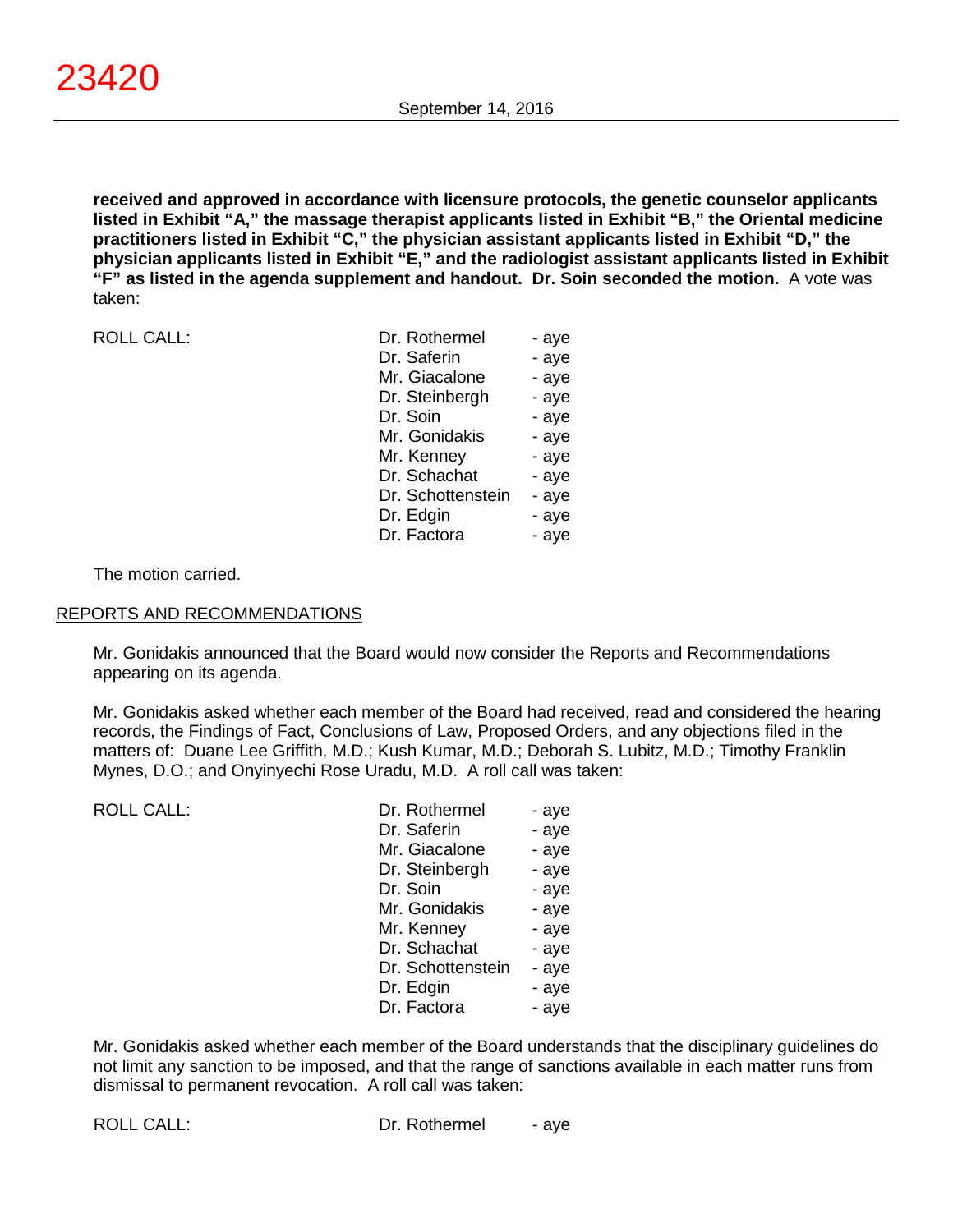**received and approved in accordance with licensure protocols, the genetic counselor applicants listed in Exhibit "A," the massage therapist applicants listed in Exhibit "B," the Oriental medicine practitioners listed in Exhibit "C," the physician assistant applicants listed in Exhibit "D," the physician applicants listed in Exhibit "E," and the radiologist assistant applicants listed in Exhibit "F" as listed in the agenda supplement and handout. Dr. Soin seconded the motion.** A vote was taken:

| ROLL CALL: | Dr. Rothermel | - aye |
|---|---|---|
| | Dr. Saferin | - aye |
| | Mr. Giacalone | - aye |
| | Dr. Steinbergh | - aye |
| | Dr. Soin | - aye |
| | Mr. Gonidakis | - aye |
| | Mr. Kenney | - aye |
| | Dr. Schachat | - aye |
| | Dr. Schottenstein | - aye |
| | Dr. Edgin | - aye |
| | Dr. Factora | - aye |

The motion carried.

## REPORTS AND RECOMMENDATIONS

Mr. Gonidakis announced that the Board would now consider the Reports and Recommendations appearing on its agenda.

Mr. Gonidakis asked whether each member of the Board had received, read and considered the hearing records, the Findings of Fact, Conclusions of Law, Proposed Orders, and any objections filed in the matters of: Duane Lee Griffith, M.D.; Kush Kumar, M.D.; Deborah S. Lubitz, M.D.; Timothy Franklin Mynes, D.O.; and Onyinyechi Rose Uradu, M.D. A roll call was taken:

| ROLL CALL: | Dr. Rothermel | - aye |
|---|---|---|
| | Dr. Saferin | - aye |
| | Mr. Giacalone | - aye |
| | Dr. Steinbergh | - aye |
| | Dr. Soin | - aye |
| | Mr. Gonidakis | - aye |
| | Mr. Kenney | - aye |
| | Dr. Schachat | - aye |
| | Dr. Schottenstein | - aye |
| | Dr. Edgin | - aye |
| | Dr. Factora | - aye |

Mr. Gonidakis asked whether each member of the Board understands that the disciplinary guidelines do not limit any sanction to be imposed, and that the range of sanctions available in each matter runs from dismissal to permanent revocation. A roll call was taken:

| ROLL CALL: | Dr. Rothermel | - aye |
|---|---|---|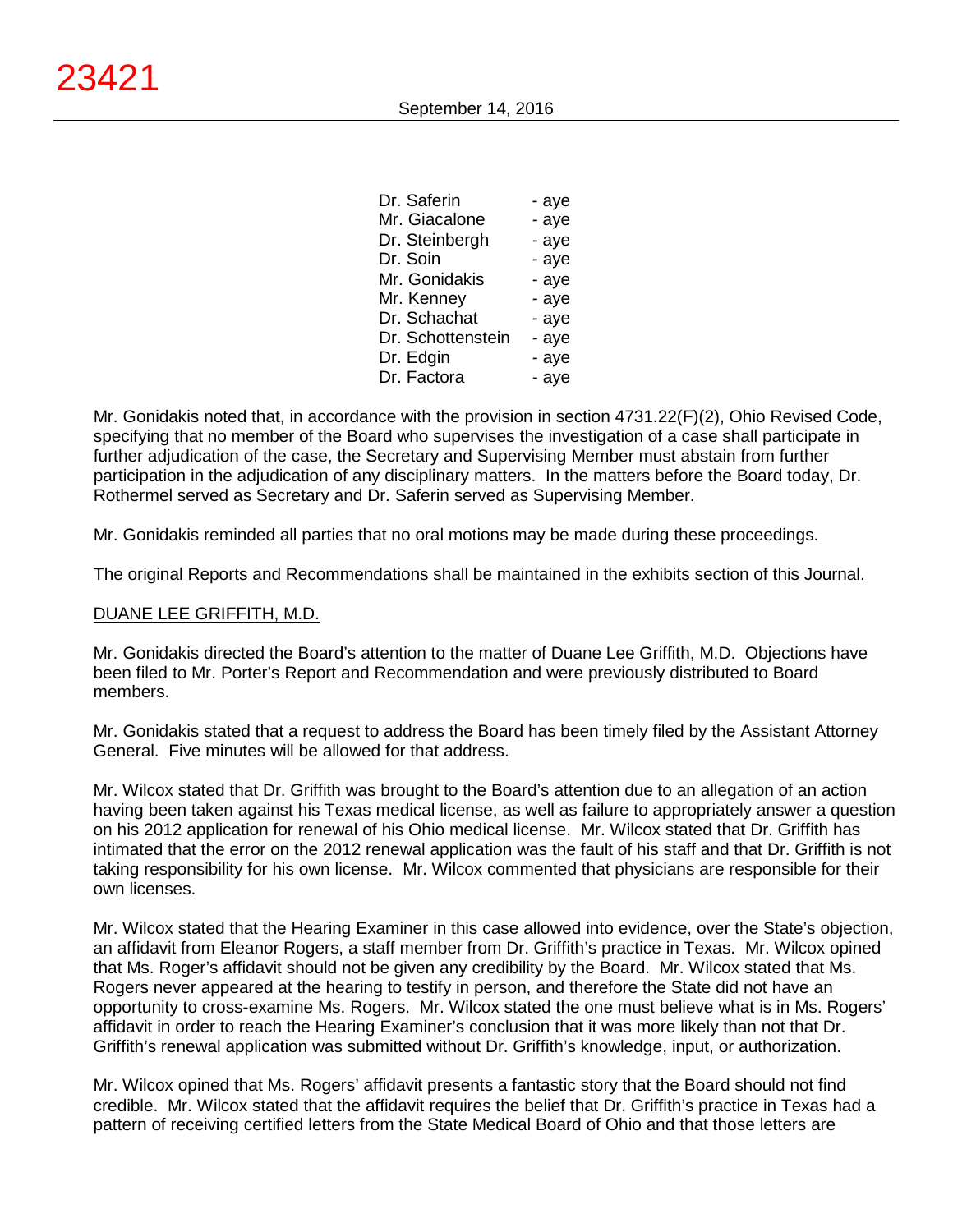| | |
|---|---|
| Dr. Saferin | - aye |
| Mr. Giacalone | - aye |
| Dr. Steinbergh | - aye |
| Dr. Soin | - aye |
| Mr. Gonidakis | - aye |
| Mr. Kenney | - aye |
| Dr. Schachat | - aye |
| Dr. Schottenstein | - aye |
| Dr. Edgin | - aye |
| Dr. Factora | - aye |

Mr. Gonidakis noted that, in accordance with the provision in section 4731.22(F)(2), Ohio Revised Code, specifying that no member of the Board who supervises the investigation of a case shall participate in further adjudication of the case, the Secretary and Supervising Member must abstain from further participation in the adjudication of any disciplinary matters. In the matters before the Board today, Dr. Rothermel served as Secretary and Dr. Saferin served as Supervising Member.

Mr. Gonidakis reminded all parties that no oral motions may be made during these proceedings.

The original Reports and Recommendations shall be maintained in the exhibits section of this Journal.

DUANE LEE GRIFFITH, M.D.

Mr. Gonidakis directed the Board's attention to the matter of Duane Lee Griffith, M.D. Objections have been filed to Mr. Porter's Report and Recommendation and were previously distributed to Board members.

Mr. Gonidakis stated that a request to address the Board has been timely filed by the Assistant Attorney General. Five minutes will be allowed for that address.

Mr. Wilcox stated that Dr. Griffith was brought to the Board's attention due to an allegation of an action having been taken against his Texas medical license, as well as failure to appropriately answer a question on his 2012 application for renewal of his Ohio medical license. Mr. Wilcox stated that Dr. Griffith has intimated that the error on the 2012 renewal application was the fault of his staff and that Dr. Griffith is not taking responsibility for his own license. Mr. Wilcox commented that physicians are responsible for their own licenses.

Mr. Wilcox stated that the Hearing Examiner in this case allowed into evidence, over the State's objection, an affidavit from Eleanor Rogers, a staff member from Dr. Griffith's practice in Texas. Mr. Wilcox opined that Ms. Roger's affidavit should not be given any credibility by the Board. Mr. Wilcox stated that Ms. Rogers never appeared at the hearing to testify in person, and therefore the State did not have an opportunity to cross-examine Ms. Rogers. Mr. Wilcox stated the one must believe what is in Ms. Rogers' affidavit in order to reach the Hearing Examiner's conclusion that it was more likely than not that Dr. Griffith's renewal application was submitted without Dr. Griffith's knowledge, input, or authorization.

Mr. Wilcox opined that Ms. Rogers' affidavit presents a fantastic story that the Board should not find credible. Mr. Wilcox stated that the affidavit requires the belief that Dr. Griffith's practice in Texas had a pattern of receiving certified letters from the State Medical Board of Ohio and that those letters are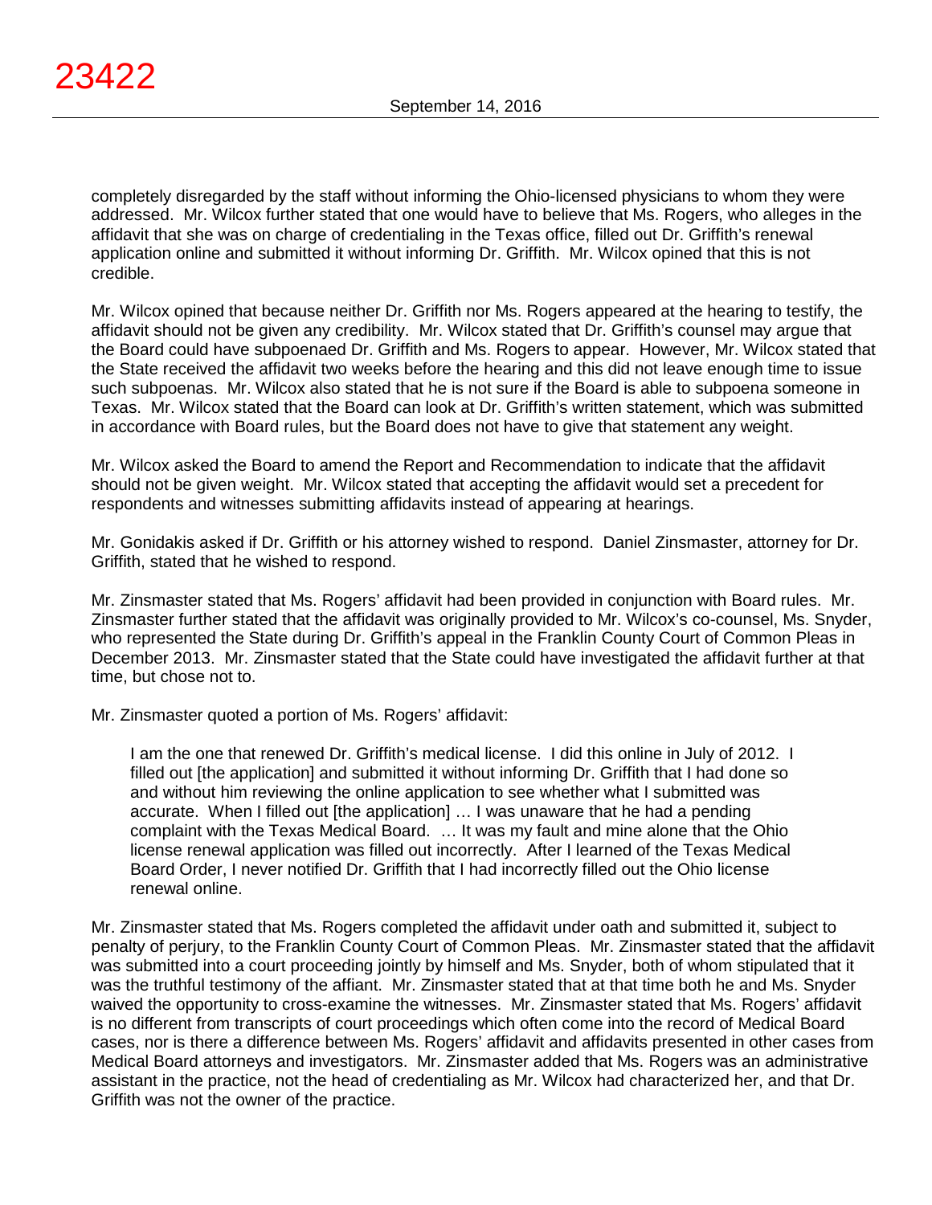completely disregarded by the staff without informing the Ohio-licensed physicians to whom they were addressed. Mr. Wilcox further stated that one would have to believe that Ms. Rogers, who alleges in the affidavit that she was on charge of credentialing in the Texas office, filled out Dr. Griffith's renewal application online and submitted it without informing Dr. Griffith. Mr. Wilcox opined that this is not credible.

Mr. Wilcox opined that because neither Dr. Griffith nor Ms. Rogers appeared at the hearing to testify, the affidavit should not be given any credibility. Mr. Wilcox stated that Dr. Griffith's counsel may argue that the Board could have subpoenaed Dr. Griffith and Ms. Rogers to appear. However, Mr. Wilcox stated that the State received the affidavit two weeks before the hearing and this did not leave enough time to issue such subpoenas. Mr. Wilcox also stated that he is not sure if the Board is able to subpoena someone in Texas. Mr. Wilcox stated that the Board can look at Dr. Griffith's written statement, which was submitted in accordance with Board rules, but the Board does not have to give that statement any weight.

Mr. Wilcox asked the Board to amend the Report and Recommendation to indicate that the affidavit should not be given weight. Mr. Wilcox stated that accepting the affidavit would set a precedent for respondents and witnesses submitting affidavits instead of appearing at hearings.

Mr. Gonidakis asked if Dr. Griffith or his attorney wished to respond. Daniel Zinsmaster, attorney for Dr. Griffith, stated that he wished to respond.

Mr. Zinsmaster stated that Ms. Rogers' affidavit had been provided in conjunction with Board rules. Mr. Zinsmaster further stated that the affidavit was originally provided to Mr. Wilcox's co-counsel, Ms. Snyder, who represented the State during Dr. Griffith's appeal in the Franklin County Court of Common Pleas in December 2013. Mr. Zinsmaster stated that the State could have investigated the affidavit further at that time, but chose not to.

Mr. Zinsmaster quoted a portion of Ms. Rogers' affidavit:

> I am the one that renewed Dr. Griffith's medical license. I did this online in July of 2012. I filled out [the application] and submitted it without informing Dr. Griffith that I had done so and without him reviewing the online application to see whether what I submitted was accurate. When I filled out [the application] … I was unaware that he had a pending complaint with the Texas Medical Board. … It was my fault and mine alone that the Ohio license renewal application was filled out incorrectly. After I learned of the Texas Medical Board Order, I never notified Dr. Griffith that I had incorrectly filled out the Ohio license renewal online.

Mr. Zinsmaster stated that Ms. Rogers completed the affidavit under oath and submitted it, subject to penalty of perjury, to the Franklin County Court of Common Pleas. Mr. Zinsmaster stated that the affidavit was submitted into a court proceeding jointly by himself and Ms. Snyder, both of whom stipulated that it was the truthful testimony of the affiant. Mr. Zinsmaster stated that at that time both he and Ms. Snyder waived the opportunity to cross-examine the witnesses. Mr. Zinsmaster stated that Ms. Rogers' affidavit is no different from transcripts of court proceedings which often come into the record of Medical Board cases, nor is there a difference between Ms. Rogers' affidavit and affidavits presented in other cases from Medical Board attorneys and investigators. Mr. Zinsmaster added that Ms. Rogers was an administrative assistant in the practice, not the head of credentialing as Mr. Wilcox had characterized her, and that Dr. Griffith was not the owner of the practice.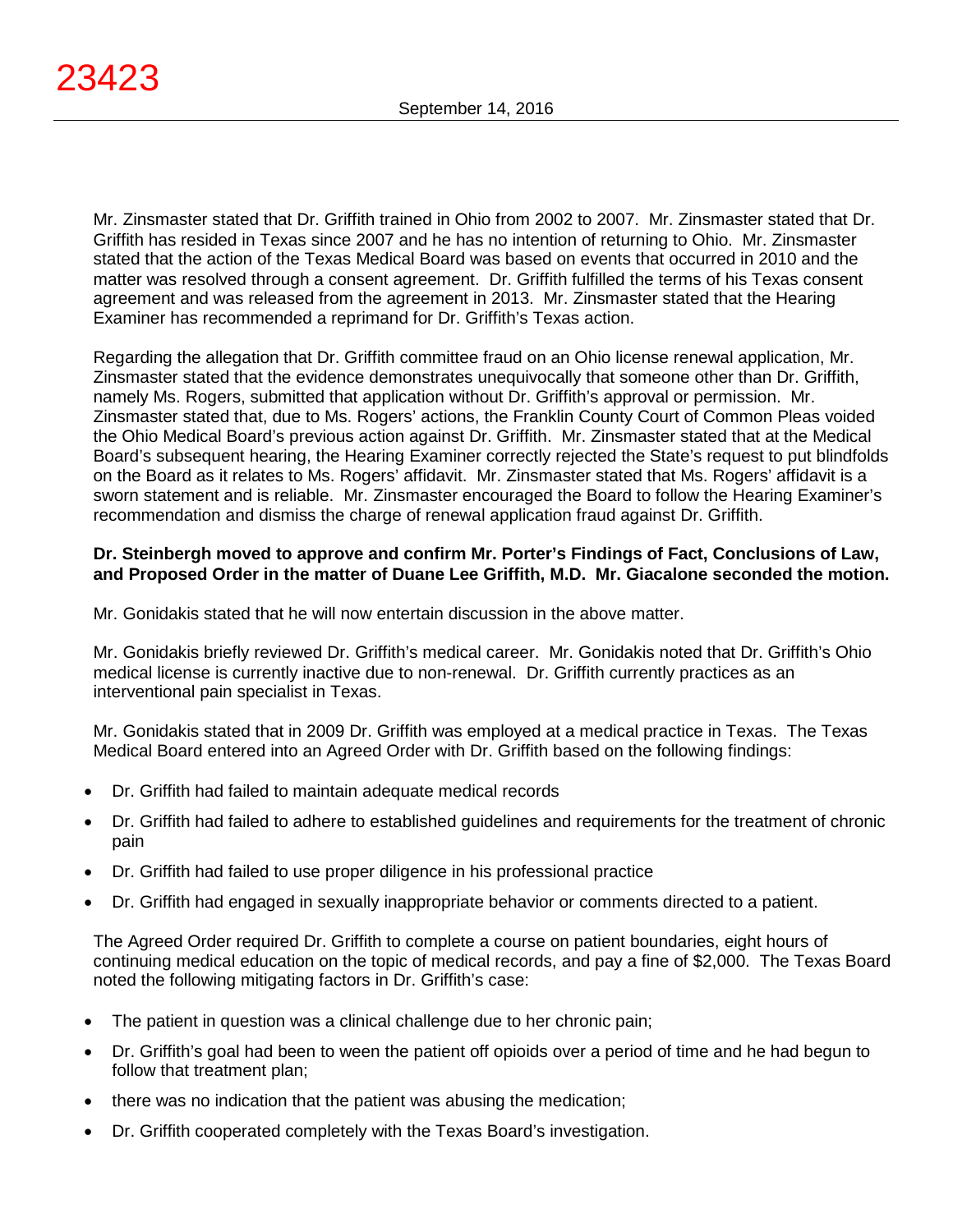Mr. Zinsmaster stated that Dr. Griffith trained in Ohio from 2002 to 2007. Mr. Zinsmaster stated that Dr. Griffith has resided in Texas since 2007 and he has no intention of returning to Ohio. Mr. Zinsmaster stated that the action of the Texas Medical Board was based on events that occurred in 2010 and the matter was resolved through a consent agreement. Dr. Griffith fulfilled the terms of his Texas consent agreement and was released from the agreement in 2013. Mr. Zinsmaster stated that the Hearing Examiner has recommended a reprimand for Dr. Griffith's Texas action.

Regarding the allegation that Dr. Griffith committee fraud on an Ohio license renewal application, Mr. Zinsmaster stated that the evidence demonstrates unequivocally that someone other than Dr. Griffith, namely Ms. Rogers, submitted that application without Dr. Griffith's approval or permission. Mr. Zinsmaster stated that, due to Ms. Rogers' actions, the Franklin County Court of Common Pleas voided the Ohio Medical Board's previous action against Dr. Griffith. Mr. Zinsmaster stated that at the Medical Board's subsequent hearing, the Hearing Examiner correctly rejected the State's request to put blindfolds on the Board as it relates to Ms. Rogers' affidavit. Mr. Zinsmaster stated that Ms. Rogers' affidavit is a sworn statement and is reliable. Mr. Zinsmaster encouraged the Board to follow the Hearing Examiner's recommendation and dismiss the charge of renewal application fraud against Dr. Griffith.

**Dr. Steinbergh moved to approve and confirm Mr. Porter's Findings of Fact, Conclusions of Law, and Proposed Order in the matter of Duane Lee Griffith, M.D. Mr. Giacalone seconded the motion.**

Mr. Gonidakis stated that he will now entertain discussion in the above matter.

Mr. Gonidakis briefly reviewed Dr. Griffith's medical career. Mr. Gonidakis noted that Dr. Griffith's Ohio medical license is currently inactive due to non-renewal. Dr. Griffith currently practices as an interventional pain specialist in Texas.

Mr. Gonidakis stated that in 2009 Dr. Griffith was employed at a medical practice in Texas. The Texas Medical Board entered into an Agreed Order with Dr. Griffith based on the following findings:

- Dr. Griffith had failed to maintain adequate medical records
- Dr. Griffith had failed to adhere to established guidelines and requirements for the treatment of chronic pain
- Dr. Griffith had failed to use proper diligence in his professional practice
- Dr. Griffith had engaged in sexually inappropriate behavior or comments directed to a patient.

The Agreed Order required Dr. Griffith to complete a course on patient boundaries, eight hours of continuing medical education on the topic of medical records, and pay a fine of $2,000. The Texas Board noted the following mitigating factors in Dr. Griffith's case:

- The patient in question was a clinical challenge due to her chronic pain;
- Dr. Griffith's goal had been to ween the patient off opioids over a period of time and he had begun to follow that treatment plan;
- there was no indication that the patient was abusing the medication;
- Dr. Griffith cooperated completely with the Texas Board's investigation.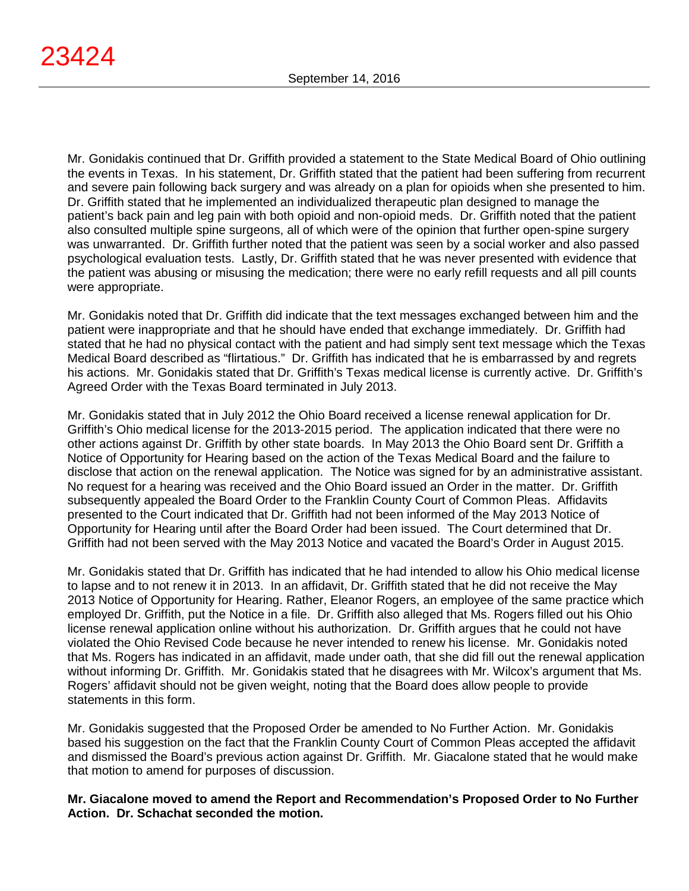Mr. Gonidakis continued that Dr. Griffith provided a statement to the State Medical Board of Ohio outlining the events in Texas. In his statement, Dr. Griffith stated that the patient had been suffering from recurrent and severe pain following back surgery and was already on a plan for opioids when she presented to him. Dr. Griffith stated that he implemented an individualized therapeutic plan designed to manage the patient's back pain and leg pain with both opioid and non-opioid meds. Dr. Griffith noted that the patient also consulted multiple spine surgeons, all of which were of the opinion that further open-spine surgery was unwarranted. Dr. Griffith further noted that the patient was seen by a social worker and also passed psychological evaluation tests. Lastly, Dr. Griffith stated that he was never presented with evidence that the patient was abusing or misusing the medication; there were no early refill requests and all pill counts were appropriate.

Mr. Gonidakis noted that Dr. Griffith did indicate that the text messages exchanged between him and the patient were inappropriate and that he should have ended that exchange immediately. Dr. Griffith had stated that he had no physical contact with the patient and had simply sent text message which the Texas Medical Board described as "flirtatious." Dr. Griffith has indicated that he is embarrassed by and regrets his actions. Mr. Gonidakis stated that Dr. Griffith's Texas medical license is currently active. Dr. Griffith's Agreed Order with the Texas Board terminated in July 2013.

Mr. Gonidakis stated that in July 2012 the Ohio Board received a license renewal application for Dr. Griffith's Ohio medical license for the 2013-2015 period. The application indicated that there were no other actions against Dr. Griffith by other state boards. In May 2013 the Ohio Board sent Dr. Griffith a Notice of Opportunity for Hearing based on the action of the Texas Medical Board and the failure to disclose that action on the renewal application. The Notice was signed for by an administrative assistant. No request for a hearing was received and the Ohio Board issued an Order in the matter. Dr. Griffith subsequently appealed the Board Order to the Franklin County Court of Common Pleas. Affidavits presented to the Court indicated that Dr. Griffith had not been informed of the May 2013 Notice of Opportunity for Hearing until after the Board Order had been issued. The Court determined that Dr. Griffith had not been served with the May 2013 Notice and vacated the Board's Order in August 2015.

Mr. Gonidakis stated that Dr. Griffith has indicated that he had intended to allow his Ohio medical license to lapse and to not renew it in 2013. In an affidavit, Dr. Griffith stated that he did not receive the May 2013 Notice of Opportunity for Hearing. Rather, Eleanor Rogers, an employee of the same practice which employed Dr. Griffith, put the Notice in a file. Dr. Griffith also alleged that Ms. Rogers filled out his Ohio license renewal application online without his authorization. Dr. Griffith argues that he could not have violated the Ohio Revised Code because he never intended to renew his license. Mr. Gonidakis noted that Ms. Rogers has indicated in an affidavit, made under oath, that she did fill out the renewal application without informing Dr. Griffith. Mr. Gonidakis stated that he disagrees with Mr. Wilcox's argument that Ms. Rogers' affidavit should not be given weight, noting that the Board does allow people to provide statements in this form.

Mr. Gonidakis suggested that the Proposed Order be amended to No Further Action. Mr. Gonidakis based his suggestion on the fact that the Franklin County Court of Common Pleas accepted the affidavit and dismissed the Board's previous action against Dr. Griffith. Mr. Giacalone stated that he would make that motion to amend for purposes of discussion.

**Mr. Giacalone moved to amend the Report and Recommendation's Proposed Order to No Further Action. Dr. Schachat seconded the motion.**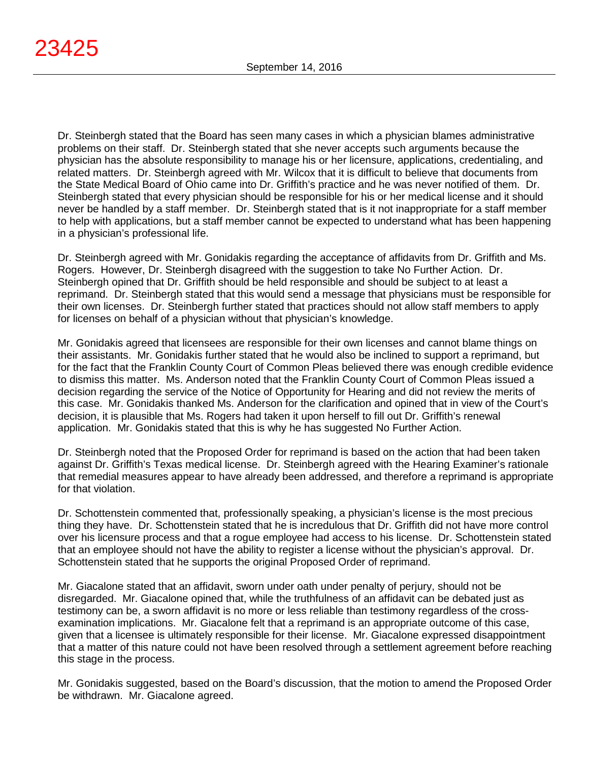Dr. Steinbergh stated that the Board has seen many cases in which a physician blames administrative problems on their staff. Dr. Steinbergh stated that she never accepts such arguments because the physician has the absolute responsibility to manage his or her licensure, applications, credentialing, and related matters. Dr. Steinbergh agreed with Mr. Wilcox that it is difficult to believe that documents from the State Medical Board of Ohio came into Dr. Griffith's practice and he was never notified of them. Dr. Steinbergh stated that every physician should be responsible for his or her medical license and it should never be handled by a staff member. Dr. Steinbergh stated that is it not inappropriate for a staff member to help with applications, but a staff member cannot be expected to understand what has been happening in a physician's professional life.

Dr. Steinbergh agreed with Mr. Gonidakis regarding the acceptance of affidavits from Dr. Griffith and Ms. Rogers. However, Dr. Steinbergh disagreed with the suggestion to take No Further Action. Dr. Steinbergh opined that Dr. Griffith should be held responsible and should be subject to at least a reprimand. Dr. Steinbergh stated that this would send a message that physicians must be responsible for their own licenses. Dr. Steinbergh further stated that practices should not allow staff members to apply for licenses on behalf of a physician without that physician's knowledge.

Mr. Gonidakis agreed that licensees are responsible for their own licenses and cannot blame things on their assistants. Mr. Gonidakis further stated that he would also be inclined to support a reprimand, but for the fact that the Franklin County Court of Common Pleas believed there was enough credible evidence to dismiss this matter. Ms. Anderson noted that the Franklin County Court of Common Pleas issued a decision regarding the service of the Notice of Opportunity for Hearing and did not review the merits of this case. Mr. Gonidakis thanked Ms. Anderson for the clarification and opined that in view of the Court's decision, it is plausible that Ms. Rogers had taken it upon herself to fill out Dr. Griffith's renewal application. Mr. Gonidakis stated that this is why he has suggested No Further Action.

Dr. Steinbergh noted that the Proposed Order for reprimand is based on the action that had been taken against Dr. Griffith's Texas medical license. Dr. Steinbergh agreed with the Hearing Examiner's rationale that remedial measures appear to have already been addressed, and therefore a reprimand is appropriate for that violation.

Dr. Schottenstein commented that, professionally speaking, a physician's license is the most precious thing they have. Dr. Schottenstein stated that he is incredulous that Dr. Griffith did not have more control over his licensure process and that a rogue employee had access to his license. Dr. Schottenstein stated that an employee should not have the ability to register a license without the physician's approval. Dr. Schottenstein stated that he supports the original Proposed Order of reprimand.

Mr. Giacalone stated that an affidavit, sworn under oath under penalty of perjury, should not be disregarded. Mr. Giacalone opined that, while the truthfulness of an affidavit can be debated just as testimony can be, a sworn affidavit is no more or less reliable than testimony regardless of the cross-examination implications. Mr. Giacalone felt that a reprimand is an appropriate outcome of this case, given that a licensee is ultimately responsible for their license. Mr. Giacalone expressed disappointment that a matter of this nature could not have been resolved through a settlement agreement before reaching this stage in the process.

Mr. Gonidakis suggested, based on the Board's discussion, that the motion to amend the Proposed Order be withdrawn. Mr. Giacalone agreed.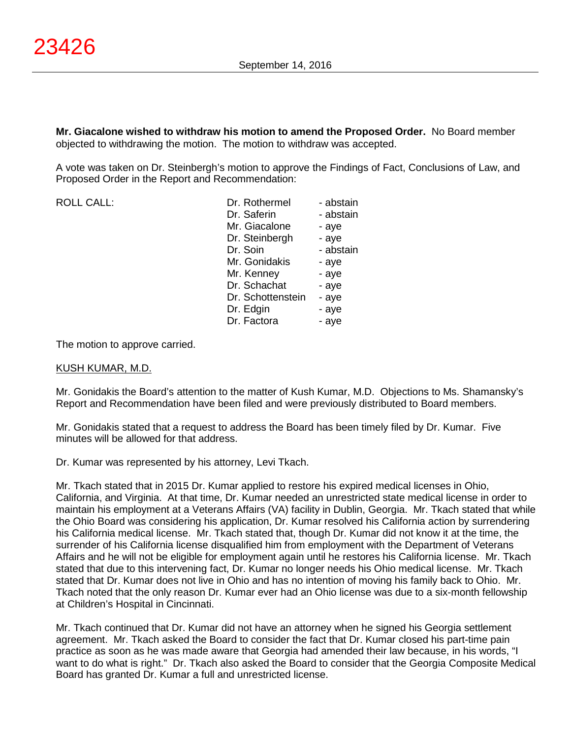**Mr. Giacalone wished to withdraw his motion to amend the Proposed Order.** No Board member objected to withdrawing the motion. The motion to withdraw was accepted.

A vote was taken on Dr. Steinbergh's motion to approve the Findings of Fact, Conclusions of Law, and Proposed Order in the Report and Recommendation:

| ROLL CALL: | Dr. Rothermel | - abstain |
|---|---|---|
| | Dr. Saferin | - abstain |
| | Mr. Giacalone | - aye |
| | Dr. Steinbergh | - aye |
| | Dr. Soin | - abstain |
| | Mr. Gonidakis | - aye |
| | Mr. Kenney | - aye |
| | Dr. Schachat | - aye |
| | Dr. Schottenstein | - aye |
| | Dr. Edgin | - aye |
| | Dr. Factora | - aye |

The motion to approve carried.

KUSH KUMAR, M.D.

Mr. Gonidakis the Board's attention to the matter of Kush Kumar, M.D. Objections to Ms. Shamansky's Report and Recommendation have been filed and were previously distributed to Board members.

Mr. Gonidakis stated that a request to address the Board has been timely filed by Dr. Kumar. Five minutes will be allowed for that address.

Dr. Kumar was represented by his attorney, Levi Tkach.

Mr. Tkach stated that in 2015 Dr. Kumar applied to restore his expired medical licenses in Ohio, California, and Virginia. At that time, Dr. Kumar needed an unrestricted state medical license in order to maintain his employment at a Veterans Affairs (VA) facility in Dublin, Georgia. Mr. Tkach stated that while the Ohio Board was considering his application, Dr. Kumar resolved his California action by surrendering his California medical license. Mr. Tkach stated that, though Dr. Kumar did not know it at the time, the surrender of his California license disqualified him from employment with the Department of Veterans Affairs and he will not be eligible for employment again until he restores his California license. Mr. Tkach stated that due to this intervening fact, Dr. Kumar no longer needs his Ohio medical license. Mr. Tkach stated that Dr. Kumar does not live in Ohio and has no intention of moving his family back to Ohio. Mr. Tkach noted that the only reason Dr. Kumar ever had an Ohio license was due to a six-month fellowship at Children's Hospital in Cincinnati.

Mr. Tkach continued that Dr. Kumar did not have an attorney when he signed his Georgia settlement agreement. Mr. Tkach asked the Board to consider the fact that Dr. Kumar closed his part-time pain practice as soon as he was made aware that Georgia had amended their law because, in his words, "I want to do what is right." Dr. Tkach also asked the Board to consider that the Georgia Composite Medical Board has granted Dr. Kumar a full and unrestricted license.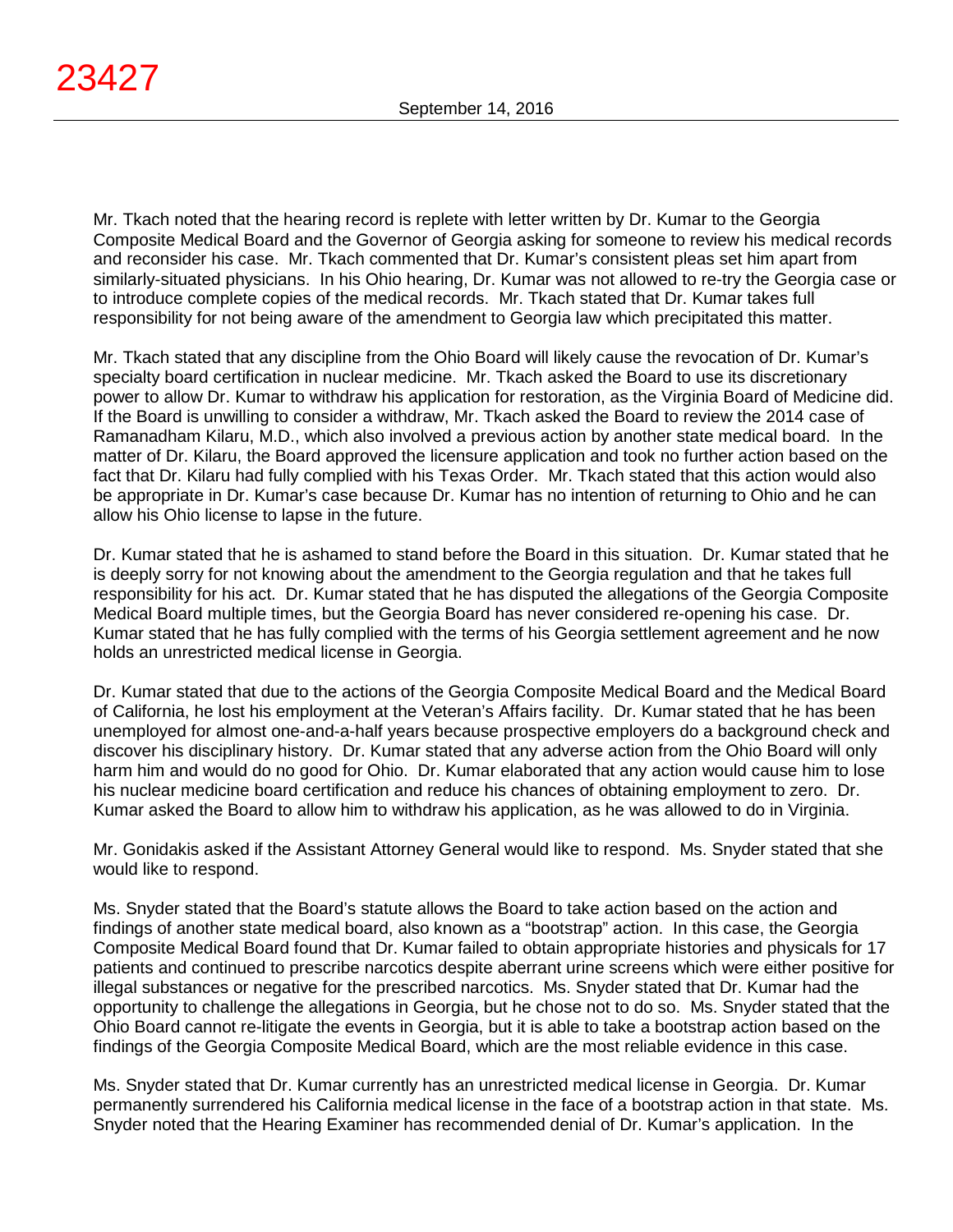Mr. Tkach noted that the hearing record is replete with letter written by Dr. Kumar to the Georgia Composite Medical Board and the Governor of Georgia asking for someone to review his medical records and reconsider his case. Mr. Tkach commented that Dr. Kumar's consistent pleas set him apart from similarly-situated physicians. In his Ohio hearing, Dr. Kumar was not allowed to re-try the Georgia case or to introduce complete copies of the medical records. Mr. Tkach stated that Dr. Kumar takes full responsibility for not being aware of the amendment to Georgia law which precipitated this matter.

Mr. Tkach stated that any discipline from the Ohio Board will likely cause the revocation of Dr. Kumar's specialty board certification in nuclear medicine. Mr. Tkach asked the Board to use its discretionary power to allow Dr. Kumar to withdraw his application for restoration, as the Virginia Board of Medicine did. If the Board is unwilling to consider a withdraw, Mr. Tkach asked the Board to review the 2014 case of Ramanadham Kilaru, M.D., which also involved a previous action by another state medical board. In the matter of Dr. Kilaru, the Board approved the licensure application and took no further action based on the fact that Dr. Kilaru had fully complied with his Texas Order. Mr. Tkach stated that this action would also be appropriate in Dr. Kumar's case because Dr. Kumar has no intention of returning to Ohio and he can allow his Ohio license to lapse in the future.

Dr. Kumar stated that he is ashamed to stand before the Board in this situation. Dr. Kumar stated that he is deeply sorry for not knowing about the amendment to the Georgia regulation and that he takes full responsibility for his act. Dr. Kumar stated that he has disputed the allegations of the Georgia Composite Medical Board multiple times, but the Georgia Board has never considered re-opening his case. Dr. Kumar stated that he has fully complied with the terms of his Georgia settlement agreement and he now holds an unrestricted medical license in Georgia.

Dr. Kumar stated that due to the actions of the Georgia Composite Medical Board and the Medical Board of California, he lost his employment at the Veteran's Affairs facility. Dr. Kumar stated that he has been unemployed for almost one-and-a-half years because prospective employers do a background check and discover his disciplinary history. Dr. Kumar stated that any adverse action from the Ohio Board will only harm him and would do no good for Ohio. Dr. Kumar elaborated that any action would cause him to lose his nuclear medicine board certification and reduce his chances of obtaining employment to zero. Dr. Kumar asked the Board to allow him to withdraw his application, as he was allowed to do in Virginia.

Mr. Gonidakis asked if the Assistant Attorney General would like to respond. Ms. Snyder stated that she would like to respond.

Ms. Snyder stated that the Board's statute allows the Board to take action based on the action and findings of another state medical board, also known as a "bootstrap" action. In this case, the Georgia Composite Medical Board found that Dr. Kumar failed to obtain appropriate histories and physicals for 17 patients and continued to prescribe narcotics despite aberrant urine screens which were either positive for illegal substances or negative for the prescribed narcotics. Ms. Snyder stated that Dr. Kumar had the opportunity to challenge the allegations in Georgia, but he chose not to do so. Ms. Snyder stated that the Ohio Board cannot re-litigate the events in Georgia, but it is able to take a bootstrap action based on the findings of the Georgia Composite Medical Board, which are the most reliable evidence in this case.

Ms. Snyder stated that Dr. Kumar currently has an unrestricted medical license in Georgia. Dr. Kumar permanently surrendered his California medical license in the face of a bootstrap action in that state. Ms. Snyder noted that the Hearing Examiner has recommended denial of Dr. Kumar's application. In the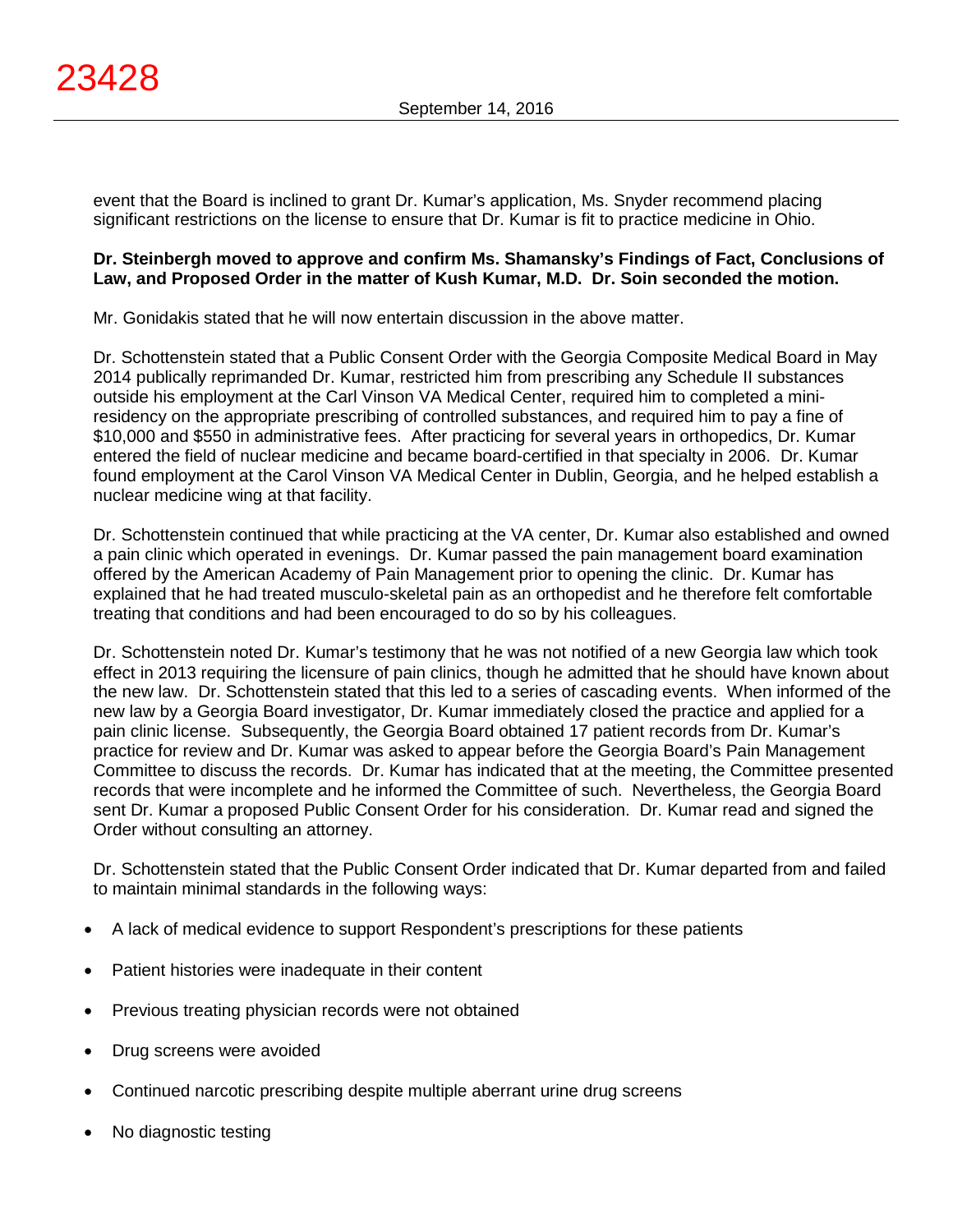event that the Board is inclined to grant Dr. Kumar's application, Ms. Snyder recommend placing significant restrictions on the license to ensure that Dr. Kumar is fit to practice medicine in Ohio.

**Dr. Steinbergh moved to approve and confirm Ms. Shamansky's Findings of Fact, Conclusions of Law, and Proposed Order in the matter of Kush Kumar, M.D. Dr. Soin seconded the motion.**

Mr. Gonidakis stated that he will now entertain discussion in the above matter.

Dr. Schottenstein stated that a Public Consent Order with the Georgia Composite Medical Board in May 2014 publically reprimanded Dr. Kumar, restricted him from prescribing any Schedule II substances outside his employment at the Carl Vinson VA Medical Center, required him to completed a mini-residency on the appropriate prescribing of controlled substances, and required him to pay a fine of $10,000 and $550 in administrative fees. After practicing for several years in orthopedics, Dr. Kumar entered the field of nuclear medicine and became board-certified in that specialty in 2006. Dr. Kumar found employment at the Carol Vinson VA Medical Center in Dublin, Georgia, and he helped establish a nuclear medicine wing at that facility.

Dr. Schottenstein continued that while practicing at the VA center, Dr. Kumar also established and owned a pain clinic which operated in evenings. Dr. Kumar passed the pain management board examination offered by the American Academy of Pain Management prior to opening the clinic. Dr. Kumar has explained that he had treated musculo-skeletal pain as an orthopedist and he therefore felt comfortable treating that conditions and had been encouraged to do so by his colleagues.

Dr. Schottenstein noted Dr. Kumar's testimony that he was not notified of a new Georgia law which took effect in 2013 requiring the licensure of pain clinics, though he admitted that he should have known about the new law. Dr. Schottenstein stated that this led to a series of cascading events. When informed of the new law by a Georgia Board investigator, Dr. Kumar immediately closed the practice and applied for a pain clinic license. Subsequently, the Georgia Board obtained 17 patient records from Dr. Kumar's practice for review and Dr. Kumar was asked to appear before the Georgia Board's Pain Management Committee to discuss the records. Dr. Kumar has indicated that at the meeting, the Committee presented records that were incomplete and he informed the Committee of such. Nevertheless, the Georgia Board sent Dr. Kumar a proposed Public Consent Order for his consideration. Dr. Kumar read and signed the Order without consulting an attorney.

Dr. Schottenstein stated that the Public Consent Order indicated that Dr. Kumar departed from and failed to maintain minimal standards in the following ways:

- A lack of medical evidence to support Respondent's prescriptions for these patients
- Patient histories were inadequate in their content
- Previous treating physician records were not obtained
- Drug screens were avoided
- Continued narcotic prescribing despite multiple aberrant urine drug screens
- No diagnostic testing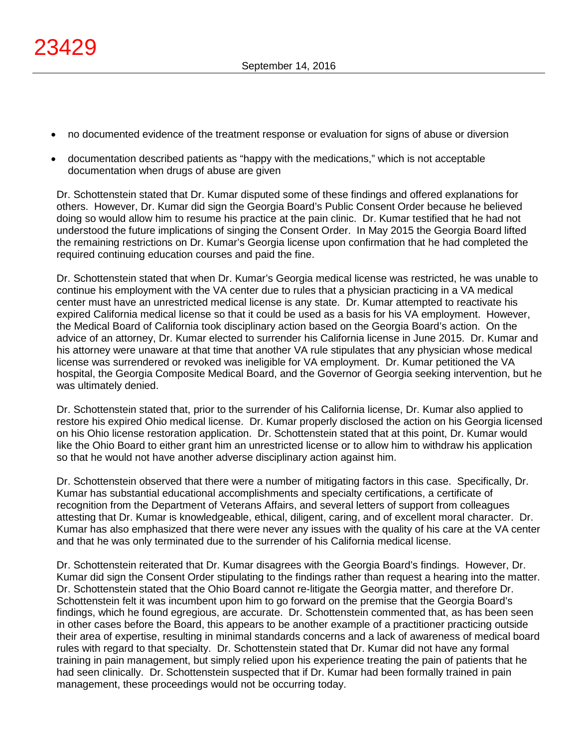- no documented evidence of the treatment response or evaluation for signs of abuse or diversion
- documentation described patients as "happy with the medications," which is not acceptable documentation when drugs of abuse are given

Dr. Schottenstein stated that Dr. Kumar disputed some of these findings and offered explanations for others. However, Dr. Kumar did sign the Georgia Board's Public Consent Order because he believed doing so would allow him to resume his practice at the pain clinic. Dr. Kumar testified that he had not understood the future implications of singing the Consent Order. In May 2015 the Georgia Board lifted the remaining restrictions on Dr. Kumar's Georgia license upon confirmation that he had completed the required continuing education courses and paid the fine.

Dr. Schottenstein stated that when Dr. Kumar's Georgia medical license was restricted, he was unable to continue his employment with the VA center due to rules that a physician practicing in a VA medical center must have an unrestricted medical license is any state. Dr. Kumar attempted to reactivate his expired California medical license so that it could be used as a basis for his VA employment. However, the Medical Board of California took disciplinary action based on the Georgia Board's action. On the advice of an attorney, Dr. Kumar elected to surrender his California license in June 2015. Dr. Kumar and his attorney were unaware at that time that another VA rule stipulates that any physician whose medical license was surrendered or revoked was ineligible for VA employment. Dr. Kumar petitioned the VA hospital, the Georgia Composite Medical Board, and the Governor of Georgia seeking intervention, but he was ultimately denied.

Dr. Schottenstein stated that, prior to the surrender of his California license, Dr. Kumar also applied to restore his expired Ohio medical license. Dr. Kumar properly disclosed the action on his Georgia licensed on his Ohio license restoration application. Dr. Schottenstein stated that at this point, Dr. Kumar would like the Ohio Board to either grant him an unrestricted license or to allow him to withdraw his application so that he would not have another adverse disciplinary action against him.

Dr. Schottenstein observed that there were a number of mitigating factors in this case. Specifically, Dr. Kumar has substantial educational accomplishments and specialty certifications, a certificate of recognition from the Department of Veterans Affairs, and several letters of support from colleagues attesting that Dr. Kumar is knowledgeable, ethical, diligent, caring, and of excellent moral character. Dr. Kumar has also emphasized that there were never any issues with the quality of his care at the VA center and that he was only terminated due to the surrender of his California medical license.

Dr. Schottenstein reiterated that Dr. Kumar disagrees with the Georgia Board's findings. However, Dr. Kumar did sign the Consent Order stipulating to the findings rather than request a hearing into the matter. Dr. Schottenstein stated that the Ohio Board cannot re-litigate the Georgia matter, and therefore Dr. Schottenstein felt it was incumbent upon him to go forward on the premise that the Georgia Board's findings, which he found egregious, are accurate. Dr. Schottenstein commented that, as has been seen in other cases before the Board, this appears to be another example of a practitioner practicing outside their area of expertise, resulting in minimal standards concerns and a lack of awareness of medical board rules with regard to that specialty. Dr. Schottenstein stated that Dr. Kumar did not have any formal training in pain management, but simply relied upon his experience treating the pain of patients that he had seen clinically. Dr. Schottenstein suspected that if Dr. Kumar had been formally trained in pain management, these proceedings would not be occurring today.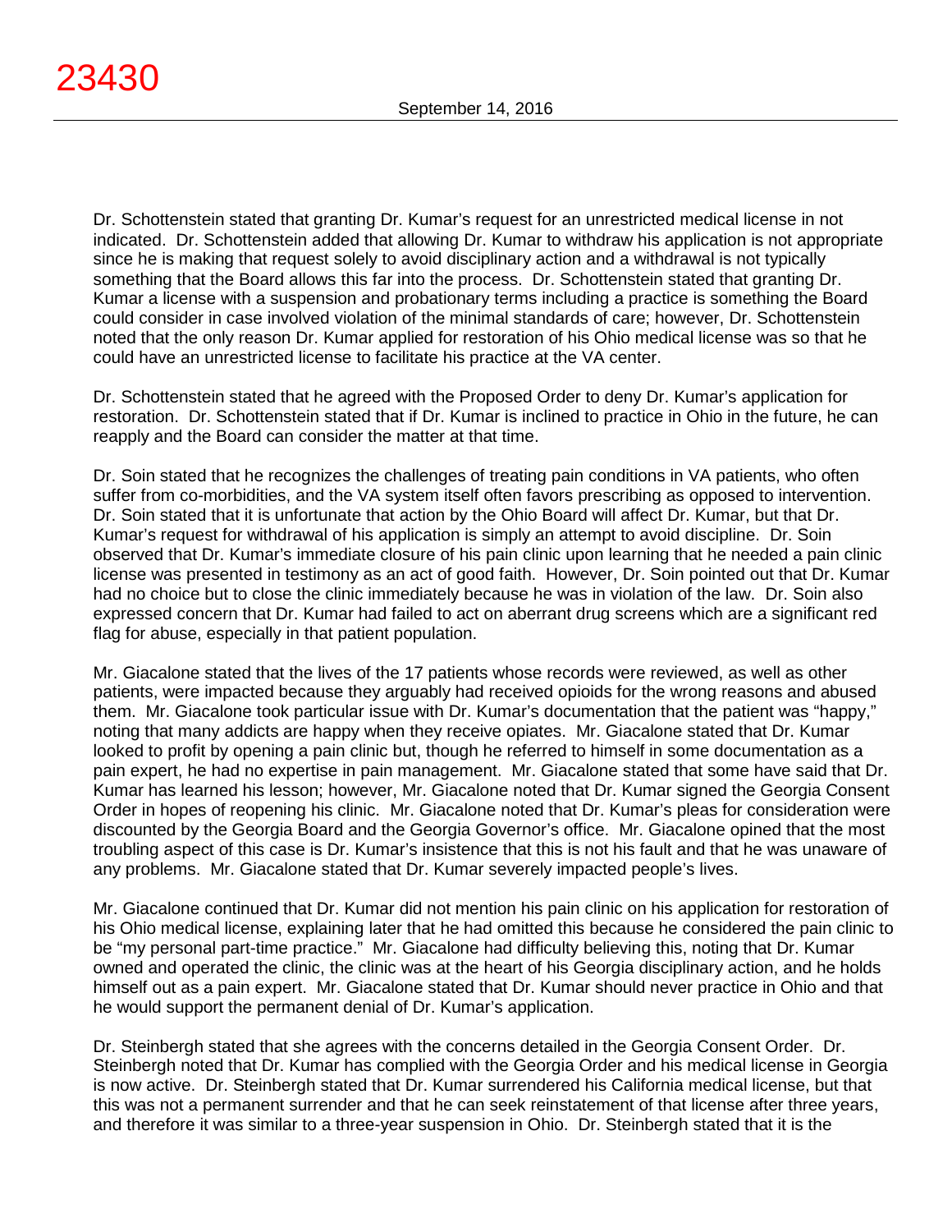Dr. Schottenstein stated that granting Dr. Kumar's request for an unrestricted medical license in not indicated. Dr. Schottenstein added that allowing Dr. Kumar to withdraw his application is not appropriate since he is making that request solely to avoid disciplinary action and a withdrawal is not typically something that the Board allows this far into the process. Dr. Schottenstein stated that granting Dr. Kumar a license with a suspension and probationary terms including a practice is something the Board could consider in case involved violation of the minimal standards of care; however, Dr. Schottenstein noted that the only reason Dr. Kumar applied for restoration of his Ohio medical license was so that he could have an unrestricted license to facilitate his practice at the VA center.

Dr. Schottenstein stated that he agreed with the Proposed Order to deny Dr. Kumar's application for restoration. Dr. Schottenstein stated that if Dr. Kumar is inclined to practice in Ohio in the future, he can reapply and the Board can consider the matter at that time.

Dr. Soin stated that he recognizes the challenges of treating pain conditions in VA patients, who often suffer from co-morbidities, and the VA system itself often favors prescribing as opposed to intervention. Dr. Soin stated that it is unfortunate that action by the Ohio Board will affect Dr. Kumar, but that Dr. Kumar's request for withdrawal of his application is simply an attempt to avoid discipline. Dr. Soin observed that Dr. Kumar's immediate closure of his pain clinic upon learning that he needed a pain clinic license was presented in testimony as an act of good faith. However, Dr. Soin pointed out that Dr. Kumar had no choice but to close the clinic immediately because he was in violation of the law. Dr. Soin also expressed concern that Dr. Kumar had failed to act on aberrant drug screens which are a significant red flag for abuse, especially in that patient population.

Mr. Giacalone stated that the lives of the 17 patients whose records were reviewed, as well as other patients, were impacted because they arguably had received opioids for the wrong reasons and abused them. Mr. Giacalone took particular issue with Dr. Kumar's documentation that the patient was "happy," noting that many addicts are happy when they receive opiates. Mr. Giacalone stated that Dr. Kumar looked to profit by opening a pain clinic but, though he referred to himself in some documentation as a pain expert, he had no expertise in pain management. Mr. Giacalone stated that some have said that Dr. Kumar has learned his lesson; however, Mr. Giacalone noted that Dr. Kumar signed the Georgia Consent Order in hopes of reopening his clinic. Mr. Giacalone noted that Dr. Kumar's pleas for consideration were discounted by the Georgia Board and the Georgia Governor's office. Mr. Giacalone opined that the most troubling aspect of this case is Dr. Kumar's insistence that this is not his fault and that he was unaware of any problems. Mr. Giacalone stated that Dr. Kumar severely impacted people's lives.

Mr. Giacalone continued that Dr. Kumar did not mention his pain clinic on his application for restoration of his Ohio medical license, explaining later that he had omitted this because he considered the pain clinic to be "my personal part-time practice." Mr. Giacalone had difficulty believing this, noting that Dr. Kumar owned and operated the clinic, the clinic was at the heart of his Georgia disciplinary action, and he holds himself out as a pain expert. Mr. Giacalone stated that Dr. Kumar should never practice in Ohio and that he would support the permanent denial of Dr. Kumar's application.

Dr. Steinbergh stated that she agrees with the concerns detailed in the Georgia Consent Order. Dr. Steinbergh noted that Dr. Kumar has complied with the Georgia Order and his medical license in Georgia is now active. Dr. Steinbergh stated that Dr. Kumar surrendered his California medical license, but that this was not a permanent surrender and that he can seek reinstatement of that license after three years, and therefore it was similar to a three-year suspension in Ohio. Dr. Steinbergh stated that it is the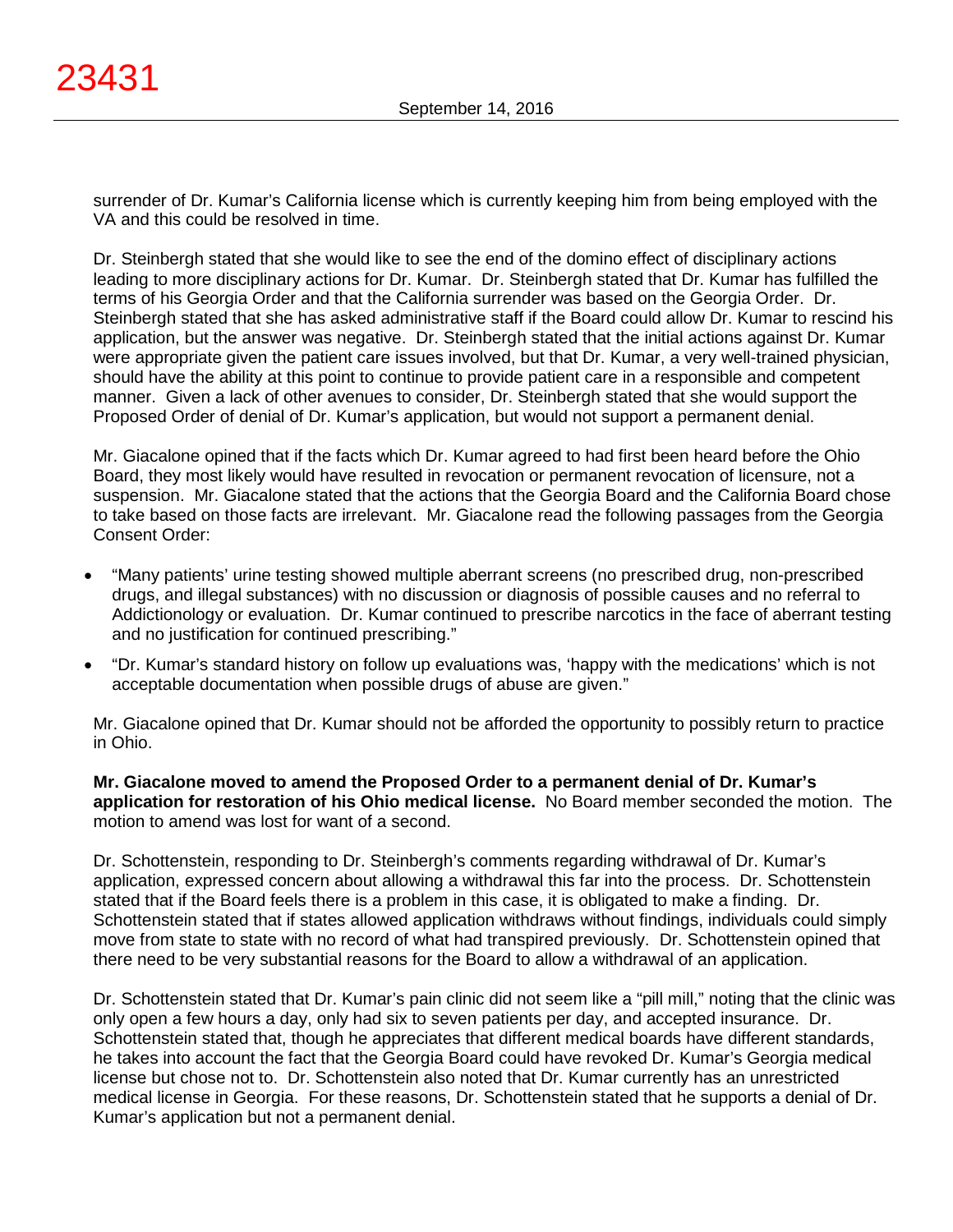surrender of Dr. Kumar's California license which is currently keeping him from being employed with the VA and this could be resolved in time.

Dr. Steinbergh stated that she would like to see the end of the domino effect of disciplinary actions leading to more disciplinary actions for Dr. Kumar. Dr. Steinbergh stated that Dr. Kumar has fulfilled the terms of his Georgia Order and that the California surrender was based on the Georgia Order. Dr. Steinbergh stated that she has asked administrative staff if the Board could allow Dr. Kumar to rescind his application, but the answer was negative. Dr. Steinbergh stated that the initial actions against Dr. Kumar were appropriate given the patient care issues involved, but that Dr. Kumar, a very well-trained physician, should have the ability at this point to continue to provide patient care in a responsible and competent manner. Given a lack of other avenues to consider, Dr. Steinbergh stated that she would support the Proposed Order of denial of Dr. Kumar's application, but would not support a permanent denial.

Mr. Giacalone opined that if the facts which Dr. Kumar agreed to had first been heard before the Ohio Board, they most likely would have resulted in revocation or permanent revocation of licensure, not a suspension. Mr. Giacalone stated that the actions that the Georgia Board and the California Board chose to take based on those facts are irrelevant. Mr. Giacalone read the following passages from the Georgia Consent Order:

- "Many patients' urine testing showed multiple aberrant screens (no prescribed drug, non-prescribed drugs, and illegal substances) with no discussion or diagnosis of possible causes and no referral to Addictionology or evaluation. Dr. Kumar continued to prescribe narcotics in the face of aberrant testing and no justification for continued prescribing."
- "Dr. Kumar's standard history on follow up evaluations was, 'happy with the medications' which is not acceptable documentation when possible drugs of abuse are given."

Mr. Giacalone opined that Dr. Kumar should not be afforded the opportunity to possibly return to practice in Ohio.

**Mr. Giacalone moved to amend the Proposed Order to a permanent denial of Dr. Kumar's application for restoration of his Ohio medical license.** No Board member seconded the motion. The motion to amend was lost for want of a second.

Dr. Schottenstein, responding to Dr. Steinbergh's comments regarding withdrawal of Dr. Kumar's application, expressed concern about allowing a withdrawal this far into the process. Dr. Schottenstein stated that if the Board feels there is a problem in this case, it is obligated to make a finding. Dr. Schottenstein stated that if states allowed application withdraws without findings, individuals could simply move from state to state with no record of what had transpired previously. Dr. Schottenstein opined that there need to be very substantial reasons for the Board to allow a withdrawal of an application.

Dr. Schottenstein stated that Dr. Kumar's pain clinic did not seem like a "pill mill," noting that the clinic was only open a few hours a day, only had six to seven patients per day, and accepted insurance. Dr. Schottenstein stated that, though he appreciates that different medical boards have different standards, he takes into account the fact that the Georgia Board could have revoked Dr. Kumar's Georgia medical license but chose not to. Dr. Schottenstein also noted that Dr. Kumar currently has an unrestricted medical license in Georgia. For these reasons, Dr. Schottenstein stated that he supports a denial of Dr. Kumar's application but not a permanent denial.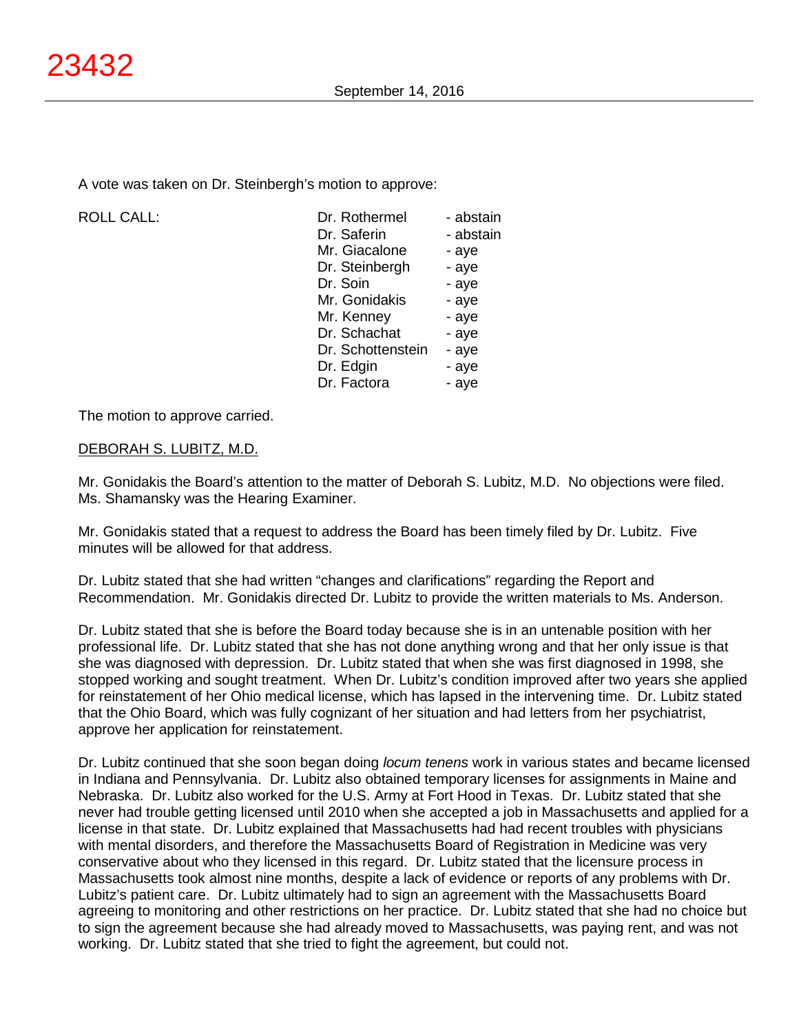A vote was taken on Dr. Steinbergh's motion to approve:

| ROLL CALL: | Dr. Rothermel | - abstain |
|---|---|---|
| | Dr. Saferin | - abstain |
| | Mr. Giacalone | - aye |
| | Dr. Steinbergh | - aye |
| | Dr. Soin | - aye |
| | Mr. Gonidakis | - aye |
| | Mr. Kenney | - aye |
| | Dr. Schachat | - aye |
| | Dr. Schottenstein | - aye |
| | Dr. Edgin | - aye |
| | Dr. Factora | - aye |

The motion to approve carried.

DEBORAH S. LUBITZ, M.D.

Mr. Gonidakis the Board's attention to the matter of Deborah S. Lubitz, M.D. No objections were filed. Ms. Shamansky was the Hearing Examiner.

Mr. Gonidakis stated that a request to address the Board has been timely filed by Dr. Lubitz. Five minutes will be allowed for that address.

Dr. Lubitz stated that she had written "changes and clarifications" regarding the Report and Recommendation. Mr. Gonidakis directed Dr. Lubitz to provide the written materials to Ms. Anderson.

Dr. Lubitz stated that she is before the Board today because she is in an untenable position with her professional life. Dr. Lubitz stated that she has not done anything wrong and that her only issue is that she was diagnosed with depression. Dr. Lubitz stated that when she was first diagnosed in 1998, she stopped working and sought treatment. When Dr. Lubitz's condition improved after two years she applied for reinstatement of her Ohio medical license, which has lapsed in the intervening time. Dr. Lubitz stated that the Ohio Board, which was fully cognizant of her situation and had letters from her psychiatrist, approve her application for reinstatement.

Dr. Lubitz continued that she soon began doing *locum tenens* work in various states and became licensed in Indiana and Pennsylvania. Dr. Lubitz also obtained temporary licenses for assignments in Maine and Nebraska. Dr. Lubitz also worked for the U.S. Army at Fort Hood in Texas. Dr. Lubitz stated that she never had trouble getting licensed until 2010 when she accepted a job in Massachusetts and applied for a license in that state. Dr. Lubitz explained that Massachusetts had had recent troubles with physicians with mental disorders, and therefore the Massachusetts Board of Registration in Medicine was very conservative about who they licensed in this regard. Dr. Lubitz stated that the licensure process in Massachusetts took almost nine months, despite a lack of evidence or reports of any problems with Dr. Lubitz's patient care. Dr. Lubitz ultimately had to sign an agreement with the Massachusetts Board agreeing to monitoring and other restrictions on her practice. Dr. Lubitz stated that she had no choice but to sign the agreement because she had already moved to Massachusetts, was paying rent, and was not working. Dr. Lubitz stated that she tried to fight the agreement, but could not.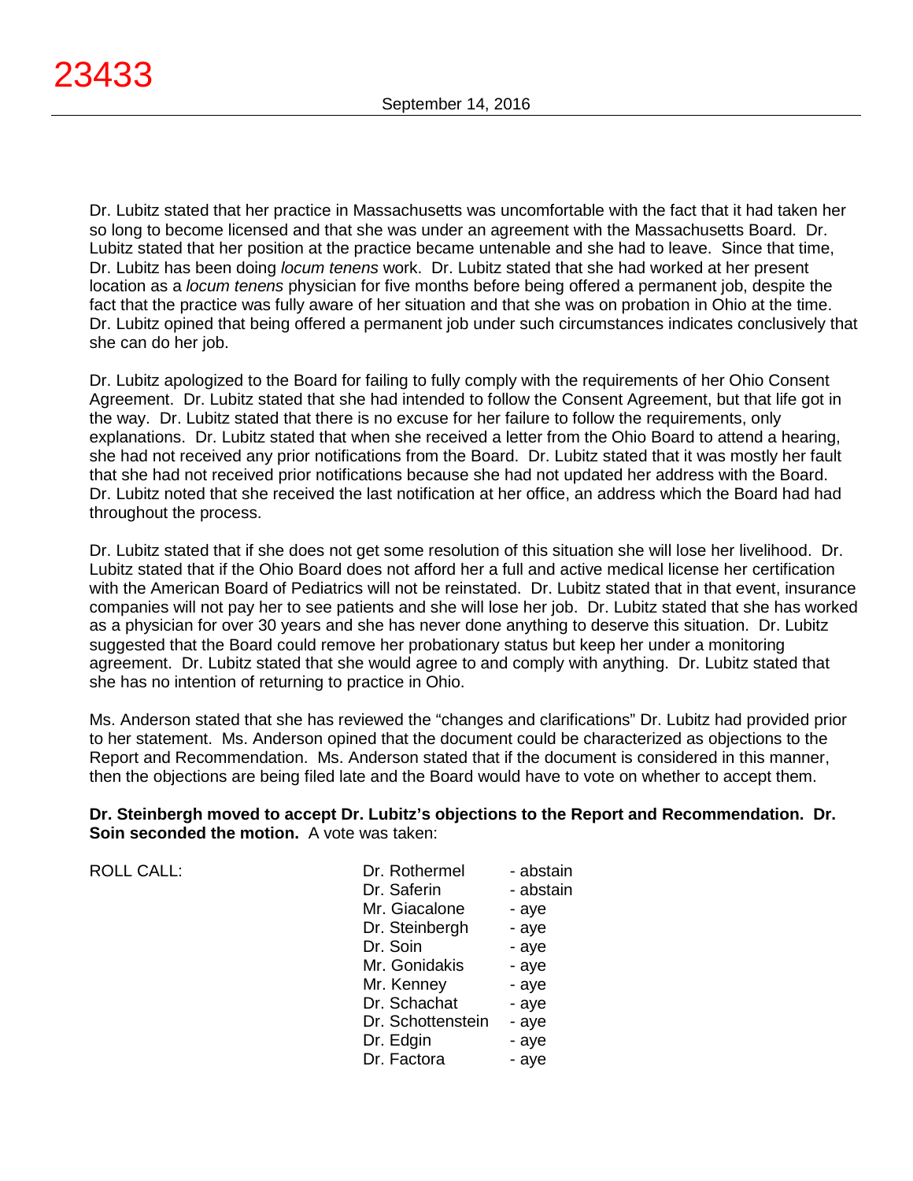Dr. Lubitz stated that her practice in Massachusetts was uncomfortable with the fact that it had taken her so long to become licensed and that she was under an agreement with the Massachusetts Board. Dr. Lubitz stated that her position at the practice became untenable and she had to leave. Since that time, Dr. Lubitz has been doing *locum tenens* work. Dr. Lubitz stated that she had worked at her present location as a *locum tenens* physician for five months before being offered a permanent job, despite the fact that the practice was fully aware of her situation and that she was on probation in Ohio at the time. Dr. Lubitz opined that being offered a permanent job under such circumstances indicates conclusively that she can do her job.

Dr. Lubitz apologized to the Board for failing to fully comply with the requirements of her Ohio Consent Agreement. Dr. Lubitz stated that she had intended to follow the Consent Agreement, but that life got in the way. Dr. Lubitz stated that there is no excuse for her failure to follow the requirements, only explanations. Dr. Lubitz stated that when she received a letter from the Ohio Board to attend a hearing, she had not received any prior notifications from the Board. Dr. Lubitz stated that it was mostly her fault that she had not received prior notifications because she had not updated her address with the Board. Dr. Lubitz noted that she received the last notification at her office, an address which the Board had had throughout the process.

Dr. Lubitz stated that if she does not get some resolution of this situation she will lose her livelihood. Dr. Lubitz stated that if the Ohio Board does not afford her a full and active medical license her certification with the American Board of Pediatrics will not be reinstated. Dr. Lubitz stated that in that event, insurance companies will not pay her to see patients and she will lose her job. Dr. Lubitz stated that she has worked as a physician for over 30 years and she has never done anything to deserve this situation. Dr. Lubitz suggested that the Board could remove her probationary status but keep her under a monitoring agreement. Dr. Lubitz stated that she would agree to and comply with anything. Dr. Lubitz stated that she has no intention of returning to practice in Ohio.

Ms. Anderson stated that she has reviewed the "changes and clarifications" Dr. Lubitz had provided prior to her statement. Ms. Anderson opined that the document could be characterized as objections to the Report and Recommendation. Ms. Anderson stated that if the document is considered in this manner, then the objections are being filed late and the Board would have to vote on whether to accept them.

**Dr. Steinbergh moved to accept Dr. Lubitz's objections to the Report and Recommendation. Dr. Soin seconded the motion.** A vote was taken:

| ROLL CALL: | | |
|---|---|---|
| | Dr. Rothermel | - abstain |
| | Dr. Saferin | - abstain |
| | Mr. Giacalone | - aye |
| | Dr. Steinbergh | - aye |
| | Dr. Soin | - aye |
| | Mr. Gonidakis | - aye |
| | Mr. Kenney | - aye |
| | Dr. Schachat | - aye |
| | Dr. Schottenstein | - aye |
| | Dr. Edgin | - aye |
| | Dr. Factora | - aye |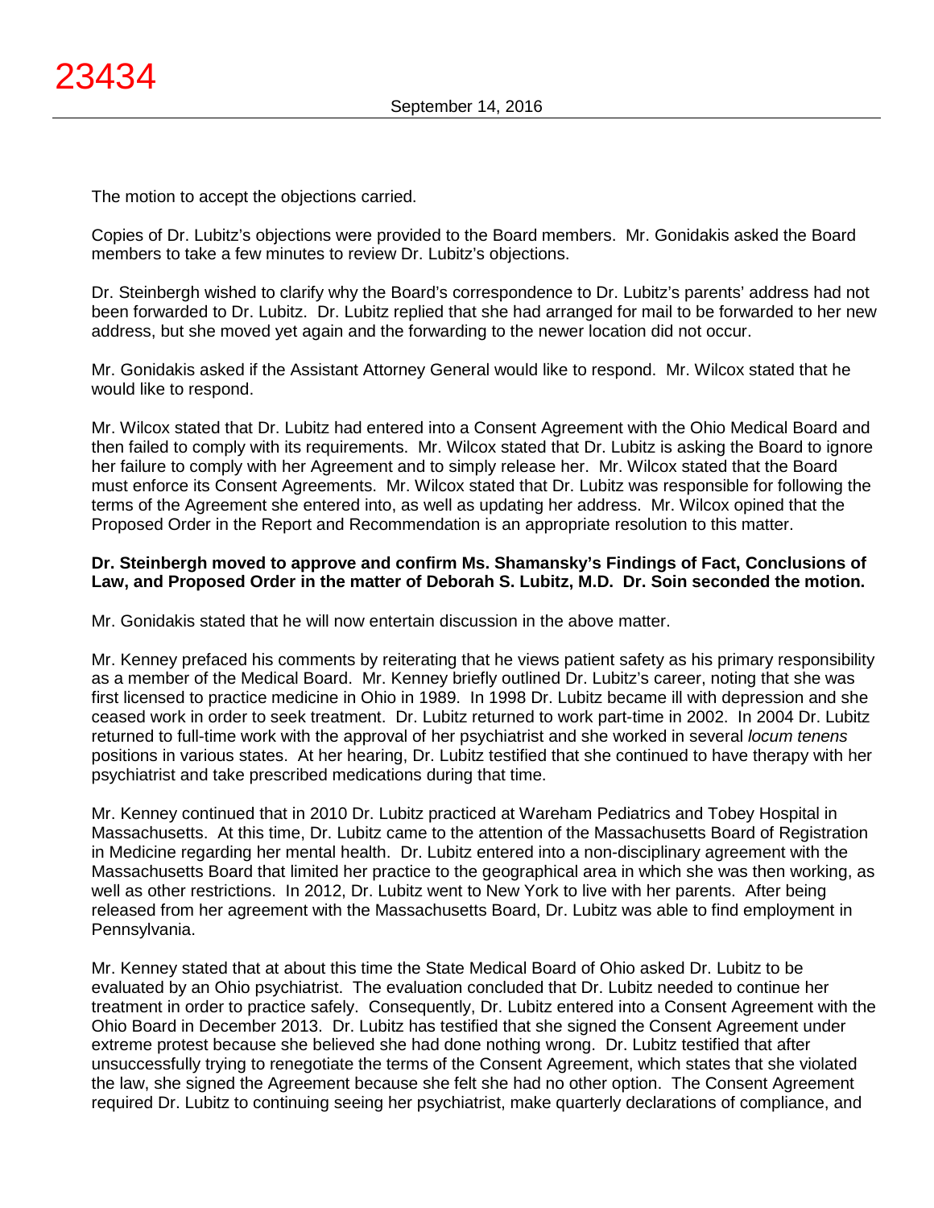The motion to accept the objections carried.

Copies of Dr. Lubitz's objections were provided to the Board members. Mr. Gonidakis asked the Board members to take a few minutes to review Dr. Lubitz's objections.

Dr. Steinbergh wished to clarify why the Board's correspondence to Dr. Lubitz's parents' address had not been forwarded to Dr. Lubitz. Dr. Lubitz replied that she had arranged for mail to be forwarded to her new address, but she moved yet again and the forwarding to the newer location did not occur.

Mr. Gonidakis asked if the Assistant Attorney General would like to respond. Mr. Wilcox stated that he would like to respond.

Mr. Wilcox stated that Dr. Lubitz had entered into a Consent Agreement with the Ohio Medical Board and then failed to comply with its requirements. Mr. Wilcox stated that Dr. Lubitz is asking the Board to ignore her failure to comply with her Agreement and to simply release her. Mr. Wilcox stated that the Board must enforce its Consent Agreements. Mr. Wilcox stated that Dr. Lubitz was responsible for following the terms of the Agreement she entered into, as well as updating her address. Mr. Wilcox opined that the Proposed Order in the Report and Recommendation is an appropriate resolution to this matter.

**Dr. Steinbergh moved to approve and confirm Ms. Shamansky's Findings of Fact, Conclusions of Law, and Proposed Order in the matter of Deborah S. Lubitz, M.D. Dr. Soin seconded the motion.**

Mr. Gonidakis stated that he will now entertain discussion in the above matter.

Mr. Kenney prefaced his comments by reiterating that he views patient safety as his primary responsibility as a member of the Medical Board. Mr. Kenney briefly outlined Dr. Lubitz's career, noting that she was first licensed to practice medicine in Ohio in 1989. In 1998 Dr. Lubitz became ill with depression and she ceased work in order to seek treatment. Dr. Lubitz returned to work part-time in 2002. In 2004 Dr. Lubitz returned to full-time work with the approval of her psychiatrist and she worked in several *locum tenens* positions in various states. At her hearing, Dr. Lubitz testified that she continued to have therapy with her psychiatrist and take prescribed medications during that time.

Mr. Kenney continued that in 2010 Dr. Lubitz practiced at Wareham Pediatrics and Tobey Hospital in Massachusetts. At this time, Dr. Lubitz came to the attention of the Massachusetts Board of Registration in Medicine regarding her mental health. Dr. Lubitz entered into a non-disciplinary agreement with the Massachusetts Board that limited her practice to the geographical area in which she was then working, as well as other restrictions. In 2012, Dr. Lubitz went to New York to live with her parents. After being released from her agreement with the Massachusetts Board, Dr. Lubitz was able to find employment in Pennsylvania.

Mr. Kenney stated that at about this time the State Medical Board of Ohio asked Dr. Lubitz to be evaluated by an Ohio psychiatrist. The evaluation concluded that Dr. Lubitz needed to continue her treatment in order to practice safely. Consequently, Dr. Lubitz entered into a Consent Agreement with the Ohio Board in December 2013. Dr. Lubitz has testified that she signed the Consent Agreement under extreme protest because she believed she had done nothing wrong. Dr. Lubitz testified that after unsuccessfully trying to renegotiate the terms of the Consent Agreement, which states that she violated the law, she signed the Agreement because she felt she had no other option. The Consent Agreement required Dr. Lubitz to continuing seeing her psychiatrist, make quarterly declarations of compliance, and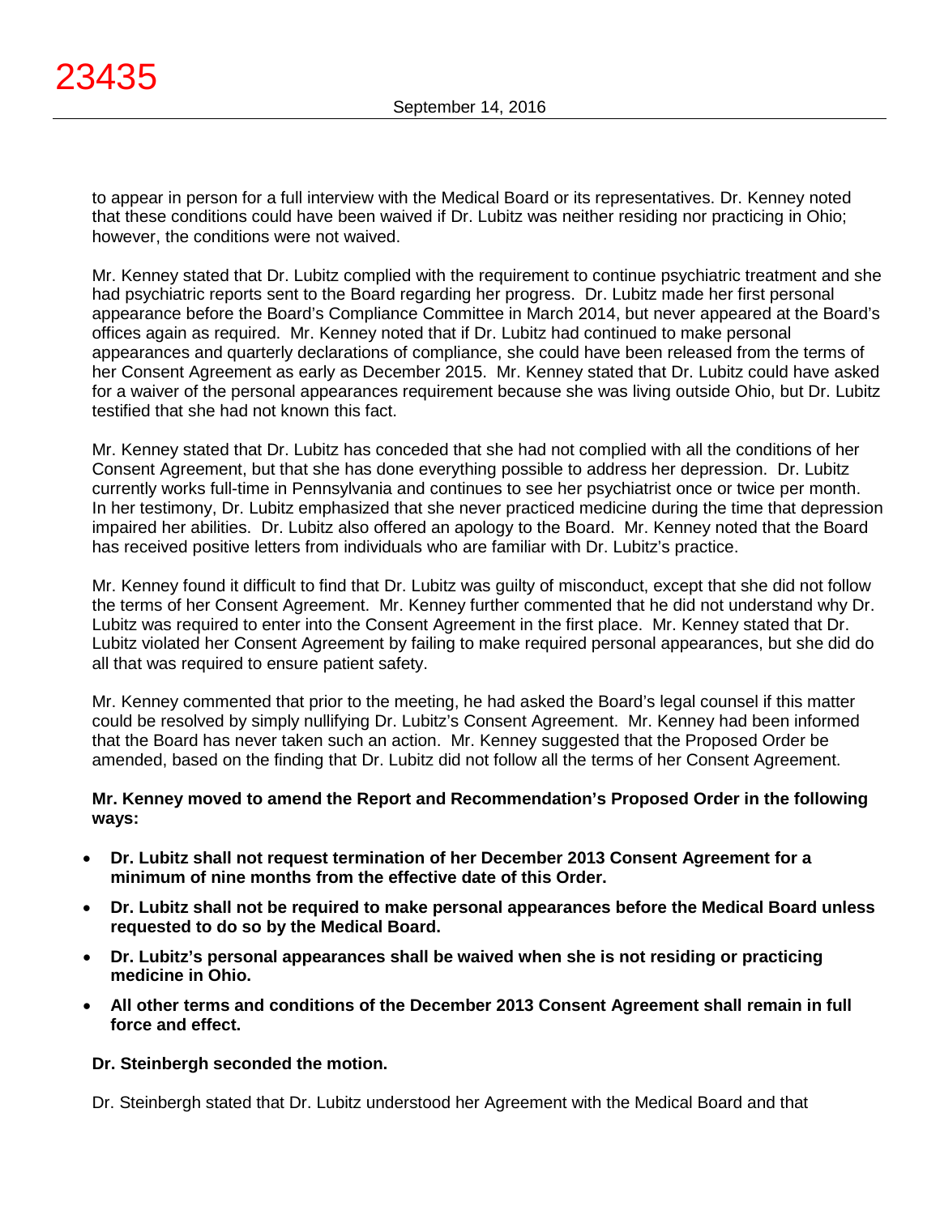to appear in person for a full interview with the Medical Board or its representatives. Dr. Kenney noted that these conditions could have been waived if Dr. Lubitz was neither residing nor practicing in Ohio; however, the conditions were not waived.

Mr. Kenney stated that Dr. Lubitz complied with the requirement to continue psychiatric treatment and she had psychiatric reports sent to the Board regarding her progress. Dr. Lubitz made her first personal appearance before the Board's Compliance Committee in March 2014, but never appeared at the Board's offices again as required. Mr. Kenney noted that if Dr. Lubitz had continued to make personal appearances and quarterly declarations of compliance, she could have been released from the terms of her Consent Agreement as early as December 2015. Mr. Kenney stated that Dr. Lubitz could have asked for a waiver of the personal appearances requirement because she was living outside Ohio, but Dr. Lubitz testified that she had not known this fact.

Mr. Kenney stated that Dr. Lubitz has conceded that she had not complied with all the conditions of her Consent Agreement, but that she has done everything possible to address her depression. Dr. Lubitz currently works full-time in Pennsylvania and continues to see her psychiatrist once or twice per month. In her testimony, Dr. Lubitz emphasized that she never practiced medicine during the time that depression impaired her abilities. Dr. Lubitz also offered an apology to the Board. Mr. Kenney noted that the Board has received positive letters from individuals who are familiar with Dr. Lubitz's practice.

Mr. Kenney found it difficult to find that Dr. Lubitz was guilty of misconduct, except that she did not follow the terms of her Consent Agreement. Mr. Kenney further commented that he did not understand why Dr. Lubitz was required to enter into the Consent Agreement in the first place. Mr. Kenney stated that Dr. Lubitz violated her Consent Agreement by failing to make required personal appearances, but she did do all that was required to ensure patient safety.

Mr. Kenney commented that prior to the meeting, he had asked the Board's legal counsel if this matter could be resolved by simply nullifying Dr. Lubitz's Consent Agreement. Mr. Kenney had been informed that the Board has never taken such an action. Mr. Kenney suggested that the Proposed Order be amended, based on the finding that Dr. Lubitz did not follow all the terms of her Consent Agreement.

**Mr. Kenney moved to amend the Report and Recommendation's Proposed Order in the following ways:**

- **Dr. Lubitz shall not request termination of her December 2013 Consent Agreement for a minimum of nine months from the effective date of this Order.**
- **Dr. Lubitz shall not be required to make personal appearances before the Medical Board unless requested to do so by the Medical Board.**
- **Dr. Lubitz's personal appearances shall be waived when she is not residing or practicing medicine in Ohio.**
- **All other terms and conditions of the December 2013 Consent Agreement shall remain in full force and effect.**

**Dr. Steinbergh seconded the motion.**

Dr. Steinbergh stated that Dr. Lubitz understood her Agreement with the Medical Board and that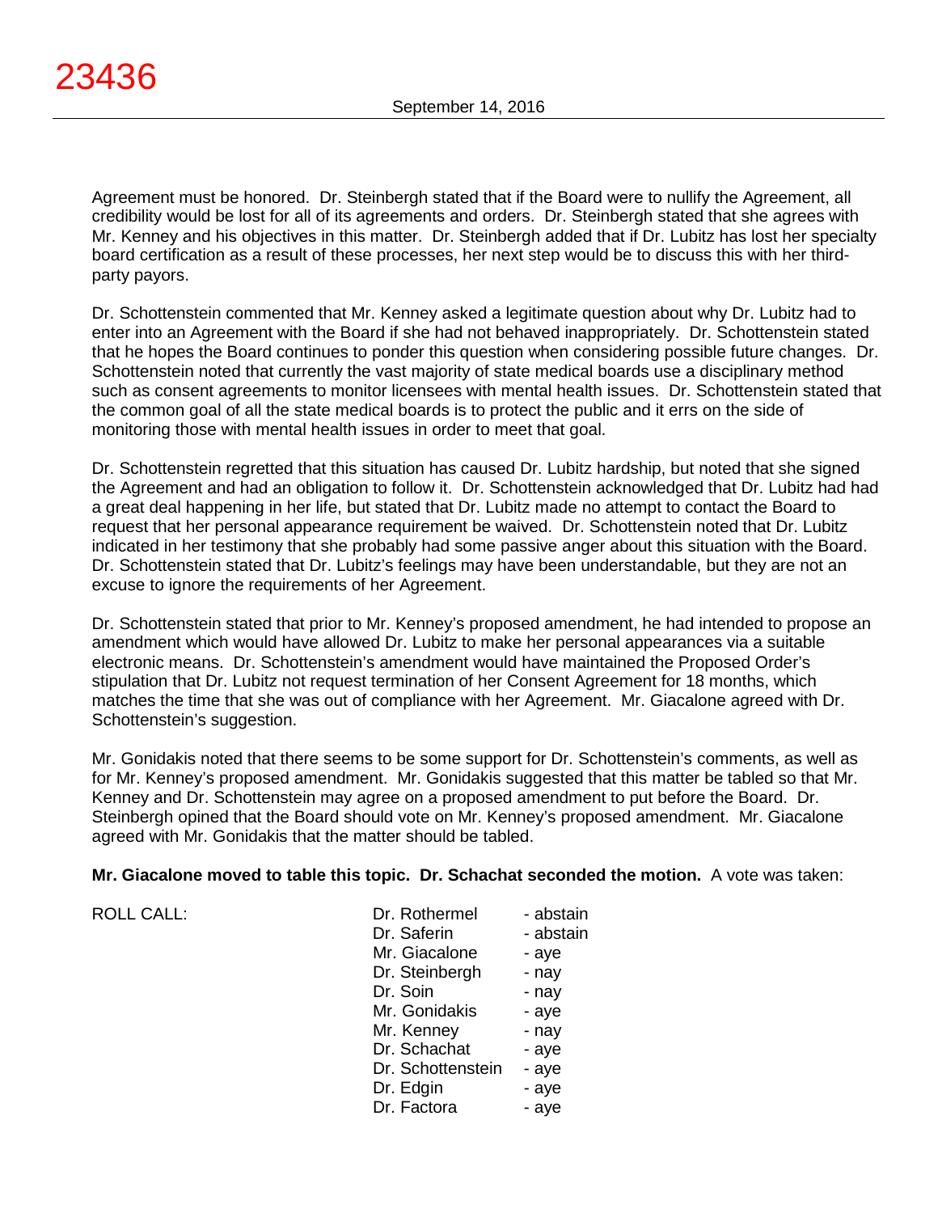Agreement must be honored. Dr. Steinbergh stated that if the Board were to nullify the Agreement, all credibility would be lost for all of its agreements and orders. Dr. Steinbergh stated that she agrees with Mr. Kenney and his objectives in this matter. Dr. Steinbergh added that if Dr. Lubitz has lost her specialty board certification as a result of these processes, her next step would be to discuss this with her third-party payors.

Dr. Schottenstein commented that Mr. Kenney asked a legitimate question about why Dr. Lubitz had to enter into an Agreement with the Board if she had not behaved inappropriately. Dr. Schottenstein stated that he hopes the Board continues to ponder this question when considering possible future changes. Dr. Schottenstein noted that currently the vast majority of state medical boards use a disciplinary method such as consent agreements to monitor licensees with mental health issues. Dr. Schottenstein stated that the common goal of all the state medical boards is to protect the public and it errs on the side of monitoring those with mental health issues in order to meet that goal.

Dr. Schottenstein regretted that this situation has caused Dr. Lubitz hardship, but noted that she signed the Agreement and had an obligation to follow it. Dr. Schottenstein acknowledged that Dr. Lubitz had had a great deal happening in her life, but stated that Dr. Lubitz made no attempt to contact the Board to request that her personal appearance requirement be waived. Dr. Schottenstein noted that Dr. Lubitz indicated in her testimony that she probably had some passive anger about this situation with the Board. Dr. Schottenstein stated that Dr. Lubitz's feelings may have been understandable, but they are not an excuse to ignore the requirements of her Agreement.

Dr. Schottenstein stated that prior to Mr. Kenney's proposed amendment, he had intended to propose an amendment which would have allowed Dr. Lubitz to make her personal appearances via a suitable electronic means. Dr. Schottenstein's amendment would have maintained the Proposed Order's stipulation that Dr. Lubitz not request termination of her Consent Agreement for 18 months, which matches the time that she was out of compliance with her Agreement. Mr. Giacalone agreed with Dr. Schottenstein's suggestion.

Mr. Gonidakis noted that there seems to be some support for Dr. Schottenstein's comments, as well as for Mr. Kenney's proposed amendment. Mr. Gonidakis suggested that this matter be tabled so that Mr. Kenney and Dr. Schottenstein may agree on a proposed amendment to put before the Board. Dr. Steinbergh opined that the Board should vote on Mr. Kenney's proposed amendment. Mr. Giacalone agreed with Mr. Gonidakis that the matter should be tabled.

**Mr. Giacalone moved to table this topic. Dr. Schachat seconded the motion.** A vote was taken:

| ROLL CALL: | | |
|---|---|---|
| | Dr. Rothermel | - abstain |
| | Dr. Saferin | - abstain |
| | Mr. Giacalone | - aye |
| | Dr. Steinbergh | - nay |
| | Dr. Soin | - nay |
| | Mr. Gonidakis | - aye |
| | Mr. Kenney | - nay |
| | Dr. Schachat | - aye |
| | Dr. Schottenstein | - aye |
| | Dr. Edgin | - aye |
| | Dr. Factora | - aye |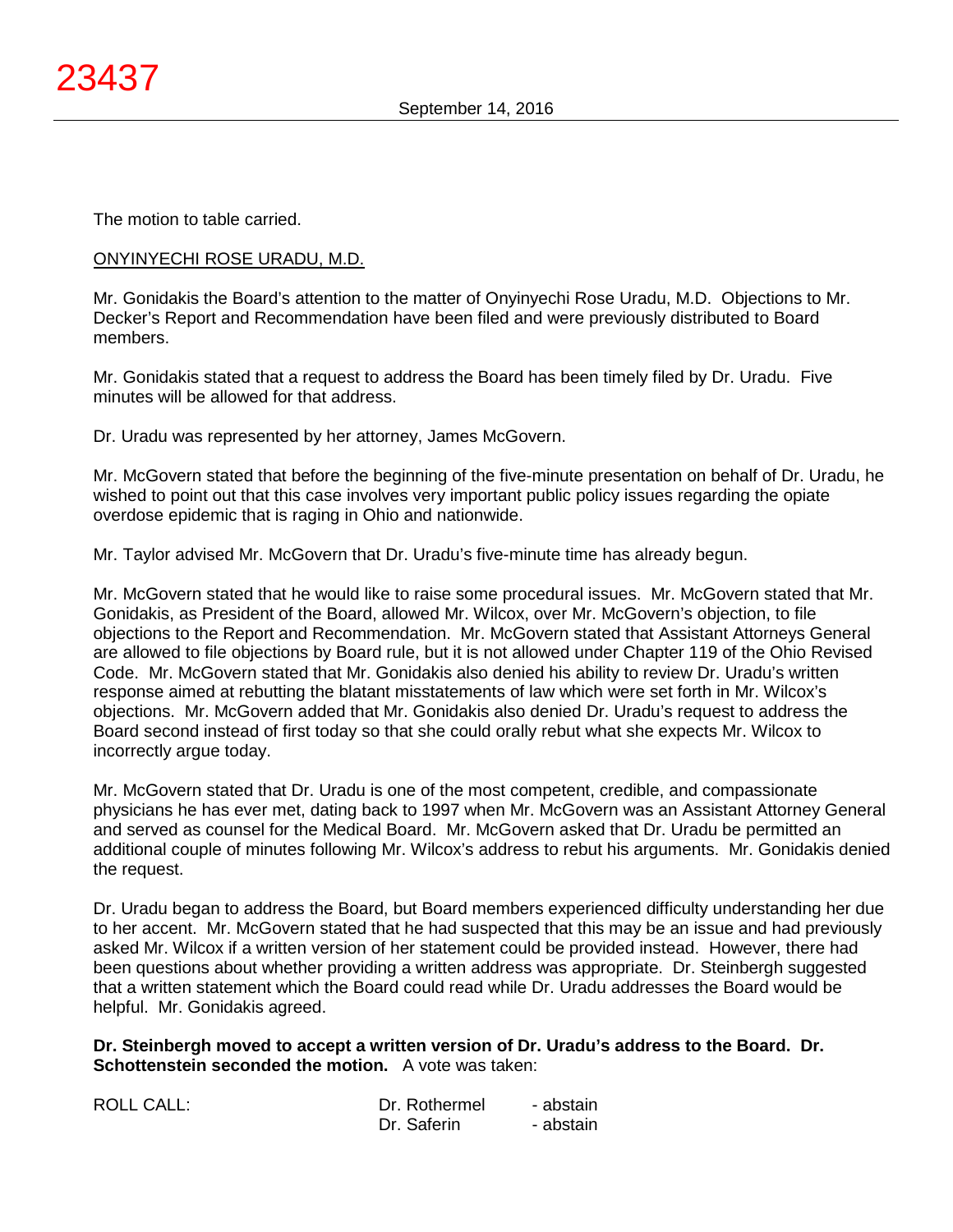The motion to table carried.

ONYINYECHI ROSE URADU, M.D.

Mr. Gonidakis the Board's attention to the matter of Onyinyechi Rose Uradu, M.D. Objections to Mr. Decker's Report and Recommendation have been filed and were previously distributed to Board members.

Mr. Gonidakis stated that a request to address the Board has been timely filed by Dr. Uradu. Five minutes will be allowed for that address.

Dr. Uradu was represented by her attorney, James McGovern.

Mr. McGovern stated that before the beginning of the five-minute presentation on behalf of Dr. Uradu, he wished to point out that this case involves very important public policy issues regarding the opiate overdose epidemic that is raging in Ohio and nationwide.

Mr. Taylor advised Mr. McGovern that Dr. Uradu's five-minute time has already begun.

Mr. McGovern stated that he would like to raise some procedural issues. Mr. McGovern stated that Mr. Gonidakis, as President of the Board, allowed Mr. Wilcox, over Mr. McGovern's objection, to file objections to the Report and Recommendation. Mr. McGovern stated that Assistant Attorneys General are allowed to file objections by Board rule, but it is not allowed under Chapter 119 of the Ohio Revised Code. Mr. McGovern stated that Mr. Gonidakis also denied his ability to review Dr. Uradu's written response aimed at rebutting the blatant misstatements of law which were set forth in Mr. Wilcox's objections. Mr. McGovern added that Mr. Gonidakis also denied Dr. Uradu's request to address the Board second instead of first today so that she could orally rebut what she expects Mr. Wilcox to incorrectly argue today.

Mr. McGovern stated that Dr. Uradu is one of the most competent, credible, and compassionate physicians he has ever met, dating back to 1997 when Mr. McGovern was an Assistant Attorney General and served as counsel for the Medical Board. Mr. McGovern asked that Dr. Uradu be permitted an additional couple of minutes following Mr. Wilcox's address to rebut his arguments. Mr. Gonidakis denied the request.

Dr. Uradu began to address the Board, but Board members experienced difficulty understanding her due to her accent. Mr. McGovern stated that he had suspected that this may be an issue and had previously asked Mr. Wilcox if a written version of her statement could be provided instead. However, there had been questions about whether providing a written address was appropriate. Dr. Steinbergh suggested that a written statement which the Board could read while Dr. Uradu addresses the Board would be helpful. Mr. Gonidakis agreed.

**Dr. Steinbergh moved to accept a written version of Dr. Uradu's address to the Board. Dr. Schottenstein seconded the motion.** A vote was taken:

| ROLL CALL: | Dr. Rothermel | - abstain |
|---|---|---|
| | Dr. Saferin | - abstain |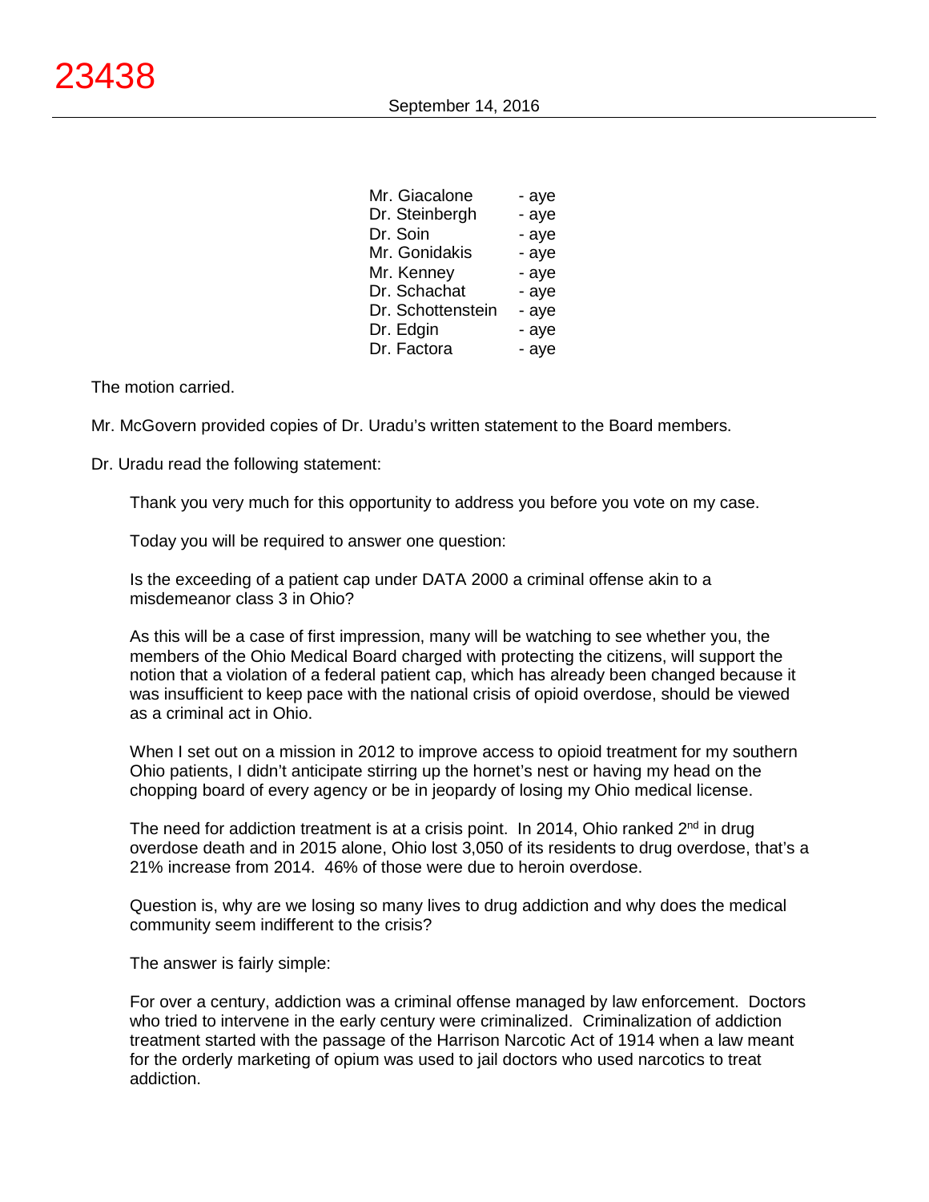| | |
|---|---|
| Mr. Giacalone | - aye |
| Dr. Steinbergh | - aye |
| Dr. Soin | - aye |
| Mr. Gonidakis | - aye |
| Mr. Kenney | - aye |
| Dr. Schachat | - aye |
| Dr. Schottenstein | - aye |
| Dr. Edgin | - aye |
| Dr. Factora | - aye |

The motion carried.

Mr. McGovern provided copies of Dr. Uradu's written statement to the Board members.

Dr. Uradu read the following statement:

> Thank you very much for this opportunity to address you before you vote on my case.
>
> Today you will be required to answer one question:
>
> Is the exceeding of a patient cap under DATA 2000 a criminal offense akin to a misdemeanor class 3 in Ohio?
>
> As this will be a case of first impression, many will be watching to see whether you, the members of the Ohio Medical Board charged with protecting the citizens, will support the notion that a violation of a federal patient cap, which has already been changed because it was insufficient to keep pace with the national crisis of opioid overdose, should be viewed as a criminal act in Ohio.
>
> When I set out on a mission in 2012 to improve access to opioid treatment for my southern Ohio patients, I didn't anticipate stirring up the hornet's nest or having my head on the chopping board of every agency or be in jeopardy of losing my Ohio medical license.
>
> The need for addiction treatment is at a crisis point. In 2014, Ohio ranked 2nd in drug overdose death and in 2015 alone, Ohio lost 3,050 of its residents to drug overdose, that's a 21% increase from 2014. 46% of those were due to heroin overdose.
>
> Question is, why are we losing so many lives to drug addiction and why does the medical community seem indifferent to the crisis?
>
> The answer is fairly simple:
>
> For over a century, addiction was a criminal offense managed by law enforcement. Doctors who tried to intervene in the early century were criminalized. Criminalization of addiction treatment started with the passage of the Harrison Narcotic Act of 1914 when a law meant for the orderly marketing of opium was used to jail doctors who used narcotics to treat addiction.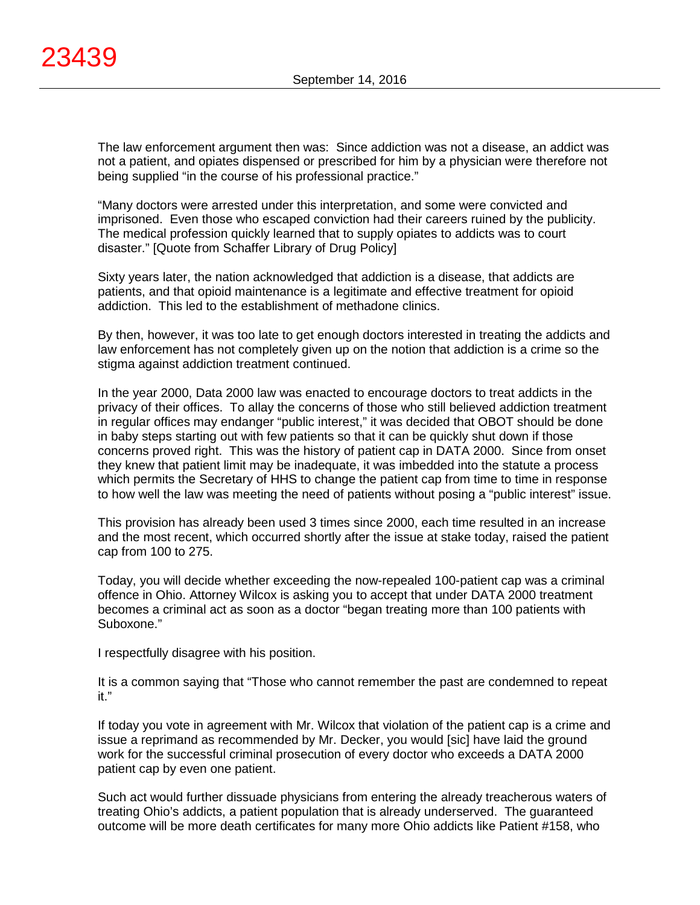The law enforcement argument then was: Since addiction was not a disease, an addict was not a patient, and opiates dispensed or prescribed for him by a physician were therefore not being supplied "in the course of his professional practice."

"Many doctors were arrested under this interpretation, and some were convicted and imprisoned. Even those who escaped conviction had their careers ruined by the publicity. The medical profession quickly learned that to supply opiates to addicts was to court disaster." [Quote from Schaffer Library of Drug Policy]

Sixty years later, the nation acknowledged that addiction is a disease, that addicts are patients, and that opioid maintenance is a legitimate and effective treatment for opioid addiction. This led to the establishment of methadone clinics.

By then, however, it was too late to get enough doctors interested in treating the addicts and law enforcement has not completely given up on the notion that addiction is a crime so the stigma against addiction treatment continued.

In the year 2000, Data 2000 law was enacted to encourage doctors to treat addicts in the privacy of their offices. To allay the concerns of those who still believed addiction treatment in regular offices may endanger "public interest," it was decided that OBOT should be done in baby steps starting out with few patients so that it can be quickly shut down if those concerns proved right. This was the history of patient cap in DATA 2000. Since from onset they knew that patient limit may be inadequate, it was imbedded into the statute a process which permits the Secretary of HHS to change the patient cap from time to time in response to how well the law was meeting the need of patients without posing a "public interest" issue.

This provision has already been used 3 times since 2000, each time resulted in an increase and the most recent, which occurred shortly after the issue at stake today, raised the patient cap from 100 to 275.

Today, you will decide whether exceeding the now-repealed 100-patient cap was a criminal offence in Ohio. Attorney Wilcox is asking you to accept that under DATA 2000 treatment becomes a criminal act as soon as a doctor "began treating more than 100 patients with Suboxone."

I respectfully disagree with his position.

It is a common saying that "Those who cannot remember the past are condemned to repeat it."

If today you vote in agreement with Mr. Wilcox that violation of the patient cap is a crime and issue a reprimand as recommended by Mr. Decker, you would [sic] have laid the ground work for the successful criminal prosecution of every doctor who exceeds a DATA 2000 patient cap by even one patient.

Such act would further dissuade physicians from entering the already treacherous waters of treating Ohio's addicts, a patient population that is already underserved. The guaranteed outcome will be more death certificates for many more Ohio addicts like Patient #158, who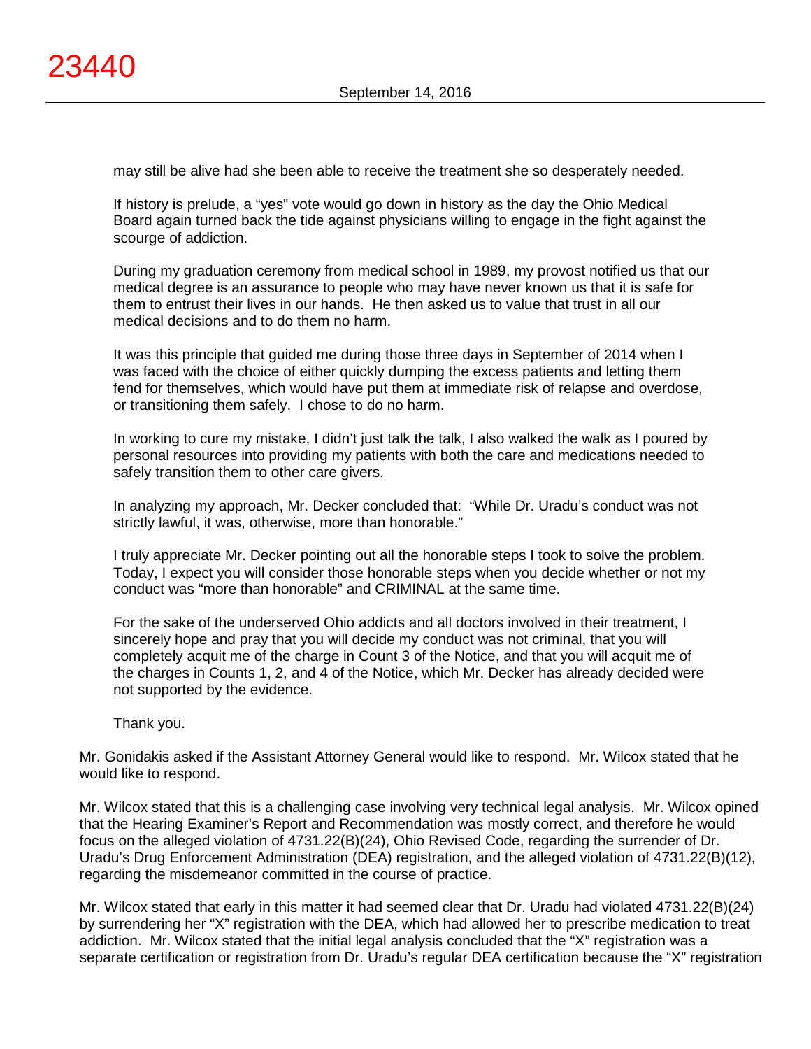may still be alive had she been able to receive the treatment she so desperately needed.

If history is prelude, a "yes" vote would go down in history as the day the Ohio Medical Board again turned back the tide against physicians willing to engage in the fight against the scourge of addiction.

During my graduation ceremony from medical school in 1989, my provost notified us that our medical degree is an assurance to people who may have never known us that it is safe for them to entrust their lives in our hands. He then asked us to value that trust in all our medical decisions and to do them no harm.

It was this principle that guided me during those three days in September of 2014 when I was faced with the choice of either quickly dumping the excess patients and letting them fend for themselves, which would have put them at immediate risk of relapse and overdose, or transitioning them safely. I chose to do no harm.

In working to cure my mistake, I didn't just talk the talk, I also walked the walk as I poured by personal resources into providing my patients with both the care and medications needed to safely transition them to other care givers.

In analyzing my approach, Mr. Decker concluded that: "While Dr. Uradu's conduct was not strictly lawful, it was, otherwise, more than honorable."

I truly appreciate Mr. Decker pointing out all the honorable steps I took to solve the problem. Today, I expect you will consider those honorable steps when you decide whether or not my conduct was "more than honorable" and CRIMINAL at the same time.

For the sake of the underserved Ohio addicts and all doctors involved in their treatment, I sincerely hope and pray that you will decide my conduct was not criminal, that you will completely acquit me of the charge in Count 3 of the Notice, and that you will acquit me of the charges in Counts 1, 2, and 4 of the Notice, which Mr. Decker has already decided were not supported by the evidence.

Thank you.

Mr. Gonidakis asked if the Assistant Attorney General would like to respond. Mr. Wilcox stated that he would like to respond.

Mr. Wilcox stated that this is a challenging case involving very technical legal analysis. Mr. Wilcox opined that the Hearing Examiner's Report and Recommendation was mostly correct, and therefore he would focus on the alleged violation of 4731.22(B)(24), Ohio Revised Code, regarding the surrender of Dr. Uradu's Drug Enforcement Administration (DEA) registration, and the alleged violation of 4731.22(B)(12), regarding the misdemeanor committed in the course of practice.

Mr. Wilcox stated that early in this matter it had seemed clear that Dr. Uradu had violated 4731.22(B)(24) by surrendering her "X" registration with the DEA, which had allowed her to prescribe medication to treat addiction. Mr. Wilcox stated that the initial legal analysis concluded that the "X" registration was a separate certification or registration from Dr. Uradu's regular DEA certification because the "X" registration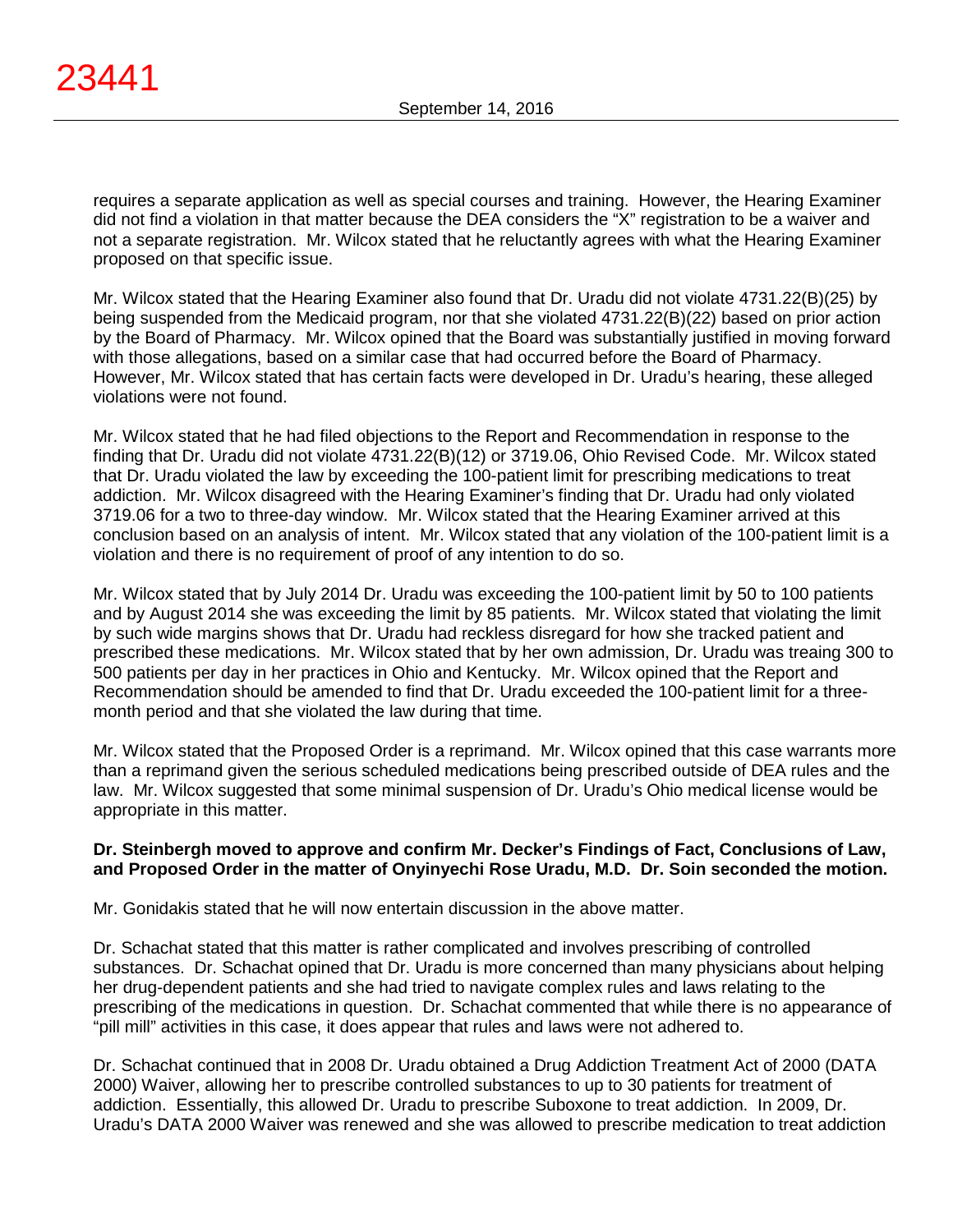requires a separate application as well as special courses and training. However, the Hearing Examiner did not find a violation in that matter because the DEA considers the "X" registration to be a waiver and not a separate registration. Mr. Wilcox stated that he reluctantly agrees with what the Hearing Examiner proposed on that specific issue.

Mr. Wilcox stated that the Hearing Examiner also found that Dr. Uradu did not violate 4731.22(B)(25) by being suspended from the Medicaid program, nor that she violated 4731.22(B)(22) based on prior action by the Board of Pharmacy. Mr. Wilcox opined that the Board was substantially justified in moving forward with those allegations, based on a similar case that had occurred before the Board of Pharmacy. However, Mr. Wilcox stated that has certain facts were developed in Dr. Uradu's hearing, these alleged violations were not found.

Mr. Wilcox stated that he had filed objections to the Report and Recommendation in response to the finding that Dr. Uradu did not violate 4731.22(B)(12) or 3719.06, Ohio Revised Code. Mr. Wilcox stated that Dr. Uradu violated the law by exceeding the 100-patient limit for prescribing medications to treat addiction. Mr. Wilcox disagreed with the Hearing Examiner's finding that Dr. Uradu had only violated 3719.06 for a two to three-day window. Mr. Wilcox stated that the Hearing Examiner arrived at this conclusion based on an analysis of intent. Mr. Wilcox stated that any violation of the 100-patient limit is a violation and there is no requirement of proof of any intention to do so.

Mr. Wilcox stated that by July 2014 Dr. Uradu was exceeding the 100-patient limit by 50 to 100 patients and by August 2014 she was exceeding the limit by 85 patients. Mr. Wilcox stated that violating the limit by such wide margins shows that Dr. Uradu had reckless disregard for how she tracked patient and prescribed these medications. Mr. Wilcox stated that by her own admission, Dr. Uradu was treaing 300 to 500 patients per day in her practices in Ohio and Kentucky. Mr. Wilcox opined that the Report and Recommendation should be amended to find that Dr. Uradu exceeded the 100-patient limit for a three-month period and that she violated the law during that time.

Mr. Wilcox stated that the Proposed Order is a reprimand. Mr. Wilcox opined that this case warrants more than a reprimand given the serious scheduled medications being prescribed outside of DEA rules and the law. Mr. Wilcox suggested that some minimal suspension of Dr. Uradu's Ohio medical license would be appropriate in this matter.

**Dr. Steinbergh moved to approve and confirm Mr. Decker's Findings of Fact, Conclusions of Law, and Proposed Order in the matter of Onyinyechi Rose Uradu, M.D. Dr. Soin seconded the motion.**

Mr. Gonidakis stated that he will now entertain discussion in the above matter.

Dr. Schachat stated that this matter is rather complicated and involves prescribing of controlled substances. Dr. Schachat opined that Dr. Uradu is more concerned than many physicians about helping her drug-dependent patients and she had tried to navigate complex rules and laws relating to the prescribing of the medications in question. Dr. Schachat commented that while there is no appearance of "pill mill" activities in this case, it does appear that rules and laws were not adhered to.

Dr. Schachat continued that in 2008 Dr. Uradu obtained a Drug Addiction Treatment Act of 2000 (DATA 2000) Waiver, allowing her to prescribe controlled substances to up to 30 patients for treatment of addiction. Essentially, this allowed Dr. Uradu to prescribe Suboxone to treat addiction. In 2009, Dr. Uradu's DATA 2000 Waiver was renewed and she was allowed to prescribe medication to treat addiction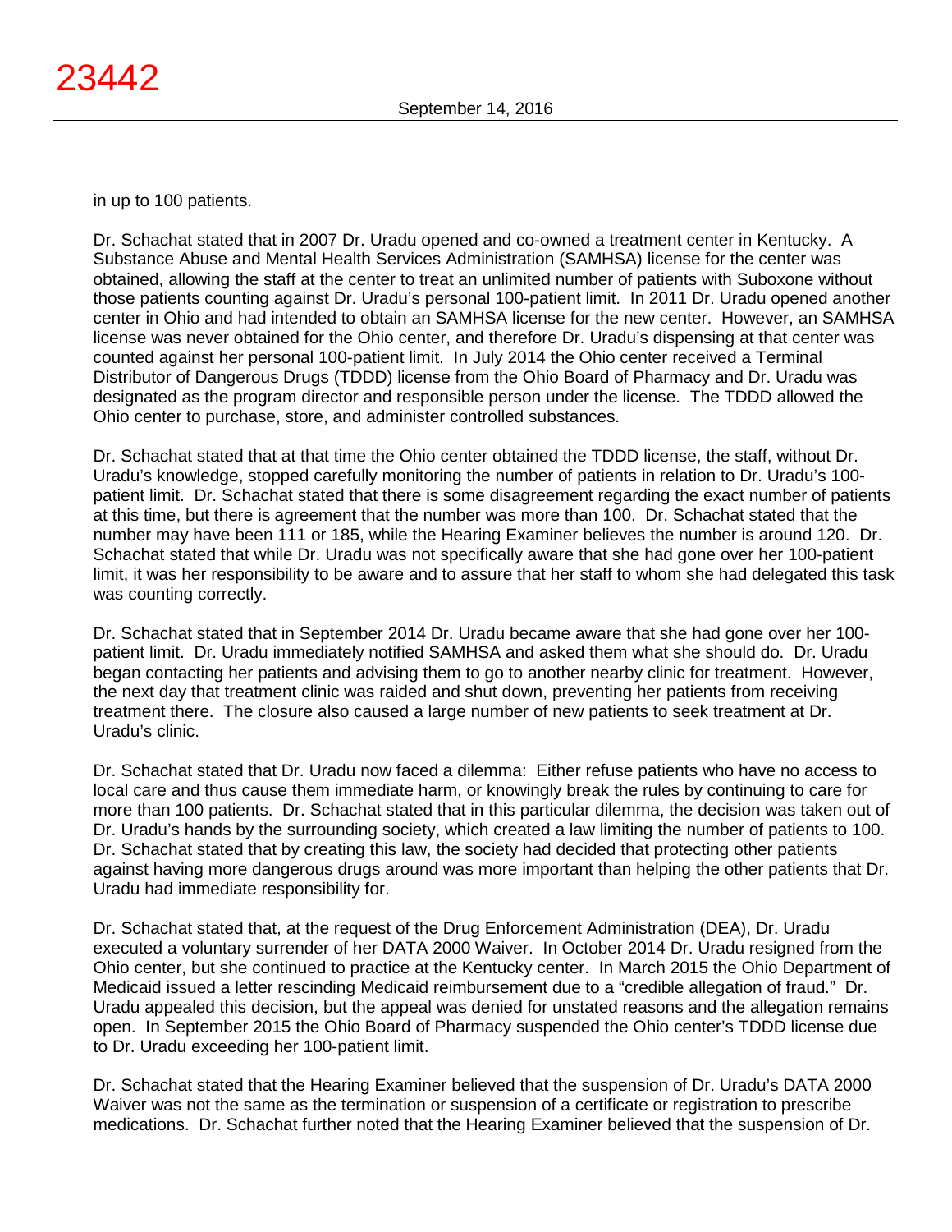in up to 100 patients.

Dr. Schachat stated that in 2007 Dr. Uradu opened and co-owned a treatment center in Kentucky. A Substance Abuse and Mental Health Services Administration (SAMHSA) license for the center was obtained, allowing the staff at the center to treat an unlimited number of patients with Suboxone without those patients counting against Dr. Uradu's personal 100-patient limit. In 2011 Dr. Uradu opened another center in Ohio and had intended to obtain an SAMHSA license for the new center. However, an SAMHSA license was never obtained for the Ohio center, and therefore Dr. Uradu's dispensing at that center was counted against her personal 100-patient limit. In July 2014 the Ohio center received a Terminal Distributor of Dangerous Drugs (TDDD) license from the Ohio Board of Pharmacy and Dr. Uradu was designated as the program director and responsible person under the license. The TDDD allowed the Ohio center to purchase, store, and administer controlled substances.

Dr. Schachat stated that at that time the Ohio center obtained the TDDD license, the staff, without Dr. Uradu's knowledge, stopped carefully monitoring the number of patients in relation to Dr. Uradu's 100-patient limit. Dr. Schachat stated that there is some disagreement regarding the exact number of patients at this time, but there is agreement that the number was more than 100. Dr. Schachat stated that the number may have been 111 or 185, while the Hearing Examiner believes the number is around 120. Dr. Schachat stated that while Dr. Uradu was not specifically aware that she had gone over her 100-patient limit, it was her responsibility to be aware and to assure that her staff to whom she had delegated this task was counting correctly.

Dr. Schachat stated that in September 2014 Dr. Uradu became aware that she had gone over her 100-patient limit. Dr. Uradu immediately notified SAMHSA and asked them what she should do. Dr. Uradu began contacting her patients and advising them to go to another nearby clinic for treatment. However, the next day that treatment clinic was raided and shut down, preventing her patients from receiving treatment there. The closure also caused a large number of new patients to seek treatment at Dr. Uradu's clinic.

Dr. Schachat stated that Dr. Uradu now faced a dilemma: Either refuse patients who have no access to local care and thus cause them immediate harm, or knowingly break the rules by continuing to care for more than 100 patients. Dr. Schachat stated that in this particular dilemma, the decision was taken out of Dr. Uradu's hands by the surrounding society, which created a law limiting the number of patients to 100. Dr. Schachat stated that by creating this law, the society had decided that protecting other patients against having more dangerous drugs around was more important than helping the other patients that Dr. Uradu had immediate responsibility for.

Dr. Schachat stated that, at the request of the Drug Enforcement Administration (DEA), Dr. Uradu executed a voluntary surrender of her DATA 2000 Waiver. In October 2014 Dr. Uradu resigned from the Ohio center, but she continued to practice at the Kentucky center. In March 2015 the Ohio Department of Medicaid issued a letter rescinding Medicaid reimbursement due to a "credible allegation of fraud." Dr. Uradu appealed this decision, but the appeal was denied for unstated reasons and the allegation remains open. In September 2015 the Ohio Board of Pharmacy suspended the Ohio center's TDDD license due to Dr. Uradu exceeding her 100-patient limit.

Dr. Schachat stated that the Hearing Examiner believed that the suspension of Dr. Uradu's DATA 2000 Waiver was not the same as the termination or suspension of a certificate or registration to prescribe medications. Dr. Schachat further noted that the Hearing Examiner believed that the suspension of Dr.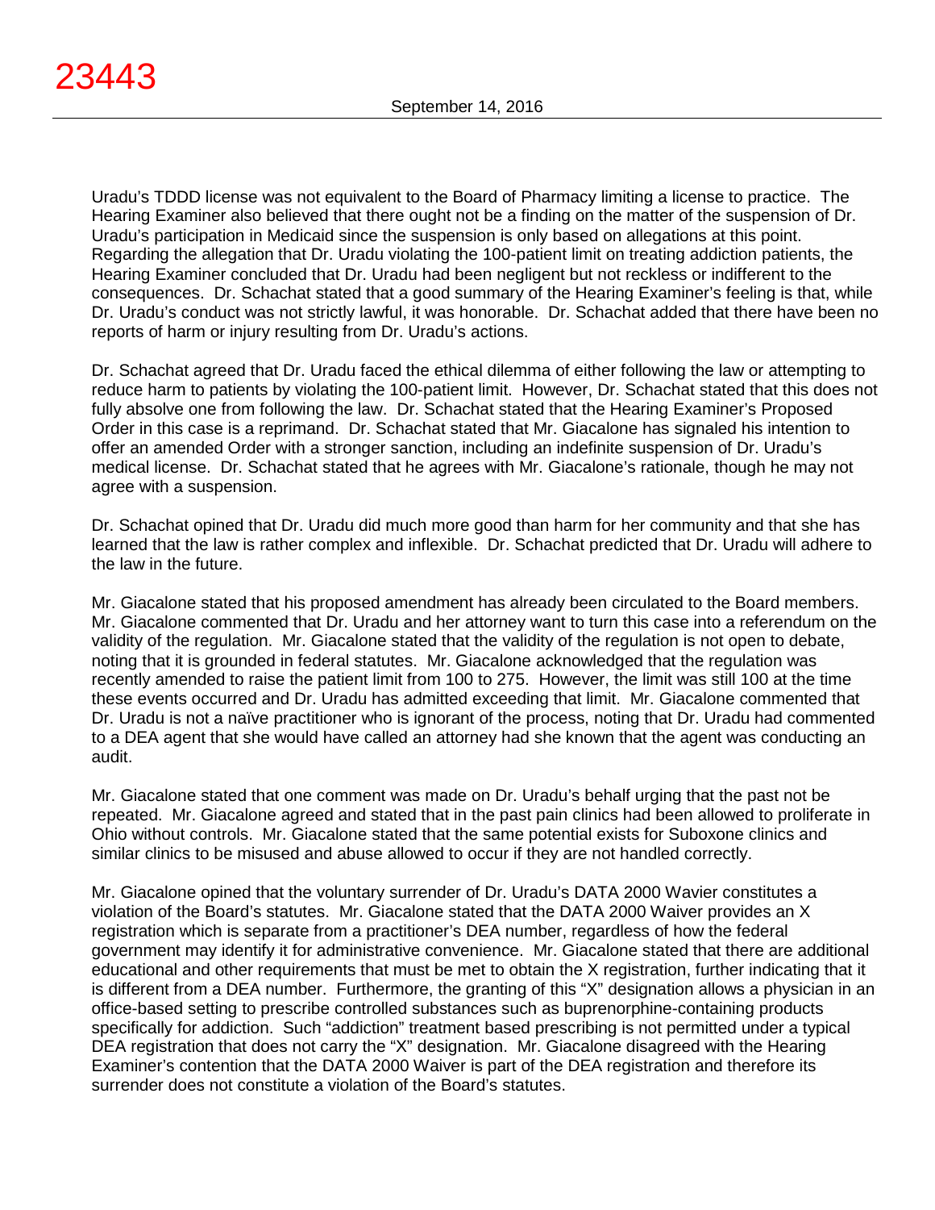Uradu's TDDD license was not equivalent to the Board of Pharmacy limiting a license to practice. The Hearing Examiner also believed that there ought not be a finding on the matter of the suspension of Dr. Uradu's participation in Medicaid since the suspension is only based on allegations at this point. Regarding the allegation that Dr. Uradu violating the 100-patient limit on treating addiction patients, the Hearing Examiner concluded that Dr. Uradu had been negligent but not reckless or indifferent to the consequences. Dr. Schachat stated that a good summary of the Hearing Examiner's feeling is that, while Dr. Uradu's conduct was not strictly lawful, it was honorable. Dr. Schachat added that there have been no reports of harm or injury resulting from Dr. Uradu's actions.

Dr. Schachat agreed that Dr. Uradu faced the ethical dilemma of either following the law or attempting to reduce harm to patients by violating the 100-patient limit. However, Dr. Schachat stated that this does not fully absolve one from following the law. Dr. Schachat stated that the Hearing Examiner's Proposed Order in this case is a reprimand. Dr. Schachat stated that Mr. Giacalone has signaled his intention to offer an amended Order with a stronger sanction, including an indefinite suspension of Dr. Uradu's medical license. Dr. Schachat stated that he agrees with Mr. Giacalone's rationale, though he may not agree with a suspension.

Dr. Schachat opined that Dr. Uradu did much more good than harm for her community and that she has learned that the law is rather complex and inflexible. Dr. Schachat predicted that Dr. Uradu will adhere to the law in the future.

Mr. Giacalone stated that his proposed amendment has already been circulated to the Board members. Mr. Giacalone commented that Dr. Uradu and her attorney want to turn this case into a referendum on the validity of the regulation. Mr. Giacalone stated that the validity of the regulation is not open to debate, noting that it is grounded in federal statutes. Mr. Giacalone acknowledged that the regulation was recently amended to raise the patient limit from 100 to 275. However, the limit was still 100 at the time these events occurred and Dr. Uradu has admitted exceeding that limit. Mr. Giacalone commented that Dr. Uradu is not a naïve practitioner who is ignorant of the process, noting that Dr. Uradu had commented to a DEA agent that she would have called an attorney had she known that the agent was conducting an audit.

Mr. Giacalone stated that one comment was made on Dr. Uradu's behalf urging that the past not be repeated. Mr. Giacalone agreed and stated that in the past pain clinics had been allowed to proliferate in Ohio without controls. Mr. Giacalone stated that the same potential exists for Suboxone clinics and similar clinics to be misused and abuse allowed to occur if they are not handled correctly.

Mr. Giacalone opined that the voluntary surrender of Dr. Uradu's DATA 2000 Wavier constitutes a violation of the Board's statutes. Mr. Giacalone stated that the DATA 2000 Waiver provides an X registration which is separate from a practitioner's DEA number, regardless of how the federal government may identify it for administrative convenience. Mr. Giacalone stated that there are additional educational and other requirements that must be met to obtain the X registration, further indicating that it is different from a DEA number. Furthermore, the granting of this "X" designation allows a physician in an office-based setting to prescribe controlled substances such as buprenorphine-containing products specifically for addiction. Such "addiction" treatment based prescribing is not permitted under a typical DEA registration that does not carry the "X" designation. Mr. Giacalone disagreed with the Hearing Examiner's contention that the DATA 2000 Waiver is part of the DEA registration and therefore its surrender does not constitute a violation of the Board's statutes.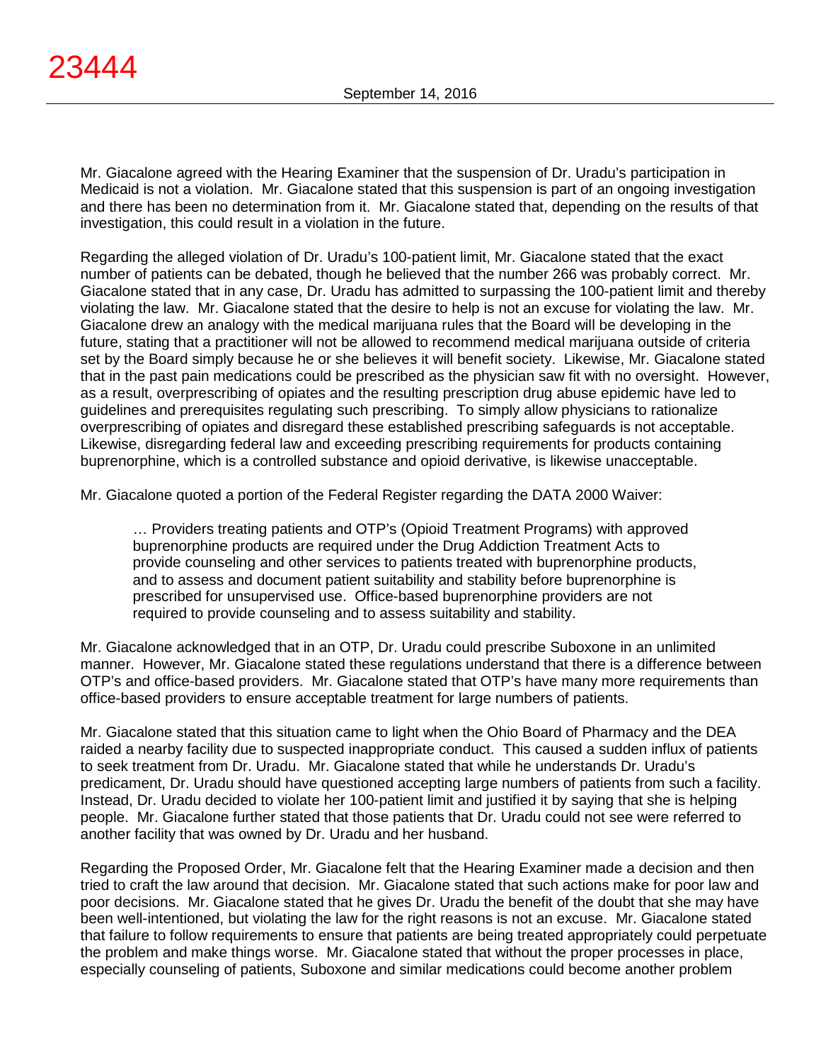Mr. Giacalone agreed with the Hearing Examiner that the suspension of Dr. Uradu's participation in Medicaid is not a violation. Mr. Giacalone stated that this suspension is part of an ongoing investigation and there has been no determination from it. Mr. Giacalone stated that, depending on the results of that investigation, this could result in a violation in the future.

Regarding the alleged violation of Dr. Uradu's 100-patient limit, Mr. Giacalone stated that the exact number of patients can be debated, though he believed that the number 266 was probably correct. Mr. Giacalone stated that in any case, Dr. Uradu has admitted to surpassing the 100-patient limit and thereby violating the law. Mr. Giacalone stated that the desire to help is not an excuse for violating the law. Mr. Giacalone drew an analogy with the medical marijuana rules that the Board will be developing in the future, stating that a practitioner will not be allowed to recommend medical marijuana outside of criteria set by the Board simply because he or she believes it will benefit society. Likewise, Mr. Giacalone stated that in the past pain medications could be prescribed as the physician saw fit with no oversight. However, as a result, overprescribing of opiates and the resulting prescription drug abuse epidemic have led to guidelines and prerequisites regulating such prescribing. To simply allow physicians to rationalize overprescribing of opiates and disregard these established prescribing safeguards is not acceptable. Likewise, disregarding federal law and exceeding prescribing requirements for products containing buprenorphine, which is a controlled substance and opioid derivative, is likewise unacceptable.

Mr. Giacalone quoted a portion of the Federal Register regarding the DATA 2000 Waiver:

> … Providers treating patients and OTP's (Opioid Treatment Programs) with approved buprenorphine products are required under the Drug Addiction Treatment Acts to provide counseling and other services to patients treated with buprenorphine products, and to assess and document patient suitability and stability before buprenorphine is prescribed for unsupervised use. Office-based buprenorphine providers are not required to provide counseling and to assess suitability and stability.

Mr. Giacalone acknowledged that in an OTP, Dr. Uradu could prescribe Suboxone in an unlimited manner. However, Mr. Giacalone stated these regulations understand that there is a difference between OTP's and office-based providers. Mr. Giacalone stated that OTP's have many more requirements than office-based providers to ensure acceptable treatment for large numbers of patients.

Mr. Giacalone stated that this situation came to light when the Ohio Board of Pharmacy and the DEA raided a nearby facility due to suspected inappropriate conduct. This caused a sudden influx of patients to seek treatment from Dr. Uradu. Mr. Giacalone stated that while he understands Dr. Uradu's predicament, Dr. Uradu should have questioned accepting large numbers of patients from such a facility. Instead, Dr. Uradu decided to violate her 100-patient limit and justified it by saying that she is helping people. Mr. Giacalone further stated that those patients that Dr. Uradu could not see were referred to another facility that was owned by Dr. Uradu and her husband.

Regarding the Proposed Order, Mr. Giacalone felt that the Hearing Examiner made a decision and then tried to craft the law around that decision. Mr. Giacalone stated that such actions make for poor law and poor decisions. Mr. Giacalone stated that he gives Dr. Uradu the benefit of the doubt that she may have been well-intentioned, but violating the law for the right reasons is not an excuse. Mr. Giacalone stated that failure to follow requirements to ensure that patients are being treated appropriately could perpetuate the problem and make things worse. Mr. Giacalone stated that without the proper processes in place, especially counseling of patients, Suboxone and similar medications could become another problem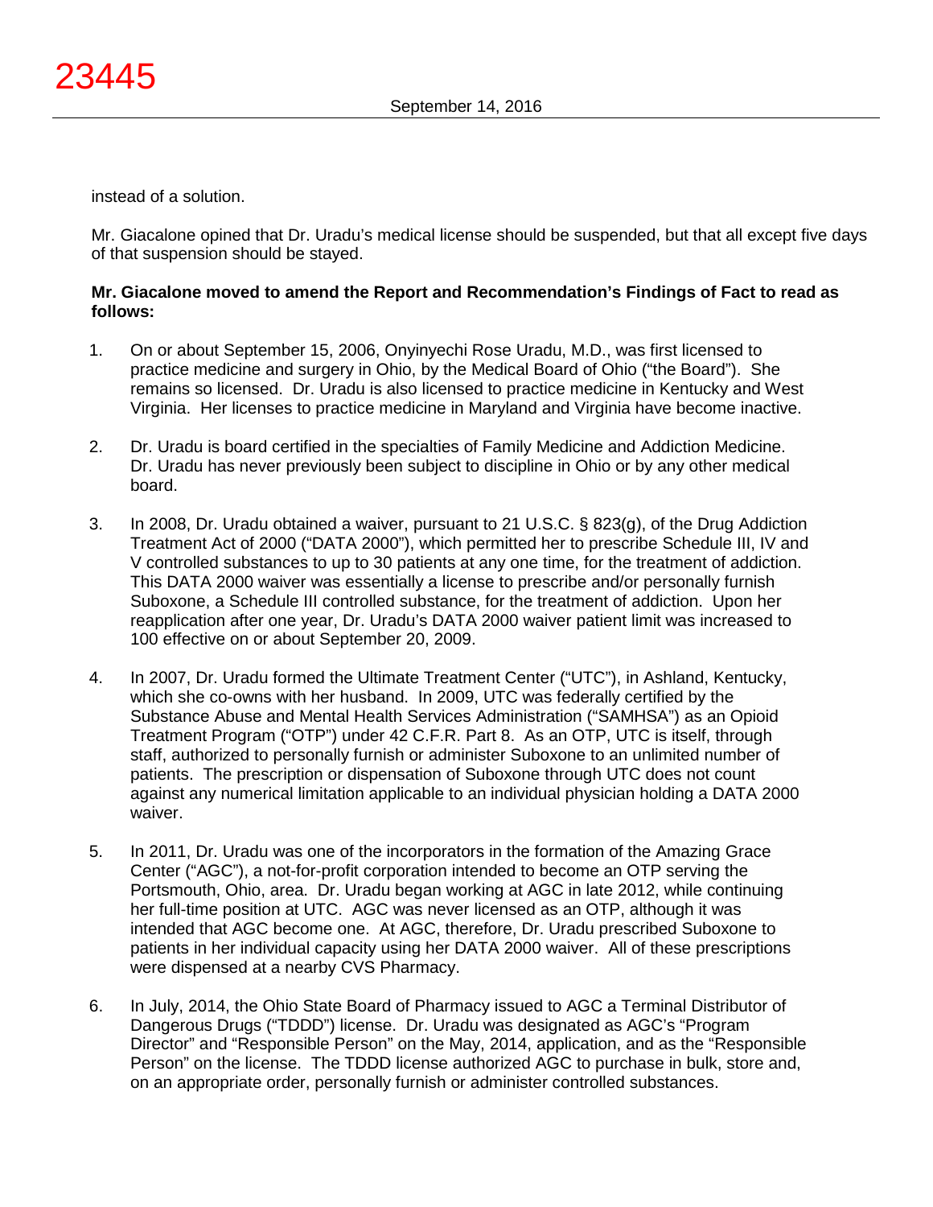instead of a solution.

Mr. Giacalone opined that Dr. Uradu's medical license should be suspended, but that all except five days of that suspension should be stayed.

**Mr. Giacalone moved to amend the Report and Recommendation's Findings of Fact to read as follows:**

1. On or about September 15, 2006, Onyinyechi Rose Uradu, M.D., was first licensed to practice medicine and surgery in Ohio, by the Medical Board of Ohio ("the Board"). She remains so licensed. Dr. Uradu is also licensed to practice medicine in Kentucky and West Virginia. Her licenses to practice medicine in Maryland and Virginia have become inactive.

2. Dr. Uradu is board certified in the specialties of Family Medicine and Addiction Medicine. Dr. Uradu has never previously been subject to discipline in Ohio or by any other medical board.

3. In 2008, Dr. Uradu obtained a waiver, pursuant to 21 U.S.C. § 823(g), of the Drug Addiction Treatment Act of 2000 ("DATA 2000"), which permitted her to prescribe Schedule III, IV and V controlled substances to up to 30 patients at any one time, for the treatment of addiction. This DATA 2000 waiver was essentially a license to prescribe and/or personally furnish Suboxone, a Schedule III controlled substance, for the treatment of addiction. Upon her reapplication after one year, Dr. Uradu's DATA 2000 waiver patient limit was increased to 100 effective on or about September 20, 2009.

4. In 2007, Dr. Uradu formed the Ultimate Treatment Center ("UTC"), in Ashland, Kentucky, which she co-owns with her husband. In 2009, UTC was federally certified by the Substance Abuse and Mental Health Services Administration ("SAMHSA") as an Opioid Treatment Program ("OTP") under 42 C.F.R. Part 8. As an OTP, UTC is itself, through staff, authorized to personally furnish or administer Suboxone to an unlimited number of patients. The prescription or dispensation of Suboxone through UTC does not count against any numerical limitation applicable to an individual physician holding a DATA 2000 waiver.

5. In 2011, Dr. Uradu was one of the incorporators in the formation of the Amazing Grace Center ("AGC"), a not-for-profit corporation intended to become an OTP serving the Portsmouth, Ohio, area. Dr. Uradu began working at AGC in late 2012, while continuing her full-time position at UTC. AGC was never licensed as an OTP, although it was intended that AGC become one. At AGC, therefore, Dr. Uradu prescribed Suboxone to patients in her individual capacity using her DATA 2000 waiver. All of these prescriptions were dispensed at a nearby CVS Pharmacy.

6. In July, 2014, the Ohio State Board of Pharmacy issued to AGC a Terminal Distributor of Dangerous Drugs ("TDDD") license. Dr. Uradu was designated as AGC's "Program Director" and "Responsible Person" on the May, 2014, application, and as the "Responsible Person" on the license. The TDDD license authorized AGC to purchase in bulk, store and, on an appropriate order, personally furnish or administer controlled substances.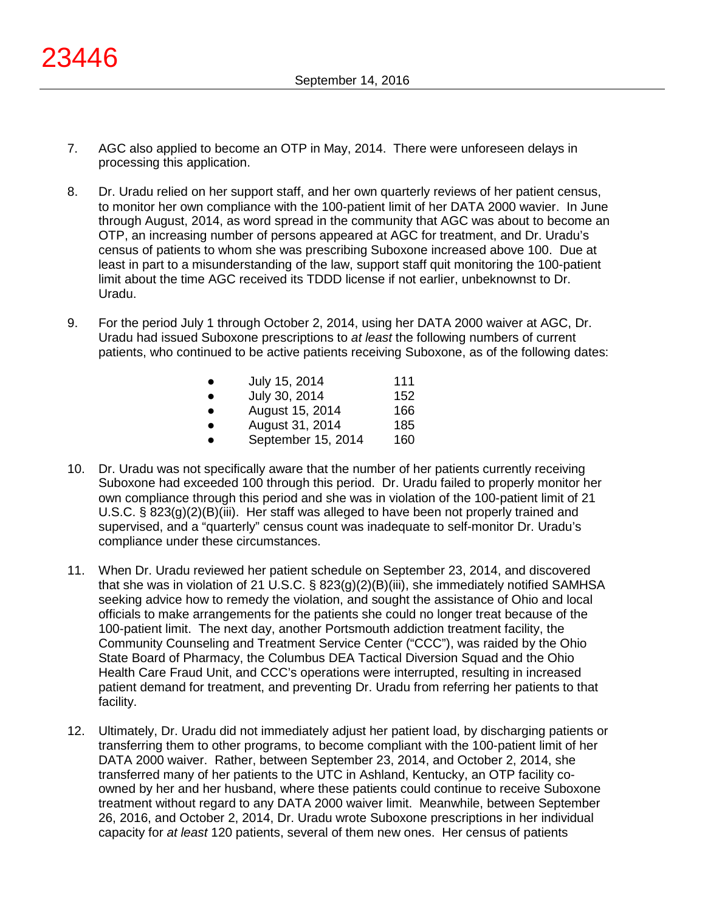7. AGC also applied to become an OTP in May, 2014. There were unforeseen delays in processing this application.

8. Dr. Uradu relied on her support staff, and her own quarterly reviews of her patient census, to monitor her own compliance with the 100-patient limit of her DATA 2000 wavier. In June through August, 2014, as word spread in the community that AGC was about to become an OTP, an increasing number of persons appeared at AGC for treatment, and Dr. Uradu's census of patients to whom she was prescribing Suboxone increased above 100. Due at least in part to a misunderstanding of the law, support staff quit monitoring the 100-patient limit about the time AGC received its TDDD license if not earlier, unbeknownst to Dr. Uradu.

9. For the period July 1 through October 2, 2014, using her DATA 2000 waiver at AGC, Dr. Uradu had issued Suboxone prescriptions to *at least* the following numbers of current patients, who continued to be active patients receiving Suboxone, as of the following dates:

   - July 15, 2014 — 111
   - July 30, 2014 — 152
   - August 15, 2014 — 166
   - August 31, 2014 — 185
   - September 15, 2014 — 160

10. Dr. Uradu was not specifically aware that the number of her patients currently receiving Suboxone had exceeded 100 through this period. Dr. Uradu failed to properly monitor her own compliance through this period and she was in violation of the 100-patient limit of 21 U.S.C. § 823(g)(2)(B)(iii). Her staff was alleged to have been not properly trained and supervised, and a "quarterly" census count was inadequate to self-monitor Dr. Uradu's compliance under these circumstances.

11. When Dr. Uradu reviewed her patient schedule on September 23, 2014, and discovered that she was in violation of 21 U.S.C. § 823(g)(2)(B)(iii), she immediately notified SAMHSA seeking advice how to remedy the violation, and sought the assistance of Ohio and local officials to make arrangements for the patients she could no longer treat because of the 100-patient limit. The next day, another Portsmouth addiction treatment facility, the Community Counseling and Treatment Service Center ("CCC"), was raided by the Ohio State Board of Pharmacy, the Columbus DEA Tactical Diversion Squad and the Ohio Health Care Fraud Unit, and CCC's operations were interrupted, resulting in increased patient demand for treatment, and preventing Dr. Uradu from referring her patients to that facility.

12. Ultimately, Dr. Uradu did not immediately adjust her patient load, by discharging patients or transferring them to other programs, to become compliant with the 100-patient limit of her DATA 2000 waiver. Rather, between September 23, 2014, and October 2, 2014, she transferred many of her patients to the UTC in Ashland, Kentucky, an OTP facility co-owned by her and her husband, where these patients could continue to receive Suboxone treatment without regard to any DATA 2000 waiver limit. Meanwhile, between September 26, 2016, and October 2, 2014, Dr. Uradu wrote Suboxone prescriptions in her individual capacity for *at least* 120 patients, several of them new ones. Her census of patients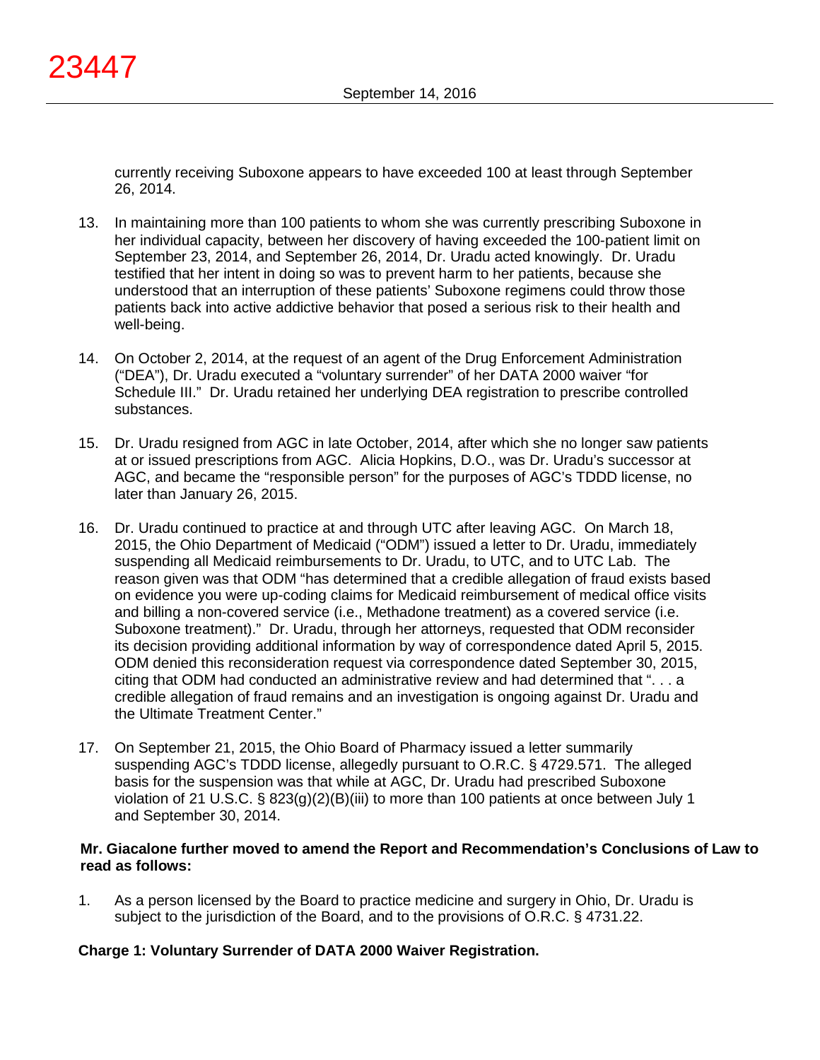currently receiving Suboxone appears to have exceeded 100 at least through September 26, 2014.

13. In maintaining more than 100 patients to whom she was currently prescribing Suboxone in her individual capacity, between her discovery of having exceeded the 100-patient limit on September 23, 2014, and September 26, 2014, Dr. Uradu acted knowingly. Dr. Uradu testified that her intent in doing so was to prevent harm to her patients, because she understood that an interruption of these patients' Suboxone regimens could throw those patients back into active addictive behavior that posed a serious risk to their health and well-being.

14. On October 2, 2014, at the request of an agent of the Drug Enforcement Administration ("DEA"), Dr. Uradu executed a "voluntary surrender" of her DATA 2000 waiver "for Schedule III." Dr. Uradu retained her underlying DEA registration to prescribe controlled substances.

15. Dr. Uradu resigned from AGC in late October, 2014, after which she no longer saw patients at or issued prescriptions from AGC. Alicia Hopkins, D.O., was Dr. Uradu's successor at AGC, and became the "responsible person" for the purposes of AGC's TDDD license, no later than January 26, 2015.

16. Dr. Uradu continued to practice at and through UTC after leaving AGC. On March 18, 2015, the Ohio Department of Medicaid ("ODM") issued a letter to Dr. Uradu, immediately suspending all Medicaid reimbursements to Dr. Uradu, to UTC, and to UTC Lab. The reason given was that ODM "has determined that a credible allegation of fraud exists based on evidence you were up-coding claims for Medicaid reimbursement of medical office visits and billing a non-covered service (i.e., Methadone treatment) as a covered service (i.e. Suboxone treatment)." Dr. Uradu, through her attorneys, requested that ODM reconsider its decision providing additional information by way of correspondence dated April 5, 2015. ODM denied this reconsideration request via correspondence dated September 30, 2015, citing that ODM had conducted an administrative review and had determined that ". . . a credible allegation of fraud remains and an investigation is ongoing against Dr. Uradu and the Ultimate Treatment Center."

17. On September 21, 2015, the Ohio Board of Pharmacy issued a letter summarily suspending AGC's TDDD license, allegedly pursuant to O.R.C. § 4729.571. The alleged basis for the suspension was that while at AGC, Dr. Uradu had prescribed Suboxone violation of 21 U.S.C. § 823(g)(2)(B)(iii) to more than 100 patients at once between July 1 and September 30, 2014.

**Mr. Giacalone further moved to amend the Report and Recommendation's Conclusions of Law to read as follows:**

1. As a person licensed by the Board to practice medicine and surgery in Ohio, Dr. Uradu is subject to the jurisdiction of the Board, and to the provisions of O.R.C. § 4731.22.

**Charge 1: Voluntary Surrender of DATA 2000 Waiver Registration.**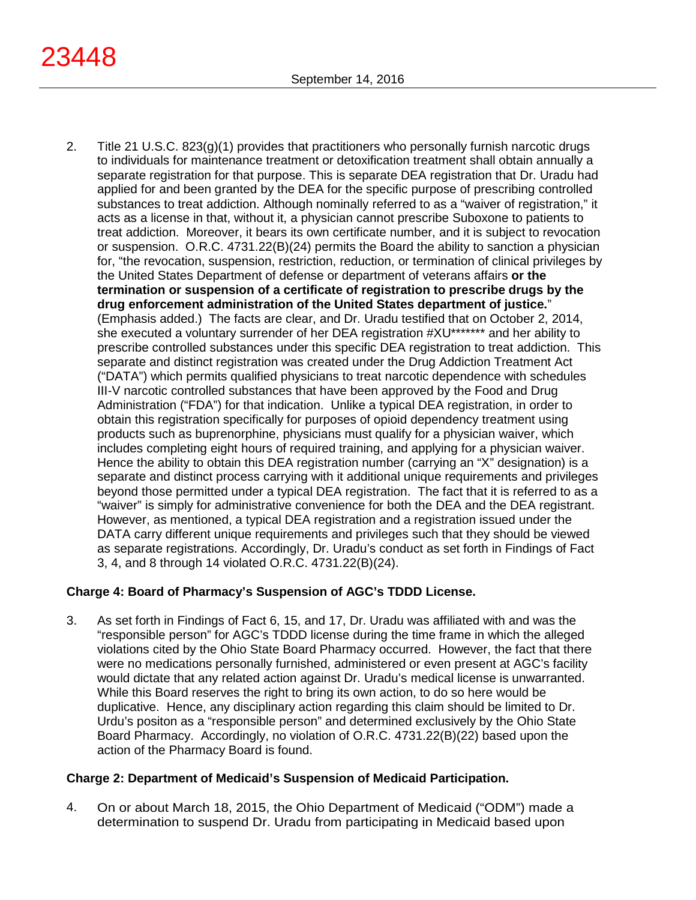2. Title 21 U.S.C. 823(g)(1) provides that practitioners who personally furnish narcotic drugs to individuals for maintenance treatment or detoxification treatment shall obtain annually a separate registration for that purpose. This is separate DEA registration that Dr. Uradu had applied for and been granted by the DEA for the specific purpose of prescribing controlled substances to treat addiction. Although nominally referred to as a "waiver of registration," it acts as a license in that, without it, a physician cannot prescribe Suboxone to patients to treat addiction. Moreover, it bears its own certificate number, and it is subject to revocation or suspension. O.R.C. 4731.22(B)(24) permits the Board the ability to sanction a physician for, "the revocation, suspension, restriction, reduction, or termination of clinical privileges by the United States Department of defense or department of veterans affairs **or the termination or suspension of a certificate of registration to prescribe drugs by the drug enforcement administration of the United States department of justice.**" (Emphasis added.) The facts are clear, and Dr. Uradu testified that on October 2, 2014, she executed a voluntary surrender of her DEA registration #XU******* and her ability to prescribe controlled substances under this specific DEA registration to treat addiction. This separate and distinct registration was created under the Drug Addiction Treatment Act ("DATA") which permits qualified physicians to treat narcotic dependence with schedules III-V narcotic controlled substances that have been approved by the Food and Drug Administration ("FDA") for that indication. Unlike a typical DEA registration, in order to obtain this registration specifically for purposes of opioid dependency treatment using products such as buprenorphine, physicians must qualify for a physician waiver, which includes completing eight hours of required training, and applying for a physician waiver. Hence the ability to obtain this DEA registration number (carrying an "X" designation) is a separate and distinct process carrying with it additional unique requirements and privileges beyond those permitted under a typical DEA registration. The fact that it is referred to as a "waiver" is simply for administrative convenience for both the DEA and the DEA registrant. However, as mentioned, a typical DEA registration and a registration issued under the DATA carry different unique requirements and privileges such that they should be viewed as separate registrations. Accordingly, Dr. Uradu's conduct as set forth in Findings of Fact 3, 4, and 8 through 14 violated O.R.C. 4731.22(B)(24).

**Charge 4: Board of Pharmacy's Suspension of AGC's TDDD License.**

3. As set forth in Findings of Fact 6, 15, and 17, Dr. Uradu was affiliated with and was the "responsible person" for AGC's TDDD license during the time frame in which the alleged violations cited by the Ohio State Board Pharmacy occurred. However, the fact that there were no medications personally furnished, administered or even present at AGC's facility would dictate that any related action against Dr. Uradu's medical license is unwarranted. While this Board reserves the right to bring its own action, to do so here would be duplicative. Hence, any disciplinary action regarding this claim should be limited to Dr. Urdu's positon as a "responsible person" and determined exclusively by the Ohio State Board Pharmacy. Accordingly, no violation of O.R.C. 4731.22(B)(22) based upon the action of the Pharmacy Board is found.

**Charge 2: Department of Medicaid's Suspension of Medicaid Participation.**

4. On or about March 18, 2015, the Ohio Department of Medicaid ("ODM") made a determination to suspend Dr. Uradu from participating in Medicaid based upon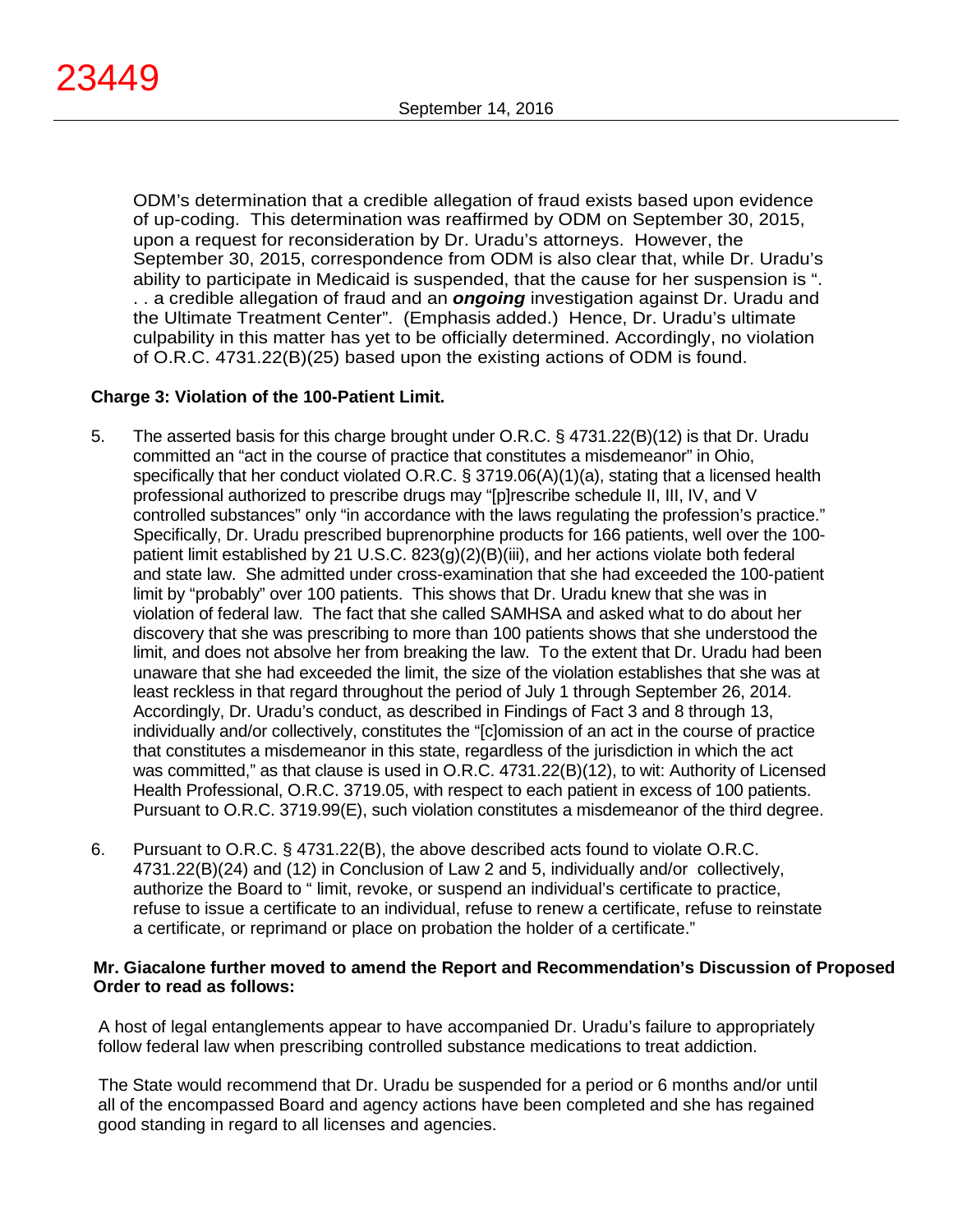ODM's determination that a credible allegation of fraud exists based upon evidence of up-coding. This determination was reaffirmed by ODM on September 30, 2015, upon a request for reconsideration by Dr. Uradu's attorneys. However, the September 30, 2015, correspondence from ODM is also clear that, while Dr. Uradu's ability to participate in Medicaid is suspended, that the cause for her suspension is ". . . a credible allegation of fraud and an ***ongoing*** investigation against Dr. Uradu and the Ultimate Treatment Center". (Emphasis added.) Hence, Dr. Uradu's ultimate culpability in this matter has yet to be officially determined. Accordingly, no violation of O.R.C. 4731.22(B)(25) based upon the existing actions of ODM is found.

**Charge 3: Violation of the 100-Patient Limit.**

5. The asserted basis for this charge brought under O.R.C. § 4731.22(B)(12) is that Dr. Uradu committed an "act in the course of practice that constitutes a misdemeanor" in Ohio, specifically that her conduct violated O.R.C. § 3719.06(A)(1)(a), stating that a licensed health professional authorized to prescribe drugs may "[p]rescribe schedule II, III, IV, and V controlled substances" only "in accordance with the laws regulating the profession's practice." Specifically, Dr. Uradu prescribed buprenorphine products for 166 patients, well over the 100-patient limit established by 21 U.S.C. 823(g)(2)(B)(iii), and her actions violate both federal and state law. She admitted under cross-examination that she had exceeded the 100-patient limit by "probably" over 100 patients. This shows that Dr. Uradu knew that she was in violation of federal law. The fact that she called SAMHSA and asked what to do about her discovery that she was prescribing to more than 100 patients shows that she understood the limit, and does not absolve her from breaking the law. To the extent that Dr. Uradu had been unaware that she had exceeded the limit, the size of the violation establishes that she was at least reckless in that regard throughout the period of July 1 through September 26, 2014. Accordingly, Dr. Uradu's conduct, as described in Findings of Fact 3 and 8 through 13, individually and/or collectively, constitutes the "[c]omission of an act in the course of practice that constitutes a misdemeanor in this state, regardless of the jurisdiction in which the act was committed," as that clause is used in O.R.C. 4731.22(B)(12), to wit: Authority of Licensed Health Professional, O.R.C. 3719.05, with respect to each patient in excess of 100 patients. Pursuant to O.R.C. 3719.99(E), such violation constitutes a misdemeanor of the third degree.

6. Pursuant to O.R.C. § 4731.22(B), the above described acts found to violate O.R.C. 4731.22(B)(24) and (12) in Conclusion of Law 2 and 5, individually and/or collectively, authorize the Board to " limit, revoke, or suspend an individual's certificate to practice, refuse to issue a certificate to an individual, refuse to renew a certificate, refuse to reinstate a certificate, or reprimand or place on probation the holder of a certificate."

**Mr. Giacalone further moved to amend the Report and Recommendation's Discussion of Proposed Order to read as follows:**

A host of legal entanglements appear to have accompanied Dr. Uradu's failure to appropriately follow federal law when prescribing controlled substance medications to treat addiction.

The State would recommend that Dr. Uradu be suspended for a period or 6 months and/or until all of the encompassed Board and agency actions have been completed and she has regained good standing in regard to all licenses and agencies.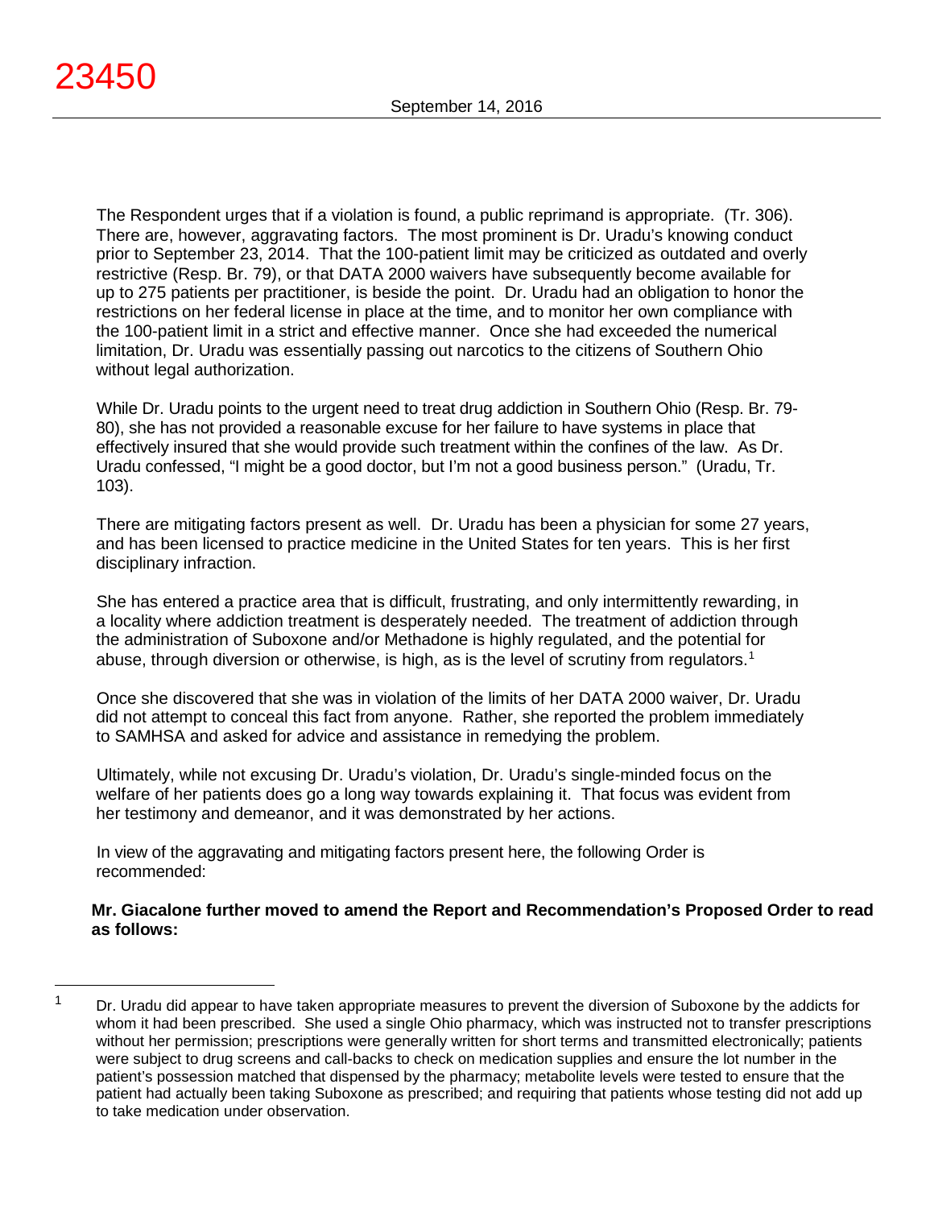The Respondent urges that if a violation is found, a public reprimand is appropriate. (Tr. 306). There are, however, aggravating factors. The most prominent is Dr. Uradu's knowing conduct prior to September 23, 2014. That the 100-patient limit may be criticized as outdated and overly restrictive (Resp. Br. 79), or that DATA 2000 waivers have subsequently become available for up to 275 patients per practitioner, is beside the point. Dr. Uradu had an obligation to honor the restrictions on her federal license in place at the time, and to monitor her own compliance with the 100-patient limit in a strict and effective manner. Once she had exceeded the numerical limitation, Dr. Uradu was essentially passing out narcotics to the citizens of Southern Ohio without legal authorization.

While Dr. Uradu points to the urgent need to treat drug addiction in Southern Ohio (Resp. Br. 79-80), she has not provided a reasonable excuse for her failure to have systems in place that effectively insured that she would provide such treatment within the confines of the law. As Dr. Uradu confessed, "I might be a good doctor, but I'm not a good business person." (Uradu, Tr. 103).

There are mitigating factors present as well. Dr. Uradu has been a physician for some 27 years, and has been licensed to practice medicine in the United States for ten years. This is her first disciplinary infraction.

She has entered a practice area that is difficult, frustrating, and only intermittently rewarding, in a locality where addiction treatment is desperately needed. The treatment of addiction through the administration of Suboxone and/or Methadone is highly regulated, and the potential for abuse, through diversion or otherwise, is high, as is the level of scrutiny from regulators.[1]

Once she discovered that she was in violation of the limits of her DATA 2000 waiver, Dr. Uradu did not attempt to conceal this fact from anyone. Rather, she reported the problem immediately to SAMHSA and asked for advice and assistance in remedying the problem.

Ultimately, while not excusing Dr. Uradu's violation, Dr. Uradu's single-minded focus on the welfare of her patients does go a long way towards explaining it. That focus was evident from her testimony and demeanor, and it was demonstrated by her actions.

In view of the aggravating and mitigating factors present here, the following Order is recommended:

**Mr. Giacalone further moved to amend the Report and Recommendation's Proposed Order to read as follows:**

---

[1] Dr. Uradu did appear to have taken appropriate measures to prevent the diversion of Suboxone by the addicts for whom it had been prescribed. She used a single Ohio pharmacy, which was instructed not to transfer prescriptions without her permission; prescriptions were generally written for short terms and transmitted electronically; patients were subject to drug screens and call-backs to check on medication supplies and ensure the lot number in the patient's possession matched that dispensed by the pharmacy; metabolite levels were tested to ensure that the patient had actually been taking Suboxone as prescribed; and requiring that patients whose testing did not add up to take medication under observation.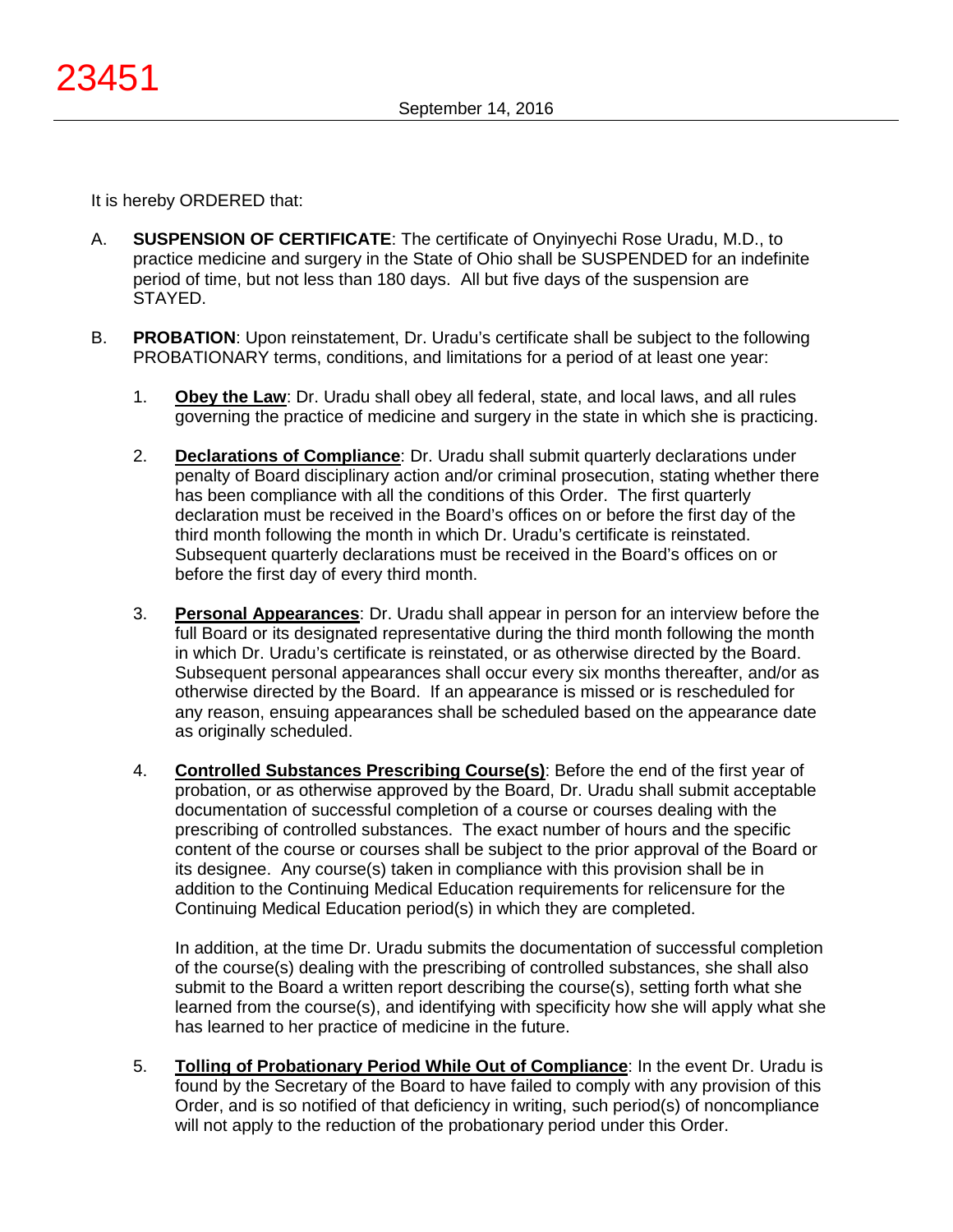It is hereby ORDERED that:

A. **SUSPENSION OF CERTIFICATE**: The certificate of Onyinyechi Rose Uradu, M.D., to practice medicine and surgery in the State of Ohio shall be SUSPENDED for an indefinite period of time, but not less than 180 days. All but five days of the suspension are STAYED.

B. **PROBATION**: Upon reinstatement, Dr. Uradu's certificate shall be subject to the following PROBATIONARY terms, conditions, and limitations for a period of at least one year:

   1. **Obey the Law**: Dr. Uradu shall obey all federal, state, and local laws, and all rules governing the practice of medicine and surgery in the state in which she is practicing.

   2. **Declarations of Compliance**: Dr. Uradu shall submit quarterly declarations under penalty of Board disciplinary action and/or criminal prosecution, stating whether there has been compliance with all the conditions of this Order. The first quarterly declaration must be received in the Board's offices on or before the first day of the third month following the month in which Dr. Uradu's certificate is reinstated. Subsequent quarterly declarations must be received in the Board's offices on or before the first day of every third month.

   3. **Personal Appearances**: Dr. Uradu shall appear in person for an interview before the full Board or its designated representative during the third month following the month in which Dr. Uradu's certificate is reinstated, or as otherwise directed by the Board. Subsequent personal appearances shall occur every six months thereafter, and/or as otherwise directed by the Board. If an appearance is missed or is rescheduled for any reason, ensuing appearances shall be scheduled based on the appearance date as originally scheduled.

   4. **Controlled Substances Prescribing Course(s)**: Before the end of the first year of probation, or as otherwise approved by the Board, Dr. Uradu shall submit acceptable documentation of successful completion of a course or courses dealing with the prescribing of controlled substances. The exact number of hours and the specific content of the course or courses shall be subject to the prior approval of the Board or its designee. Any course(s) taken in compliance with this provision shall be in addition to the Continuing Medical Education requirements for relicensure for the Continuing Medical Education period(s) in which they are completed.

      In addition, at the time Dr. Uradu submits the documentation of successful completion of the course(s) dealing with the prescribing of controlled substances, she shall also submit to the Board a written report describing the course(s), setting forth what she learned from the course(s), and identifying with specificity how she will apply what she has learned to her practice of medicine in the future.

   5. **Tolling of Probationary Period While Out of Compliance**: In the event Dr. Uradu is found by the Secretary of the Board to have failed to comply with any provision of this Order, and is so notified of that deficiency in writing, such period(s) of noncompliance will not apply to the reduction of the probationary period under this Order.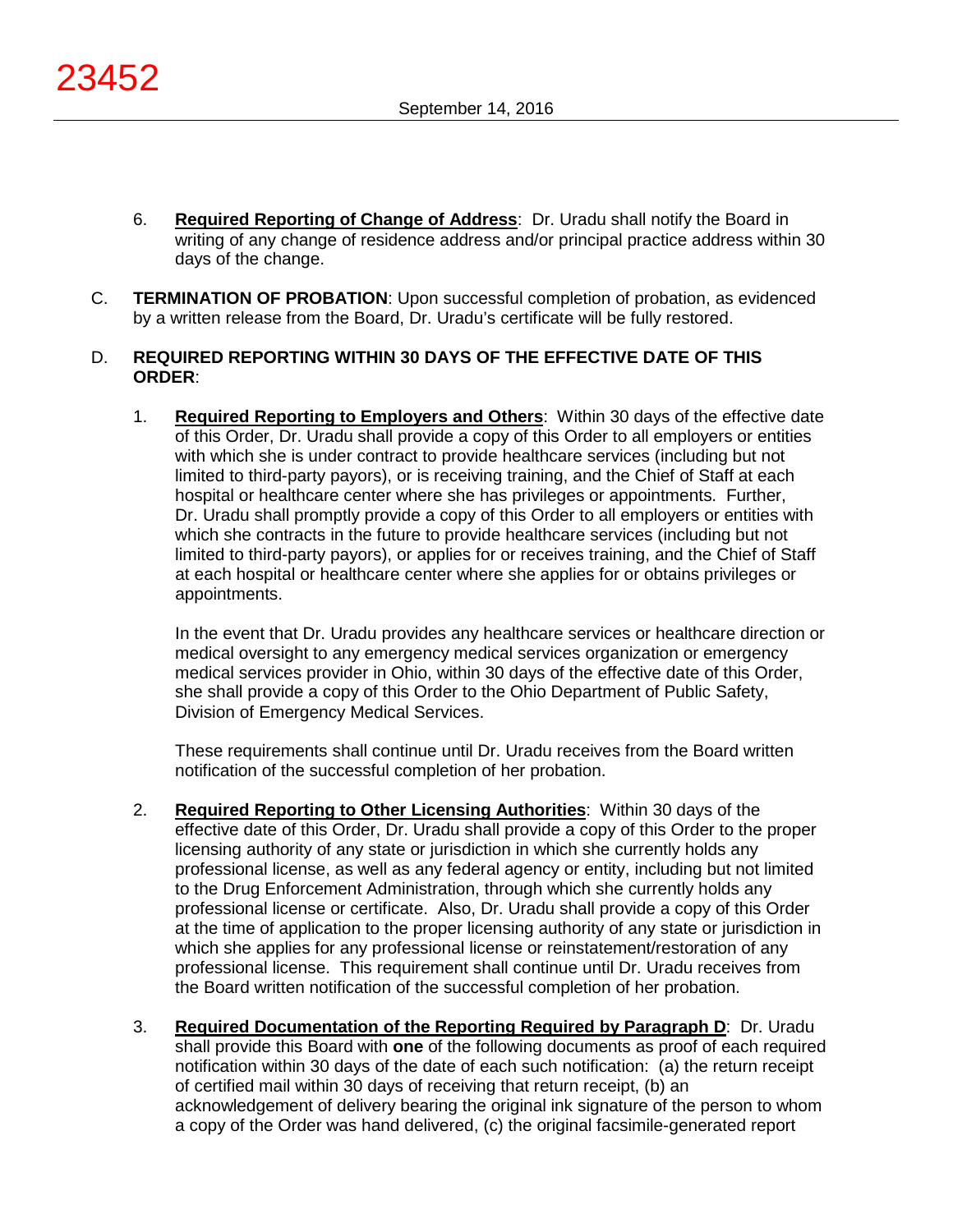6. **Required Reporting of Change of Address**: Dr. Uradu shall notify the Board in writing of any change of residence address and/or principal practice address within 30 days of the change.

C. **TERMINATION OF PROBATION**: Upon successful completion of probation, as evidenced by a written release from the Board, Dr. Uradu's certificate will be fully restored.

D. **REQUIRED REPORTING WITHIN 30 DAYS OF THE EFFECTIVE DATE OF THIS ORDER**:

1. **Required Reporting to Employers and Others**: Within 30 days of the effective date of this Order, Dr. Uradu shall provide a copy of this Order to all employers or entities with which she is under contract to provide healthcare services (including but not limited to third-party payors), or is receiving training, and the Chief of Staff at each hospital or healthcare center where she has privileges or appointments. Further, Dr. Uradu shall promptly provide a copy of this Order to all employers or entities with which she contracts in the future to provide healthcare services (including but not limited to third-party payors), or applies for or receives training, and the Chief of Staff at each hospital or healthcare center where she applies for or obtains privileges or appointments.

   In the event that Dr. Uradu provides any healthcare services or healthcare direction or medical oversight to any emergency medical services organization or emergency medical services provider in Ohio, within 30 days of the effective date of this Order, she shall provide a copy of this Order to the Ohio Department of Public Safety, Division of Emergency Medical Services.

   These requirements shall continue until Dr. Uradu receives from the Board written notification of the successful completion of her probation.

2. **Required Reporting to Other Licensing Authorities**: Within 30 days of the effective date of this Order, Dr. Uradu shall provide a copy of this Order to the proper licensing authority of any state or jurisdiction in which she currently holds any professional license, as well as any federal agency or entity, including but not limited to the Drug Enforcement Administration, through which she currently holds any professional license or certificate. Also, Dr. Uradu shall provide a copy of this Order at the time of application to the proper licensing authority of any state or jurisdiction in which she applies for any professional license or reinstatement/restoration of any professional license. This requirement shall continue until Dr. Uradu receives from the Board written notification of the successful completion of her probation.

3. **Required Documentation of the Reporting Required by Paragraph D**: Dr. Uradu shall provide this Board with **one** of the following documents as proof of each required notification within 30 days of the date of each such notification: (a) the return receipt of certified mail within 30 days of receiving that return receipt, (b) an acknowledgement of delivery bearing the original ink signature of the person to whom a copy of the Order was hand delivered, (c) the original facsimile-generated report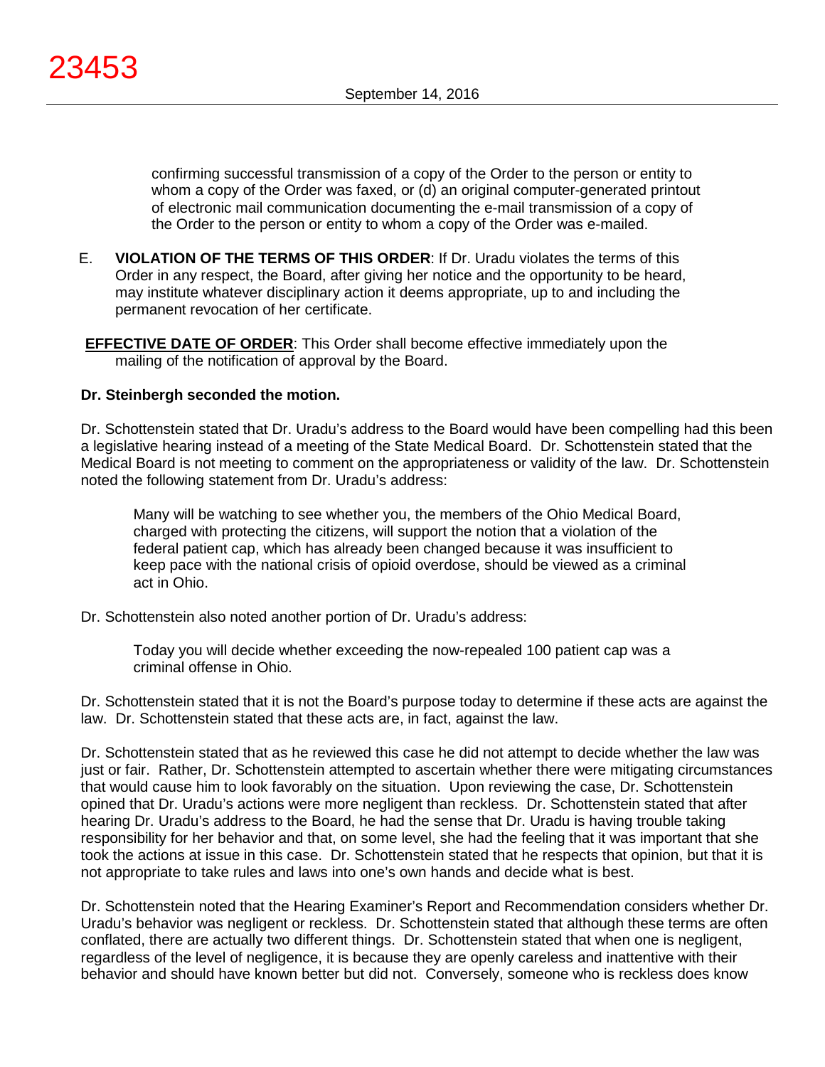confirming successful transmission of a copy of the Order to the person or entity to whom a copy of the Order was faxed, or (d) an original computer-generated printout of electronic mail communication documenting the e-mail transmission of a copy of the Order to the person or entity to whom a copy of the Order was e-mailed.

E. **VIOLATION OF THE TERMS OF THIS ORDER**: If Dr. Uradu violates the terms of this Order in any respect, the Board, after giving her notice and the opportunity to be heard, may institute whatever disciplinary action it deems appropriate, up to and including the permanent revocation of her certificate.

**EFFECTIVE DATE OF ORDER**: This Order shall become effective immediately upon the mailing of the notification of approval by the Board.

**Dr. Steinbergh seconded the motion.**

Dr. Schottenstein stated that Dr. Uradu's address to the Board would have been compelling had this been a legislative hearing instead of a meeting of the State Medical Board. Dr. Schottenstein stated that the Medical Board is not meeting to comment on the appropriateness or validity of the law. Dr. Schottenstein noted the following statement from Dr. Uradu's address:

> Many will be watching to see whether you, the members of the Ohio Medical Board, charged with protecting the citizens, will support the notion that a violation of the federal patient cap, which has already been changed because it was insufficient to keep pace with the national crisis of opioid overdose, should be viewed as a criminal act in Ohio.

Dr. Schottenstein also noted another portion of Dr. Uradu's address:

> Today you will decide whether exceeding the now-repealed 100 patient cap was a criminal offense in Ohio.

Dr. Schottenstein stated that it is not the Board's purpose today to determine if these acts are against the law. Dr. Schottenstein stated that these acts are, in fact, against the law.

Dr. Schottenstein stated that as he reviewed this case he did not attempt to decide whether the law was just or fair. Rather, Dr. Schottenstein attempted to ascertain whether there were mitigating circumstances that would cause him to look favorably on the situation. Upon reviewing the case, Dr. Schottenstein opined that Dr. Uradu's actions were more negligent than reckless. Dr. Schottenstein stated that after hearing Dr. Uradu's address to the Board, he had the sense that Dr. Uradu is having trouble taking responsibility for her behavior and that, on some level, she had the feeling that it was important that she took the actions at issue in this case. Dr. Schottenstein stated that he respects that opinion, but that it is not appropriate to take rules and laws into one's own hands and decide what is best.

Dr. Schottenstein noted that the Hearing Examiner's Report and Recommendation considers whether Dr. Uradu's behavior was negligent or reckless. Dr. Schottenstein stated that although these terms are often conflated, there are actually two different things. Dr. Schottenstein stated that when one is negligent, regardless of the level of negligence, it is because they are openly careless and inattentive with their behavior and should have known better but did not. Conversely, someone who is reckless does know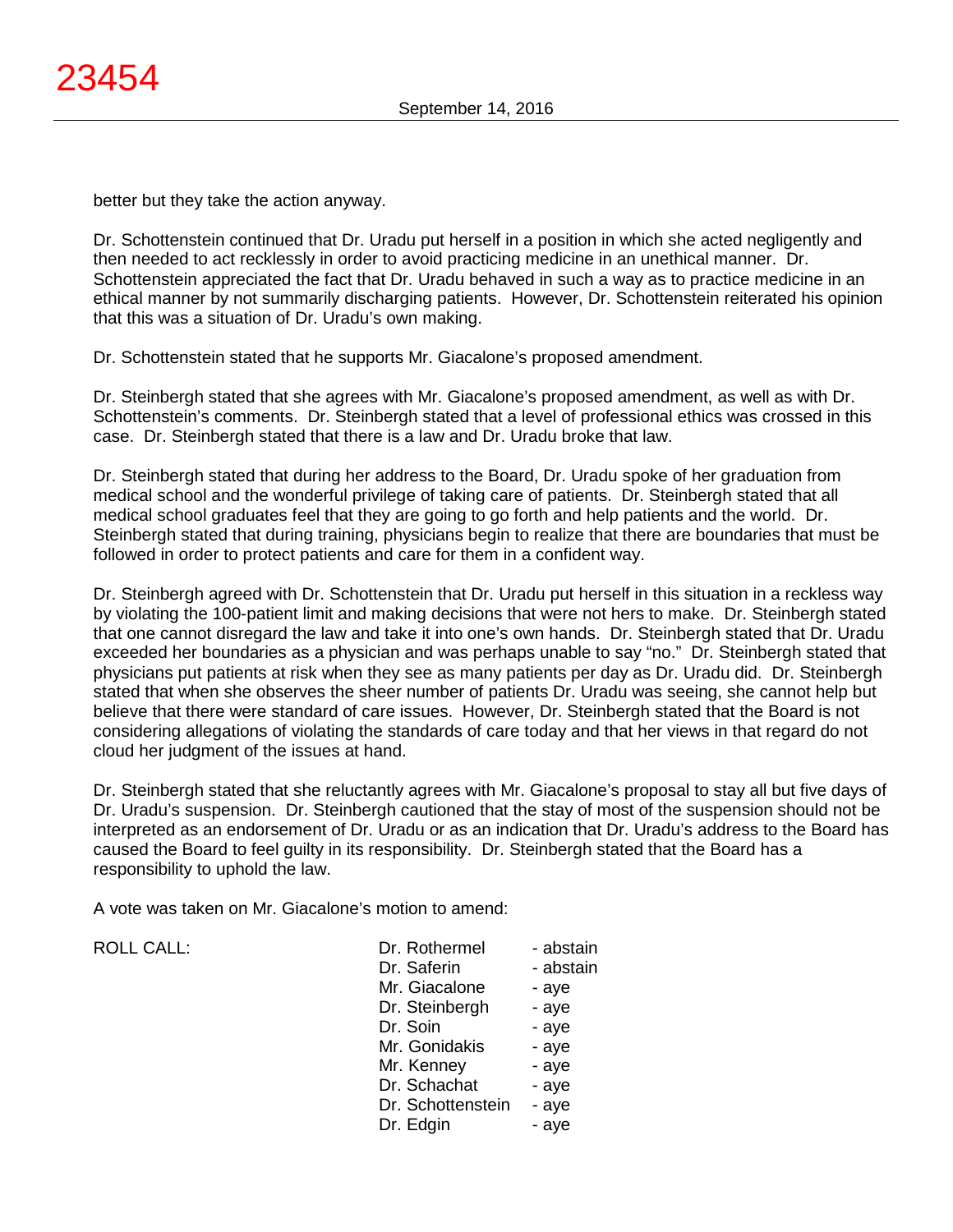better but they take the action anyway.

Dr. Schottenstein continued that Dr. Uradu put herself in a position in which she acted negligently and then needed to act recklessly in order to avoid practicing medicine in an unethical manner. Dr. Schottenstein appreciated the fact that Dr. Uradu behaved in such a way as to practice medicine in an ethical manner by not summarily discharging patients. However, Dr. Schottenstein reiterated his opinion that this was a situation of Dr. Uradu's own making.

Dr. Schottenstein stated that he supports Mr. Giacalone's proposed amendment.

Dr. Steinbergh stated that she agrees with Mr. Giacalone's proposed amendment, as well as with Dr. Schottenstein's comments. Dr. Steinbergh stated that a level of professional ethics was crossed in this case. Dr. Steinbergh stated that there is a law and Dr. Uradu broke that law.

Dr. Steinbergh stated that during her address to the Board, Dr. Uradu spoke of her graduation from medical school and the wonderful privilege of taking care of patients. Dr. Steinbergh stated that all medical school graduates feel that they are going to go forth and help patients and the world. Dr. Steinbergh stated that during training, physicians begin to realize that there are boundaries that must be followed in order to protect patients and care for them in a confident way.

Dr. Steinbergh agreed with Dr. Schottenstein that Dr. Uradu put herself in this situation in a reckless way by violating the 100-patient limit and making decisions that were not hers to make. Dr. Steinbergh stated that one cannot disregard the law and take it into one's own hands. Dr. Steinbergh stated that Dr. Uradu exceeded her boundaries as a physician and was perhaps unable to say "no." Dr. Steinbergh stated that physicians put patients at risk when they see as many patients per day as Dr. Uradu did. Dr. Steinbergh stated that when she observes the sheer number of patients Dr. Uradu was seeing, she cannot help but believe that there were standard of care issues. However, Dr. Steinbergh stated that the Board is not considering allegations of violating the standards of care today and that her views in that regard do not cloud her judgment of the issues at hand.

Dr. Steinbergh stated that she reluctantly agrees with Mr. Giacalone's proposal to stay all but five days of Dr. Uradu's suspension. Dr. Steinbergh cautioned that the stay of most of the suspension should not be interpreted as an endorsement of Dr. Uradu or as an indication that Dr. Uradu's address to the Board has caused the Board to feel guilty in its responsibility. Dr. Steinbergh stated that the Board has a responsibility to uphold the law.

A vote was taken on Mr. Giacalone's motion to amend:

| ROLL CALL: | | |
|---|---|---|
| | Dr. Rothermel | - abstain |
| | Dr. Saferin | - abstain |
| | Mr. Giacalone | - aye |
| | Dr. Steinbergh | - aye |
| | Dr. Soin | - aye |
| | Mr. Gonidakis | - aye |
| | Mr. Kenney | - aye |
| | Dr. Schachat | - aye |
| | Dr. Schottenstein | - aye |
| | Dr. Edgin | - aye |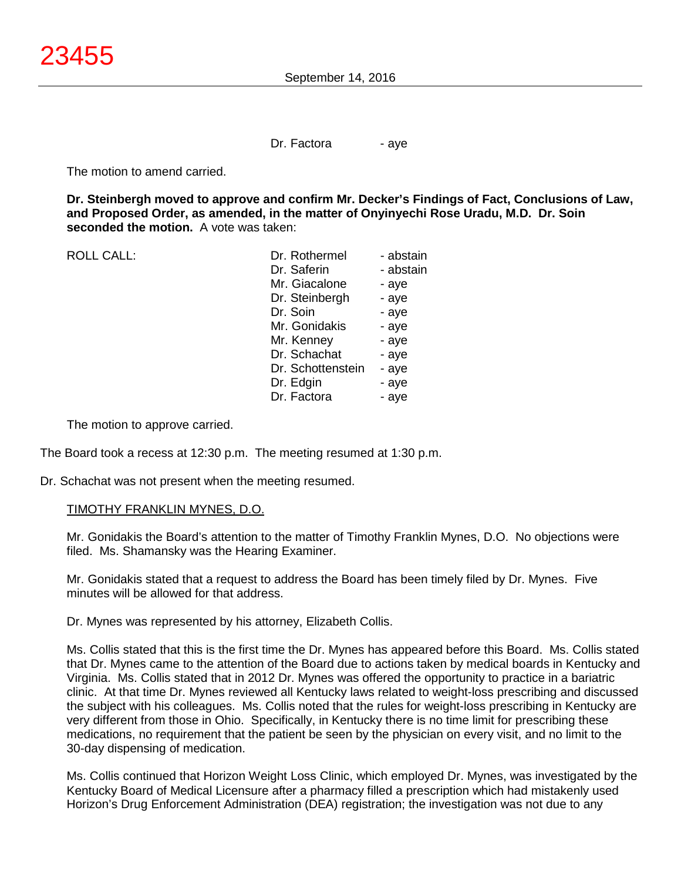Dr. Factora - aye

The motion to amend carried.

**Dr. Steinbergh moved to approve and confirm Mr. Decker's Findings of Fact, Conclusions of Law, and Proposed Order, as amended, in the matter of Onyinyechi Rose Uradu, M.D. Dr. Soin seconded the motion.** A vote was taken:

| ROLL CALL: | Dr. Rothermel | - abstain |
|---|---|---|
| | Dr. Saferin | - abstain |
| | Mr. Giacalone | - aye |
| | Dr. Steinbergh | - aye |
| | Dr. Soin | - aye |
| | Mr. Gonidakis | - aye |
| | Mr. Kenney | - aye |
| | Dr. Schachat | - aye |
| | Dr. Schottenstein | - aye |
| | Dr. Edgin | - aye |
| | Dr. Factora | - aye |

The motion to approve carried.

The Board took a recess at 12:30 p.m. The meeting resumed at 1:30 p.m.

Dr. Schachat was not present when the meeting resumed.

TIMOTHY FRANKLIN MYNES, D.O.

Mr. Gonidakis the Board's attention to the matter of Timothy Franklin Mynes, D.O. No objections were filed. Ms. Shamansky was the Hearing Examiner.

Mr. Gonidakis stated that a request to address the Board has been timely filed by Dr. Mynes. Five minutes will be allowed for that address.

Dr. Mynes was represented by his attorney, Elizabeth Collis.

Ms. Collis stated that this is the first time the Dr. Mynes has appeared before this Board. Ms. Collis stated that Dr. Mynes came to the attention of the Board due to actions taken by medical boards in Kentucky and Virginia. Ms. Collis stated that in 2012 Dr. Mynes was offered the opportunity to practice in a bariatric clinic. At that time Dr. Mynes reviewed all Kentucky laws related to weight-loss prescribing and discussed the subject with his colleagues. Ms. Collis noted that the rules for weight-loss prescribing in Kentucky are very different from those in Ohio. Specifically, in Kentucky there is no time limit for prescribing these medications, no requirement that the patient be seen by the physician on every visit, and no limit to the 30-day dispensing of medication.

Ms. Collis continued that Horizon Weight Loss Clinic, which employed Dr. Mynes, was investigated by the Kentucky Board of Medical Licensure after a pharmacy filled a prescription which had mistakenly used Horizon's Drug Enforcement Administration (DEA) registration; the investigation was not due to any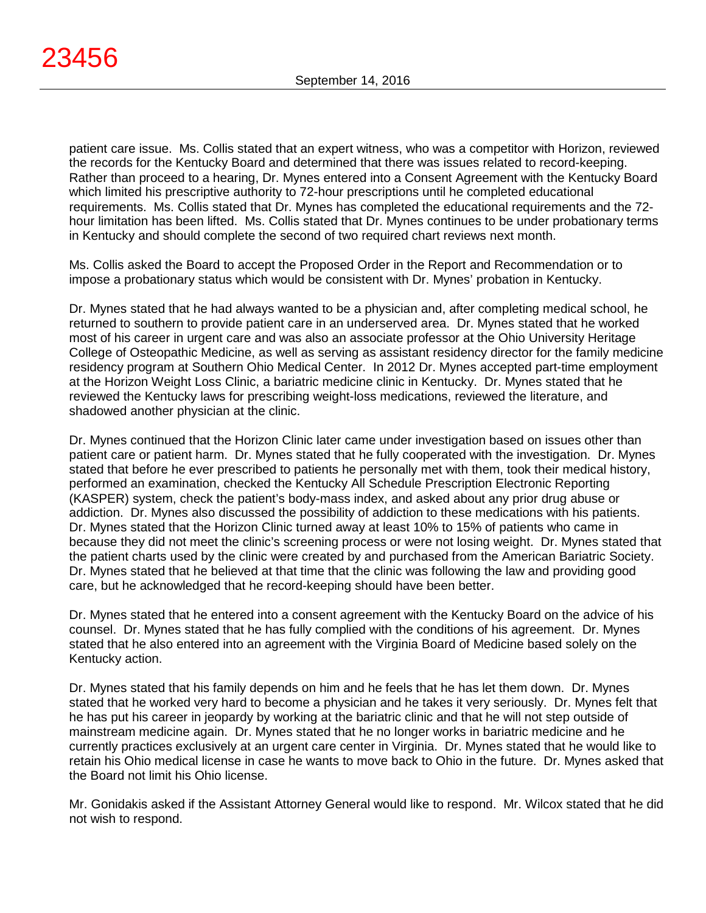patient care issue. Ms. Collis stated that an expert witness, who was a competitor with Horizon, reviewed the records for the Kentucky Board and determined that there was issues related to record-keeping. Rather than proceed to a hearing, Dr. Mynes entered into a Consent Agreement with the Kentucky Board which limited his prescriptive authority to 72-hour prescriptions until he completed educational requirements. Ms. Collis stated that Dr. Mynes has completed the educational requirements and the 72-hour limitation has been lifted. Ms. Collis stated that Dr. Mynes continues to be under probationary terms in Kentucky and should complete the second of two required chart reviews next month.

Ms. Collis asked the Board to accept the Proposed Order in the Report and Recommendation or to impose a probationary status which would be consistent with Dr. Mynes' probation in Kentucky.

Dr. Mynes stated that he had always wanted to be a physician and, after completing medical school, he returned to southern to provide patient care in an underserved area. Dr. Mynes stated that he worked most of his career in urgent care and was also an associate professor at the Ohio University Heritage College of Osteopathic Medicine, as well as serving as assistant residency director for the family medicine residency program at Southern Ohio Medical Center. In 2012 Dr. Mynes accepted part-time employment at the Horizon Weight Loss Clinic, a bariatric medicine clinic in Kentucky. Dr. Mynes stated that he reviewed the Kentucky laws for prescribing weight-loss medications, reviewed the literature, and shadowed another physician at the clinic.

Dr. Mynes continued that the Horizon Clinic later came under investigation based on issues other than patient care or patient harm. Dr. Mynes stated that he fully cooperated with the investigation. Dr. Mynes stated that before he ever prescribed to patients he personally met with them, took their medical history, performed an examination, checked the Kentucky All Schedule Prescription Electronic Reporting (KASPER) system, check the patient's body-mass index, and asked about any prior drug abuse or addiction. Dr. Mynes also discussed the possibility of addiction to these medications with his patients. Dr. Mynes stated that the Horizon Clinic turned away at least 10% to 15% of patients who came in because they did not meet the clinic's screening process or were not losing weight. Dr. Mynes stated that the patient charts used by the clinic were created by and purchased from the American Bariatric Society. Dr. Mynes stated that he believed at that time that the clinic was following the law and providing good care, but he acknowledged that he record-keeping should have been better.

Dr. Mynes stated that he entered into a consent agreement with the Kentucky Board on the advice of his counsel. Dr. Mynes stated that he has fully complied with the conditions of his agreement. Dr. Mynes stated that he also entered into an agreement with the Virginia Board of Medicine based solely on the Kentucky action.

Dr. Mynes stated that his family depends on him and he feels that he has let them down. Dr. Mynes stated that he worked very hard to become a physician and he takes it very seriously. Dr. Mynes felt that he has put his career in jeopardy by working at the bariatric clinic and that he will not step outside of mainstream medicine again. Dr. Mynes stated that he no longer works in bariatric medicine and he currently practices exclusively at an urgent care center in Virginia. Dr. Mynes stated that he would like to retain his Ohio medical license in case he wants to move back to Ohio in the future. Dr. Mynes asked that the Board not limit his Ohio license.

Mr. Gonidakis asked if the Assistant Attorney General would like to respond. Mr. Wilcox stated that he did not wish to respond.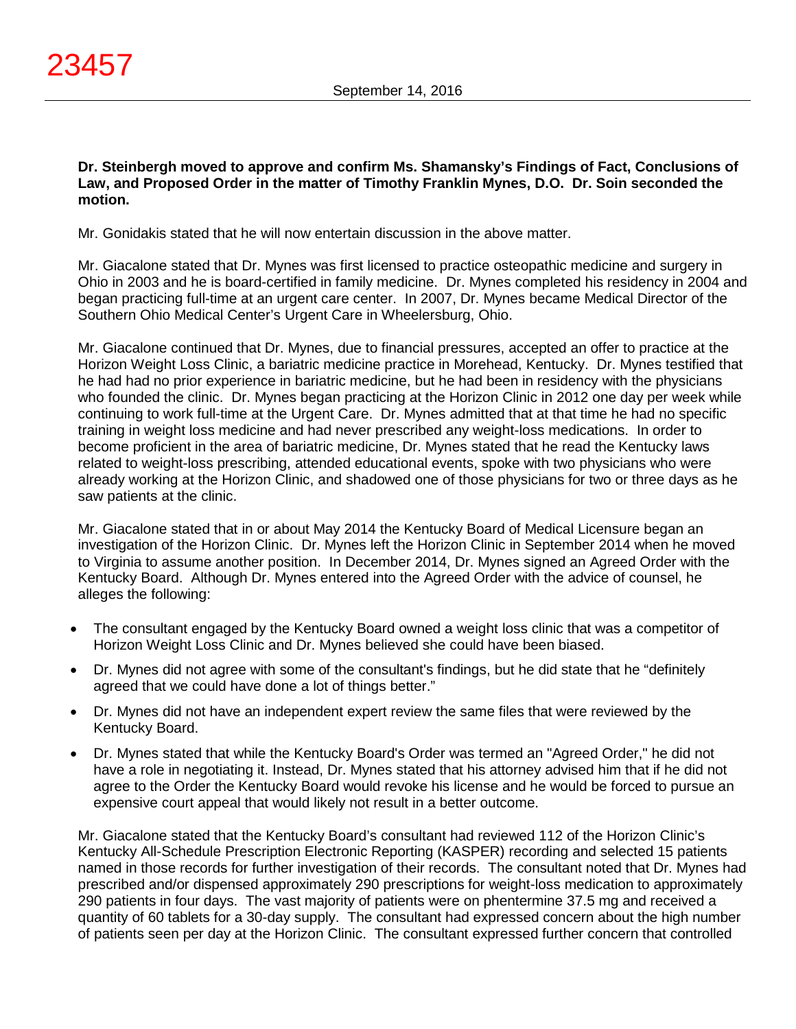**Dr. Steinbergh moved to approve and confirm Ms. Shamansky's Findings of Fact, Conclusions of Law, and Proposed Order in the matter of Timothy Franklin Mynes, D.O. Dr. Soin seconded the motion.**

Mr. Gonidakis stated that he will now entertain discussion in the above matter.

Mr. Giacalone stated that Dr. Mynes was first licensed to practice osteopathic medicine and surgery in Ohio in 2003 and he is board-certified in family medicine. Dr. Mynes completed his residency in 2004 and began practicing full-time at an urgent care center. In 2007, Dr. Mynes became Medical Director of the Southern Ohio Medical Center's Urgent Care in Wheelersburg, Ohio.

Mr. Giacalone continued that Dr. Mynes, due to financial pressures, accepted an offer to practice at the Horizon Weight Loss Clinic, a bariatric medicine practice in Morehead, Kentucky. Dr. Mynes testified that he had had no prior experience in bariatric medicine, but he had been in residency with the physicians who founded the clinic. Dr. Mynes began practicing at the Horizon Clinic in 2012 one day per week while continuing to work full-time at the Urgent Care. Dr. Mynes admitted that at that time he had no specific training in weight loss medicine and had never prescribed any weight-loss medications. In order to become proficient in the area of bariatric medicine, Dr. Mynes stated that he read the Kentucky laws related to weight-loss prescribing, attended educational events, spoke with two physicians who were already working at the Horizon Clinic, and shadowed one of those physicians for two or three days as he saw patients at the clinic.

Mr. Giacalone stated that in or about May 2014 the Kentucky Board of Medical Licensure began an investigation of the Horizon Clinic. Dr. Mynes left the Horizon Clinic in September 2014 when he moved to Virginia to assume another position. In December 2014, Dr. Mynes signed an Agreed Order with the Kentucky Board. Although Dr. Mynes entered into the Agreed Order with the advice of counsel, he alleges the following:

- The consultant engaged by the Kentucky Board owned a weight loss clinic that was a competitor of Horizon Weight Loss Clinic and Dr. Mynes believed she could have been biased.
- Dr. Mynes did not agree with some of the consultant's findings, but he did state that he "definitely agreed that we could have done a lot of things better."
- Dr. Mynes did not have an independent expert review the same files that were reviewed by the Kentucky Board.
- Dr. Mynes stated that while the Kentucky Board's Order was termed an "Agreed Order," he did not have a role in negotiating it. Instead, Dr. Mynes stated that his attorney advised him that if he did not agree to the Order the Kentucky Board would revoke his license and he would be forced to pursue an expensive court appeal that would likely not result in a better outcome.

Mr. Giacalone stated that the Kentucky Board's consultant had reviewed 112 of the Horizon Clinic's Kentucky All-Schedule Prescription Electronic Reporting (KASPER) recording and selected 15 patients named in those records for further investigation of their records. The consultant noted that Dr. Mynes had prescribed and/or dispensed approximately 290 prescriptions for weight-loss medication to approximately 290 patients in four days. The vast majority of patients were on phentermine 37.5 mg and received a quantity of 60 tablets for a 30-day supply. The consultant had expressed concern about the high number of patients seen per day at the Horizon Clinic. The consultant expressed further concern that controlled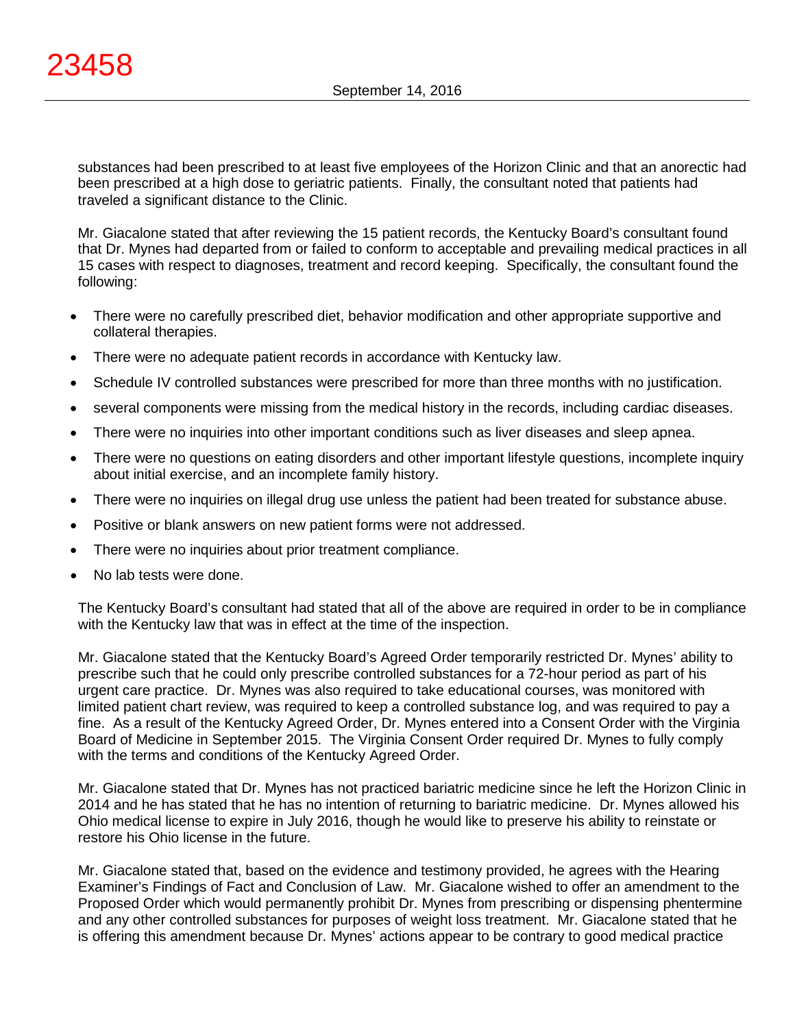substances had been prescribed to at least five employees of the Horizon Clinic and that an anorectic had been prescribed at a high dose to geriatric patients. Finally, the consultant noted that patients had traveled a significant distance to the Clinic.

Mr. Giacalone stated that after reviewing the 15 patient records, the Kentucky Board's consultant found that Dr. Mynes had departed from or failed to conform to acceptable and prevailing medical practices in all 15 cases with respect to diagnoses, treatment and record keeping. Specifically, the consultant found the following:

- There were no carefully prescribed diet, behavior modification and other appropriate supportive and collateral therapies.
- There were no adequate patient records in accordance with Kentucky law.
- Schedule IV controlled substances were prescribed for more than three months with no justification.
- several components were missing from the medical history in the records, including cardiac diseases.
- There were no inquiries into other important conditions such as liver diseases and sleep apnea.
- There were no questions on eating disorders and other important lifestyle questions, incomplete inquiry about initial exercise, and an incomplete family history.
- There were no inquiries on illegal drug use unless the patient had been treated for substance abuse.
- Positive or blank answers on new patient forms were not addressed.
- There were no inquiries about prior treatment compliance.
- No lab tests were done.

The Kentucky Board's consultant had stated that all of the above are required in order to be in compliance with the Kentucky law that was in effect at the time of the inspection.

Mr. Giacalone stated that the Kentucky Board's Agreed Order temporarily restricted Dr. Mynes' ability to prescribe such that he could only prescribe controlled substances for a 72-hour period as part of his urgent care practice. Dr. Mynes was also required to take educational courses, was monitored with limited patient chart review, was required to keep a controlled substance log, and was required to pay a fine. As a result of the Kentucky Agreed Order, Dr. Mynes entered into a Consent Order with the Virginia Board of Medicine in September 2015. The Virginia Consent Order required Dr. Mynes to fully comply with the terms and conditions of the Kentucky Agreed Order.

Mr. Giacalone stated that Dr. Mynes has not practiced bariatric medicine since he left the Horizon Clinic in 2014 and he has stated that he has no intention of returning to bariatric medicine. Dr. Mynes allowed his Ohio medical license to expire in July 2016, though he would like to preserve his ability to reinstate or restore his Ohio license in the future.

Mr. Giacalone stated that, based on the evidence and testimony provided, he agrees with the Hearing Examiner's Findings of Fact and Conclusion of Law. Mr. Giacalone wished to offer an amendment to the Proposed Order which would permanently prohibit Dr. Mynes from prescribing or dispensing phentermine and any other controlled substances for purposes of weight loss treatment. Mr. Giacalone stated that he is offering this amendment because Dr. Mynes' actions appear to be contrary to good medical practice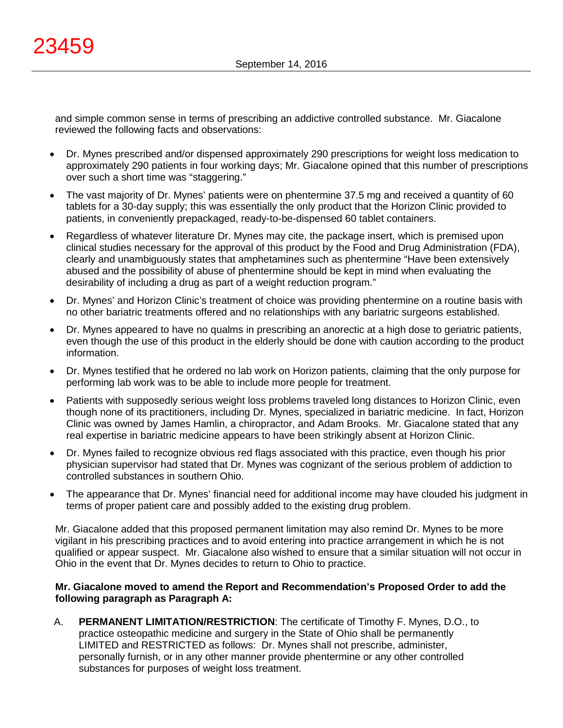and simple common sense in terms of prescribing an addictive controlled substance. Mr. Giacalone reviewed the following facts and observations:

- Dr. Mynes prescribed and/or dispensed approximately 290 prescriptions for weight loss medication to approximately 290 patients in four working days; Mr. Giacalone opined that this number of prescriptions over such a short time was "staggering."
- The vast majority of Dr. Mynes' patients were on phentermine 37.5 mg and received a quantity of 60 tablets for a 30-day supply; this was essentially the only product that the Horizon Clinic provided to patients, in conveniently prepackaged, ready-to-be-dispensed 60 tablet containers.
- Regardless of whatever literature Dr. Mynes may cite, the package insert, which is premised upon clinical studies necessary for the approval of this product by the Food and Drug Administration (FDA), clearly and unambiguously states that amphetamines such as phentermine "Have been extensively abused and the possibility of abuse of phentermine should be kept in mind when evaluating the desirability of including a drug as part of a weight reduction program."
- Dr. Mynes' and Horizon Clinic's treatment of choice was providing phentermine on a routine basis with no other bariatric treatments offered and no relationships with any bariatric surgeons established.
- Dr. Mynes appeared to have no qualms in prescribing an anorectic at a high dose to geriatric patients, even though the use of this product in the elderly should be done with caution according to the product information.
- Dr. Mynes testified that he ordered no lab work on Horizon patients, claiming that the only purpose for performing lab work was to be able to include more people for treatment.
- Patients with supposedly serious weight loss problems traveled long distances to Horizon Clinic, even though none of its practitioners, including Dr. Mynes, specialized in bariatric medicine. In fact, Horizon Clinic was owned by James Hamlin, a chiropractor, and Adam Brooks. Mr. Giacalone stated that any real expertise in bariatric medicine appears to have been strikingly absent at Horizon Clinic.
- Dr. Mynes failed to recognize obvious red flags associated with this practice, even though his prior physician supervisor had stated that Dr. Mynes was cognizant of the serious problem of addiction to controlled substances in southern Ohio.
- The appearance that Dr. Mynes' financial need for additional income may have clouded his judgment in terms of proper patient care and possibly added to the existing drug problem.

Mr. Giacalone added that this proposed permanent limitation may also remind Dr. Mynes to be more vigilant in his prescribing practices and to avoid entering into practice arrangement in which he is not qualified or appear suspect. Mr. Giacalone also wished to ensure that a similar situation will not occur in Ohio in the event that Dr. Mynes decides to return to Ohio to practice.

**Mr. Giacalone moved to amend the Report and Recommendation's Proposed Order to add the following paragraph as Paragraph A:**

A. **PERMANENT LIMITATION/RESTRICTION**: The certificate of Timothy F. Mynes, D.O., to practice osteopathic medicine and surgery in the State of Ohio shall be permanently LIMITED and RESTRICTED as follows: Dr. Mynes shall not prescribe, administer, personally furnish, or in any other manner provide phentermine or any other controlled substances for purposes of weight loss treatment.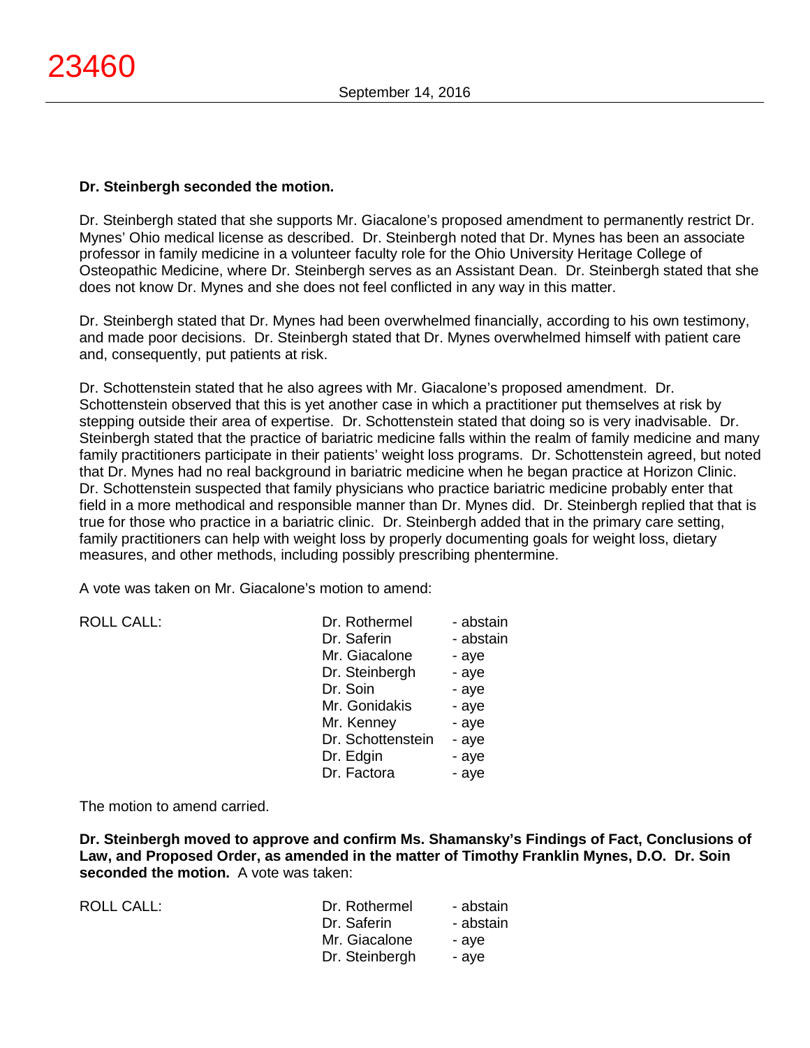**Dr. Steinbergh seconded the motion.**

Dr. Steinbergh stated that she supports Mr. Giacalone's proposed amendment to permanently restrict Dr. Mynes' Ohio medical license as described. Dr. Steinbergh noted that Dr. Mynes has been an associate professor in family medicine in a volunteer faculty role for the Ohio University Heritage College of Osteopathic Medicine, where Dr. Steinbergh serves as an Assistant Dean. Dr. Steinbergh stated that she does not know Dr. Mynes and she does not feel conflicted in any way in this matter.

Dr. Steinbergh stated that Dr. Mynes had been overwhelmed financially, according to his own testimony, and made poor decisions. Dr. Steinbergh stated that Dr. Mynes overwhelmed himself with patient care and, consequently, put patients at risk.

Dr. Schottenstein stated that he also agrees with Mr. Giacalone's proposed amendment. Dr. Schottenstein observed that this is yet another case in which a practitioner put themselves at risk by stepping outside their area of expertise. Dr. Schottenstein stated that doing so is very inadvisable. Dr. Steinbergh stated that the practice of bariatric medicine falls within the realm of family medicine and many family practitioners participate in their patients' weight loss programs. Dr. Schottenstein agreed, but noted that Dr. Mynes had no real background in bariatric medicine when he began practice at Horizon Clinic. Dr. Schottenstein suspected that family physicians who practice bariatric medicine probably enter that field in a more methodical and responsible manner than Dr. Mynes did. Dr. Steinbergh replied that that is true for those who practice in a bariatric clinic. Dr. Steinbergh added that in the primary care setting, family practitioners can help with weight loss by properly documenting goals for weight loss, dietary measures, and other methods, including possibly prescribing phentermine.

A vote was taken on Mr. Giacalone's motion to amend:

| ROLL CALL: | | |
|---|---|---|
| | Dr. Rothermel | - abstain |
| | Dr. Saferin | - abstain |
| | Mr. Giacalone | - aye |
| | Dr. Steinbergh | - aye |
| | Dr. Soin | - aye |
| | Mr. Gonidakis | - aye |
| | Mr. Kenney | - aye |
| | Dr. Schottenstein | - aye |
| | Dr. Edgin | - aye |
| | Dr. Factora | - aye |

The motion to amend carried.

**Dr. Steinbergh moved to approve and confirm Ms. Shamansky's Findings of Fact, Conclusions of Law, and Proposed Order, as amended in the matter of Timothy Franklin Mynes, D.O. Dr. Soin seconded the motion.** A vote was taken:

| ROLL CALL: | | |
|---|---|---|
| | Dr. Rothermel | - abstain |
| | Dr. Saferin | - abstain |
| | Mr. Giacalone | - aye |
| | Dr. Steinbergh | - aye |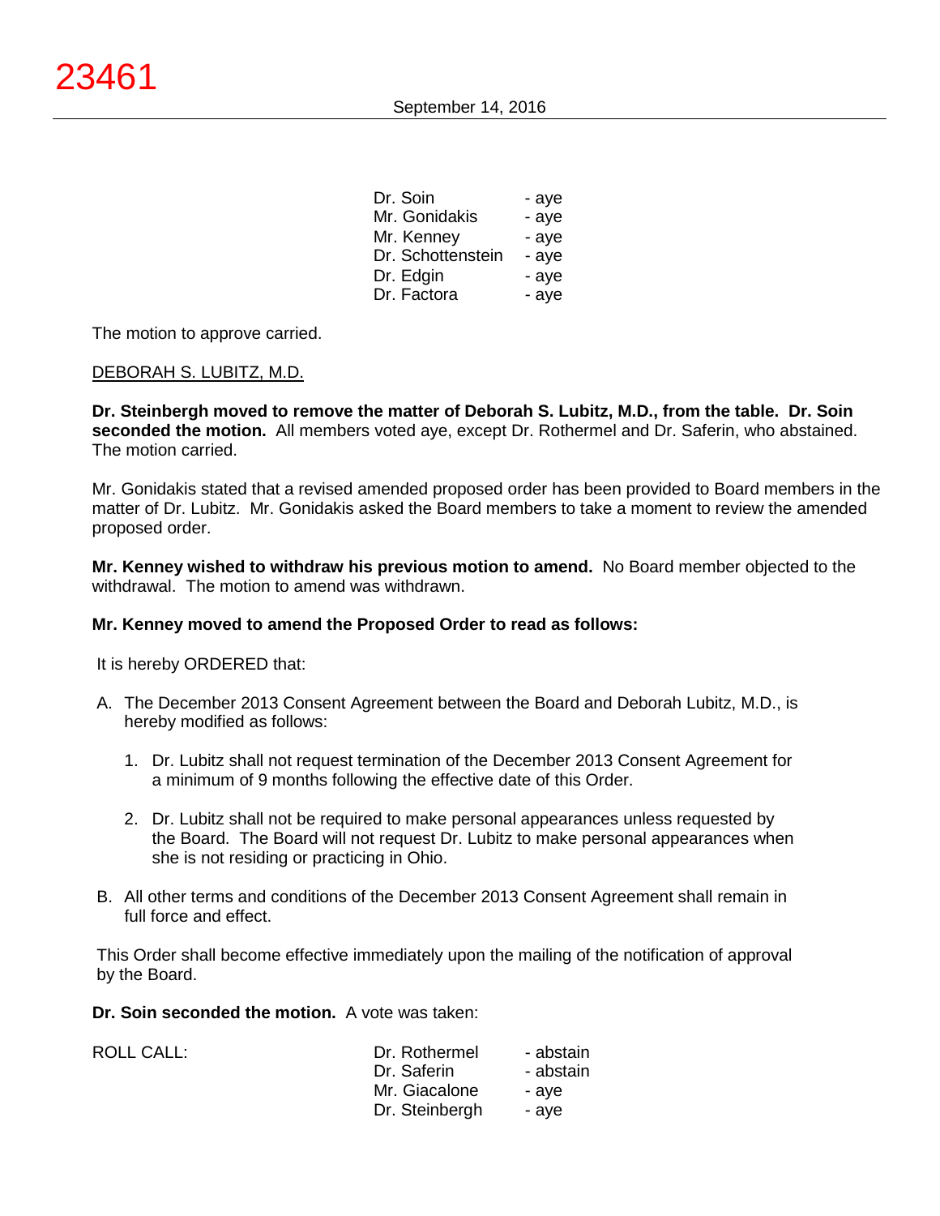| | |
|---|---|
| Dr. Soin | - aye |
| Mr. Gonidakis | - aye |
| Mr. Kenney | - aye |
| Dr. Schottenstein | - aye |
| Dr. Edgin | - aye |
| Dr. Factora | - aye |

The motion to approve carried.

DEBORAH S. LUBITZ, M.D.

**Dr. Steinbergh moved to remove the matter of Deborah S. Lubitz, M.D., from the table. Dr. Soin seconded the motion.** All members voted aye, except Dr. Rothermel and Dr. Saferin, who abstained. The motion carried.

Mr. Gonidakis stated that a revised amended proposed order has been provided to Board members in the matter of Dr. Lubitz. Mr. Gonidakis asked the Board members to take a moment to review the amended proposed order.

**Mr. Kenney wished to withdraw his previous motion to amend.** No Board member objected to the withdrawal. The motion to amend was withdrawn.

**Mr. Kenney moved to amend the Proposed Order to read as follows:**

It is hereby ORDERED that:

A. The December 2013 Consent Agreement between the Board and Deborah Lubitz, M.D., is hereby modified as follows:

   1. Dr. Lubitz shall not request termination of the December 2013 Consent Agreement for a minimum of 9 months following the effective date of this Order.

   2. Dr. Lubitz shall not be required to make personal appearances unless requested by the Board. The Board will not request Dr. Lubitz to make personal appearances when she is not residing or practicing in Ohio.

B. All other terms and conditions of the December 2013 Consent Agreement shall remain in full force and effect.

This Order shall become effective immediately upon the mailing of the notification of approval by the Board.

**Dr. Soin seconded the motion.** A vote was taken:

| ROLL CALL: | | |
|---|---|---|
| | Dr. Rothermel | - abstain |
| | Dr. Saferin | - abstain |
| | Mr. Giacalone | - aye |
| | Dr. Steinbergh | - aye |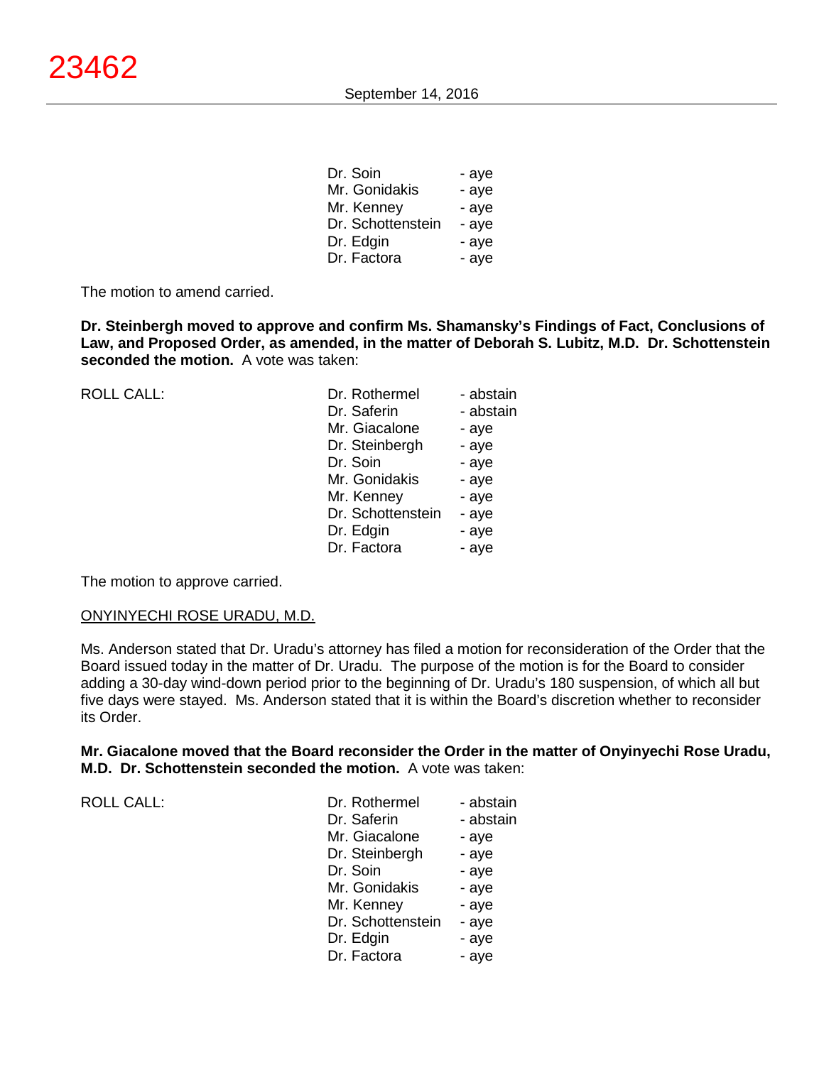| | |
|---|---|
| Dr. Soin | - aye |
| Mr. Gonidakis | - aye |
| Mr. Kenney | - aye |
| Dr. Schottenstein | - aye |
| Dr. Edgin | - aye |
| Dr. Factora | - aye |

The motion to amend carried.

**Dr. Steinbergh moved to approve and confirm Ms. Shamansky's Findings of Fact, Conclusions of Law, and Proposed Order, as amended, in the matter of Deborah S. Lubitz, M.D. Dr. Schottenstein seconded the motion.** A vote was taken:

| ROLL CALL: | | |
|---|---|---|
| | Dr. Rothermel | - abstain |
| | Dr. Saferin | - abstain |
| | Mr. Giacalone | - aye |
| | Dr. Steinbergh | - aye |
| | Dr. Soin | - aye |
| | Mr. Gonidakis | - aye |
| | Mr. Kenney | - aye |
| | Dr. Schottenstein | - aye |
| | Dr. Edgin | - aye |
| | Dr. Factora | - aye |

The motion to approve carried.

ONYINYECHI ROSE URADU, M.D.

Ms. Anderson stated that Dr. Uradu's attorney has filed a motion for reconsideration of the Order that the Board issued today in the matter of Dr. Uradu. The purpose of the motion is for the Board to consider adding a 30-day wind-down period prior to the beginning of Dr. Uradu's 180 suspension, of which all but five days were stayed. Ms. Anderson stated that it is within the Board's discretion whether to reconsider its Order.

**Mr. Giacalone moved that the Board reconsider the Order in the matter of Onyinyechi Rose Uradu, M.D. Dr. Schottenstein seconded the motion.** A vote was taken:

| ROLL CALL: | | |
|---|---|---|
| | Dr. Rothermel | - abstain |
| | Dr. Saferin | - abstain |
| | Mr. Giacalone | - aye |
| | Dr. Steinbergh | - aye |
| | Dr. Soin | - aye |
| | Mr. Gonidakis | - aye |
| | Mr. Kenney | - aye |
| | Dr. Schottenstein | - aye |
| | Dr. Edgin | - aye |
| | Dr. Factora | - aye |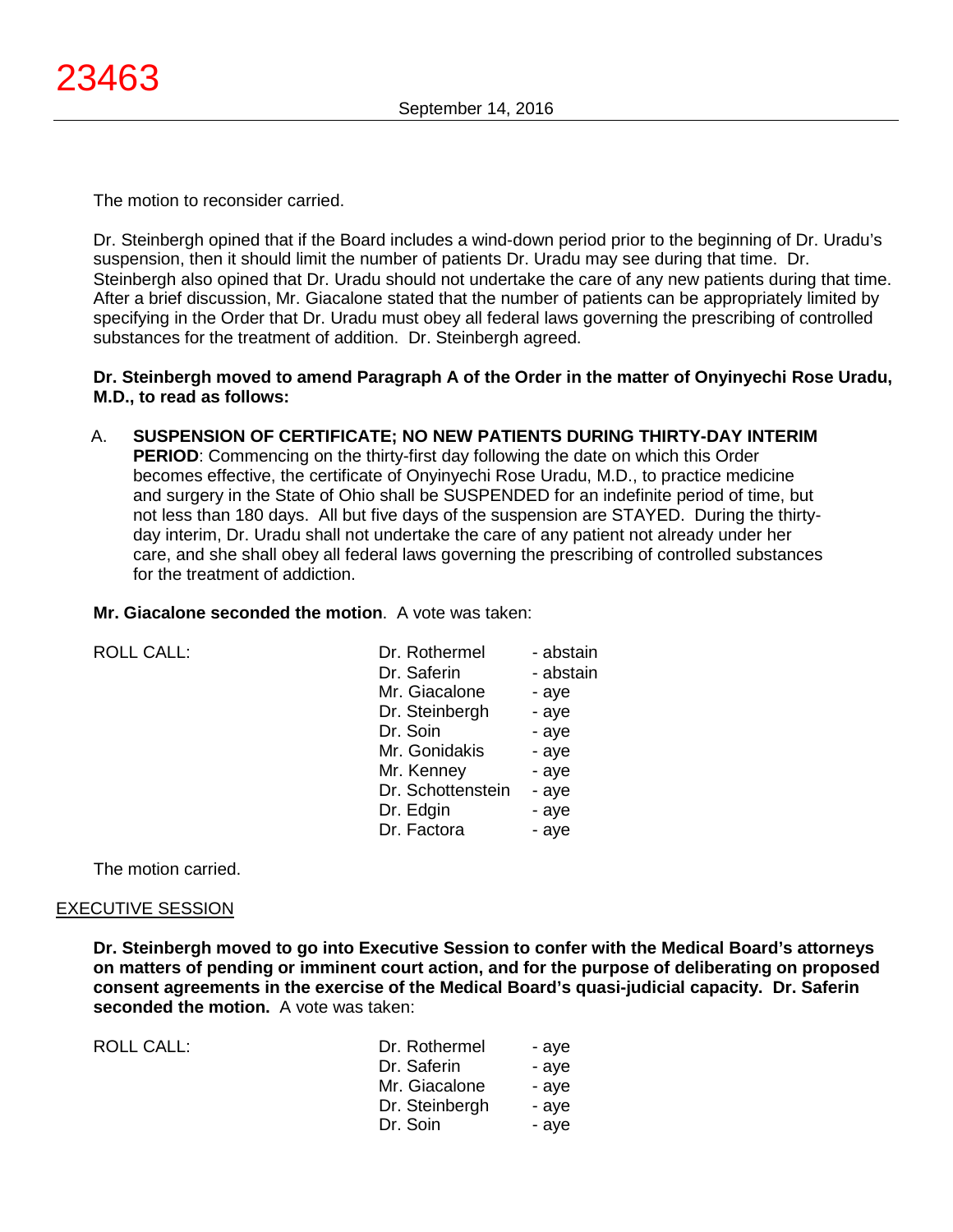The motion to reconsider carried.

Dr. Steinbergh opined that if the Board includes a wind-down period prior to the beginning of Dr. Uradu's suspension, then it should limit the number of patients Dr. Uradu may see during that time. Dr. Steinbergh also opined that Dr. Uradu should not undertake the care of any new patients during that time. After a brief discussion, Mr. Giacalone stated that the number of patients can be appropriately limited by specifying in the Order that Dr. Uradu must obey all federal laws governing the prescribing of controlled substances for the treatment of addition. Dr. Steinbergh agreed.

**Dr. Steinbergh moved to amend Paragraph A of the Order in the matter of Onyinyechi Rose Uradu, M.D., to read as follows:**

A. **SUSPENSION OF CERTIFICATE; NO NEW PATIENTS DURING THIRTY-DAY INTERIM PERIOD**: Commencing on the thirty-first day following the date on which this Order becomes effective, the certificate of Onyinyechi Rose Uradu, M.D., to practice medicine and surgery in the State of Ohio shall be SUSPENDED for an indefinite period of time, but not less than 180 days. All but five days of the suspension are STAYED. During the thirty-day interim, Dr. Uradu shall not undertake the care of any patient not already under her care, and she shall obey all federal laws governing the prescribing of controlled substances for the treatment of addiction.

**Mr. Giacalone seconded the motion**. A vote was taken:

| ROLL CALL: | | |
|---|---|---|
| | Dr. Rothermel | - abstain |
| | Dr. Saferin | - abstain |
| | Mr. Giacalone | - aye |
| | Dr. Steinbergh | - aye |
| | Dr. Soin | - aye |
| | Mr. Gonidakis | - aye |
| | Mr. Kenney | - aye |
| | Dr. Schottenstein | - aye |
| | Dr. Edgin | - aye |
| | Dr. Factora | - aye |

The motion carried.

## EXECUTIVE SESSION

**Dr. Steinbergh moved to go into Executive Session to confer with the Medical Board's attorneys on matters of pending or imminent court action, and for the purpose of deliberating on proposed consent agreements in the exercise of the Medical Board's quasi-judicial capacity. Dr. Saferin seconded the motion.** A vote was taken:

| ROLL CALL: | | |
|---|---|---|
| | Dr. Rothermel | - aye |
| | Dr. Saferin | - aye |
| | Mr. Giacalone | - aye |
| | Dr. Steinbergh | - aye |
| | Dr. Soin | - aye |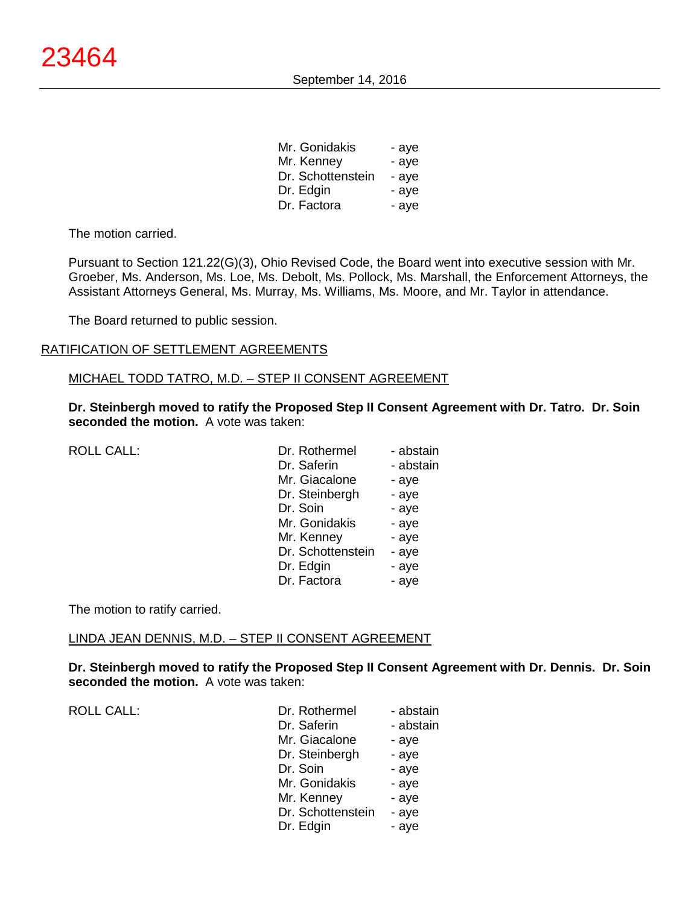| | |
|---|---|
| Mr. Gonidakis | - aye |
| Mr. Kenney | - aye |
| Dr. Schottenstein | - aye |
| Dr. Edgin | - aye |
| Dr. Factora | - aye |

The motion carried.

Pursuant to Section 121.22(G)(3), Ohio Revised Code, the Board went into executive session with Mr. Groeber, Ms. Anderson, Ms. Loe, Ms. Debolt, Ms. Pollock, Ms. Marshall, the Enforcement Attorneys, the Assistant Attorneys General, Ms. Murray, Ms. Williams, Ms. Moore, and Mr. Taylor in attendance.

The Board returned to public session.

## RATIFICATION OF SETTLEMENT AGREEMENTS

### MICHAEL TODD TATRO, M.D. – STEP II CONSENT AGREEMENT

**Dr. Steinbergh moved to ratify the Proposed Step II Consent Agreement with Dr. Tatro. Dr. Soin seconded the motion.** A vote was taken:

| ROLL CALL: | | |
|---|---|---|
| | Dr. Rothermel | - abstain |
| | Dr. Saferin | - abstain |
| | Mr. Giacalone | - aye |
| | Dr. Steinbergh | - aye |
| | Dr. Soin | - aye |
| | Mr. Gonidakis | - aye |
| | Mr. Kenney | - aye |
| | Dr. Schottenstein | - aye |
| | Dr. Edgin | - aye |
| | Dr. Factora | - aye |

The motion to ratify carried.

### LINDA JEAN DENNIS, M.D. – STEP II CONSENT AGREEMENT

**Dr. Steinbergh moved to ratify the Proposed Step II Consent Agreement with Dr. Dennis. Dr. Soin seconded the motion.** A vote was taken:

| ROLL CALL: | | |
|---|---|---|
| | Dr. Rothermel | - abstain |
| | Dr. Saferin | - abstain |
| | Mr. Giacalone | - aye |
| | Dr. Steinbergh | - aye |
| | Dr. Soin | - aye |
| | Mr. Gonidakis | - aye |
| | Mr. Kenney | - aye |
| | Dr. Schottenstein | - aye |
| | Dr. Edgin | - aye |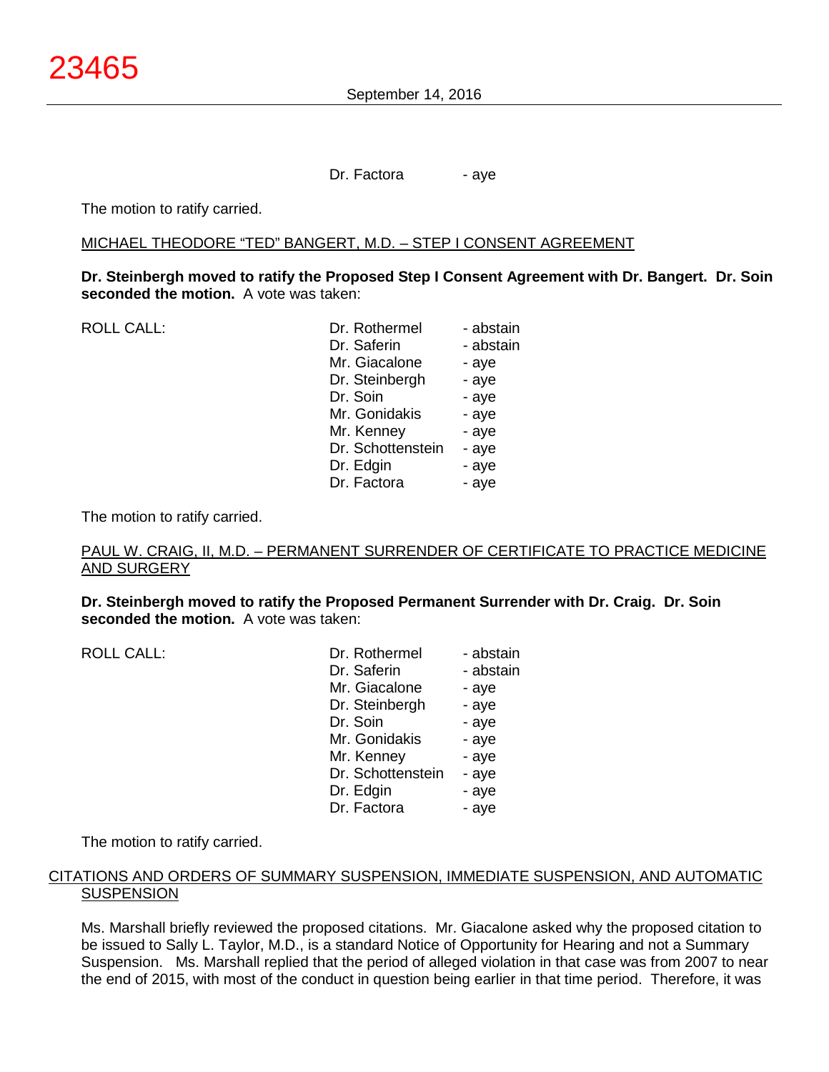Dr. Factora - aye

The motion to ratify carried.

MICHAEL THEODORE "TED" BANGERT, M.D. – STEP I CONSENT AGREEMENT

**Dr. Steinbergh moved to ratify the Proposed Step I Consent Agreement with Dr. Bangert. Dr. Soin seconded the motion.** A vote was taken:

| ROLL CALL: | | |
|---|---|---|
| | Dr. Rothermel | - abstain |
| | Dr. Saferin | - abstain |
| | Mr. Giacalone | - aye |
| | Dr. Steinbergh | - aye |
| | Dr. Soin | - aye |
| | Mr. Gonidakis | - aye |
| | Mr. Kenney | - aye |
| | Dr. Schottenstein | - aye |
| | Dr. Edgin | - aye |
| | Dr. Factora | - aye |

The motion to ratify carried.

PAUL W. CRAIG, II, M.D. – PERMANENT SURRENDER OF CERTIFICATE TO PRACTICE MEDICINE AND SURGERY

**Dr. Steinbergh moved to ratify the Proposed Permanent Surrender with Dr. Craig. Dr. Soin seconded the motion.** A vote was taken:

| ROLL CALL: | | |
|---|---|---|
| | Dr. Rothermel | - abstain |
| | Dr. Saferin | - abstain |
| | Mr. Giacalone | - aye |
| | Dr. Steinbergh | - aye |
| | Dr. Soin | - aye |
| | Mr. Gonidakis | - aye |
| | Mr. Kenney | - aye |
| | Dr. Schottenstein | - aye |
| | Dr. Edgin | - aye |
| | Dr. Factora | - aye |

The motion to ratify carried.

CITATIONS AND ORDERS OF SUMMARY SUSPENSION, IMMEDIATE SUSPENSION, AND AUTOMATIC SUSPENSION

Ms. Marshall briefly reviewed the proposed citations. Mr. Giacalone asked why the proposed citation to be issued to Sally L. Taylor, M.D., is a standard Notice of Opportunity for Hearing and not a Summary Suspension. Ms. Marshall replied that the period of alleged violation in that case was from 2007 to near the end of 2015, with most of the conduct in question being earlier in that time period. Therefore, it was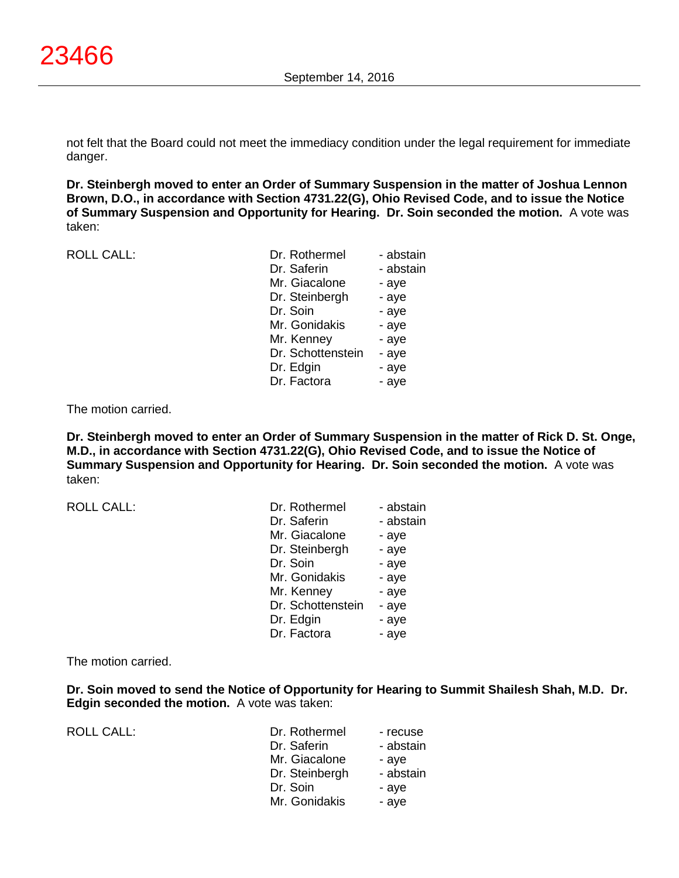not felt that the Board could not meet the immediacy condition under the legal requirement for immediate danger.

**Dr. Steinbergh moved to enter an Order of Summary Suspension in the matter of Joshua Lennon Brown, D.O., in accordance with Section 4731.22(G), Ohio Revised Code, and to issue the Notice of Summary Suspension and Opportunity for Hearing. Dr. Soin seconded the motion.** A vote was taken:

| ROLL CALL: | | |
|---|---|---|
| | Dr. Rothermel | - abstain |
| | Dr. Saferin | - abstain |
| | Mr. Giacalone | - aye |
| | Dr. Steinbergh | - aye |
| | Dr. Soin | - aye |
| | Mr. Gonidakis | - aye |
| | Mr. Kenney | - aye |
| | Dr. Schottenstein | - aye |
| | Dr. Edgin | - aye |
| | Dr. Factora | - aye |

The motion carried.

**Dr. Steinbergh moved to enter an Order of Summary Suspension in the matter of Rick D. St. Onge, M.D., in accordance with Section 4731.22(G), Ohio Revised Code, and to issue the Notice of Summary Suspension and Opportunity for Hearing. Dr. Soin seconded the motion.** A vote was taken:

| ROLL CALL: | | |
|---|---|---|
| | Dr. Rothermel | - abstain |
| | Dr. Saferin | - abstain |
| | Mr. Giacalone | - aye |
| | Dr. Steinbergh | - aye |
| | Dr. Soin | - aye |
| | Mr. Gonidakis | - aye |
| | Mr. Kenney | - aye |
| | Dr. Schottenstein | - aye |
| | Dr. Edgin | - aye |
| | Dr. Factora | - aye |

The motion carried.

**Dr. Soin moved to send the Notice of Opportunity for Hearing to Summit Shailesh Shah, M.D. Dr. Edgin seconded the motion.** A vote was taken:

| ROLL CALL: | | |
|---|---|---|
| | Dr. Rothermel | - recuse |
| | Dr. Saferin | - abstain |
| | Mr. Giacalone | - aye |
| | Dr. Steinbergh | - abstain |
| | Dr. Soin | - aye |
| | Mr. Gonidakis | - aye |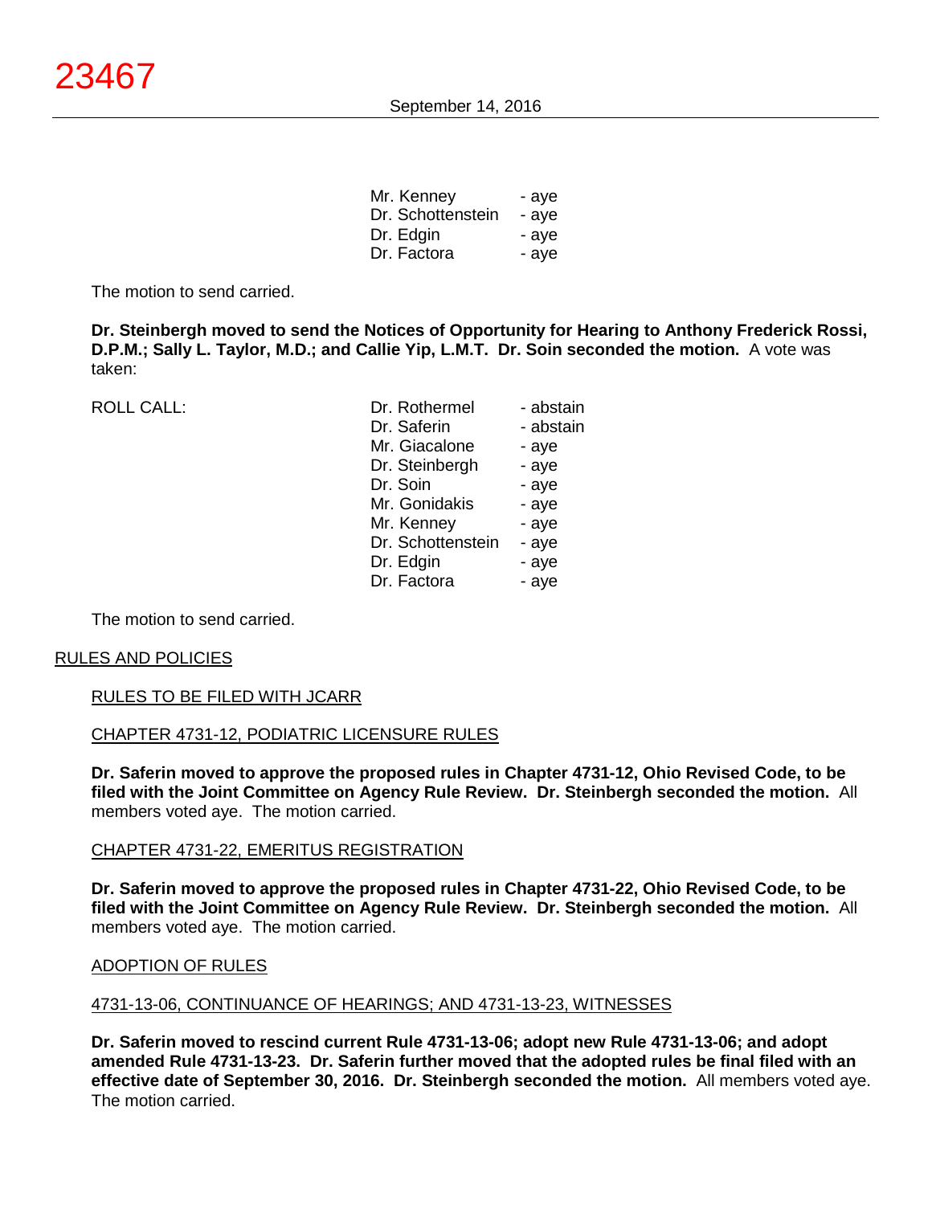| | |
|---|---|
| Mr. Kenney | - aye |
| Dr. Schottenstein | - aye |
| Dr. Edgin | - aye |
| Dr. Factora | - aye |

The motion to send carried.

**Dr. Steinbergh moved to send the Notices of Opportunity for Hearing to Anthony Frederick Rossi, D.P.M.; Sally L. Taylor, M.D.; and Callie Yip, L.M.T. Dr. Soin seconded the motion.** A vote was taken:

| ROLL CALL: | | |
|---|---|---|
| | Dr. Rothermel | - abstain |
| | Dr. Saferin | - abstain |
| | Mr. Giacalone | - aye |
| | Dr. Steinbergh | - aye |
| | Dr. Soin | - aye |
| | Mr. Gonidakis | - aye |
| | Mr. Kenney | - aye |
| | Dr. Schottenstein | - aye |
| | Dr. Edgin | - aye |
| | Dr. Factora | - aye |

The motion to send carried.

RULES AND POLICIES

RULES TO BE FILED WITH JCARR

CHAPTER 4731-12, PODIATRIC LICENSURE RULES

**Dr. Saferin moved to approve the proposed rules in Chapter 4731-12, Ohio Revised Code, to be filed with the Joint Committee on Agency Rule Review. Dr. Steinbergh seconded the motion.** All members voted aye. The motion carried.

CHAPTER 4731-22, EMERITUS REGISTRATION

**Dr. Saferin moved to approve the proposed rules in Chapter 4731-22, Ohio Revised Code, to be filed with the Joint Committee on Agency Rule Review. Dr. Steinbergh seconded the motion.** All members voted aye. The motion carried.

ADOPTION OF RULES

4731-13-06, CONTINUANCE OF HEARINGS; AND 4731-13-23, WITNESSES

**Dr. Saferin moved to rescind current Rule 4731-13-06; adopt new Rule 4731-13-06; and adopt amended Rule 4731-13-23. Dr. Saferin further moved that the adopted rules be final filed with an effective date of September 30, 2016. Dr. Steinbergh seconded the motion.** All members voted aye. The motion carried.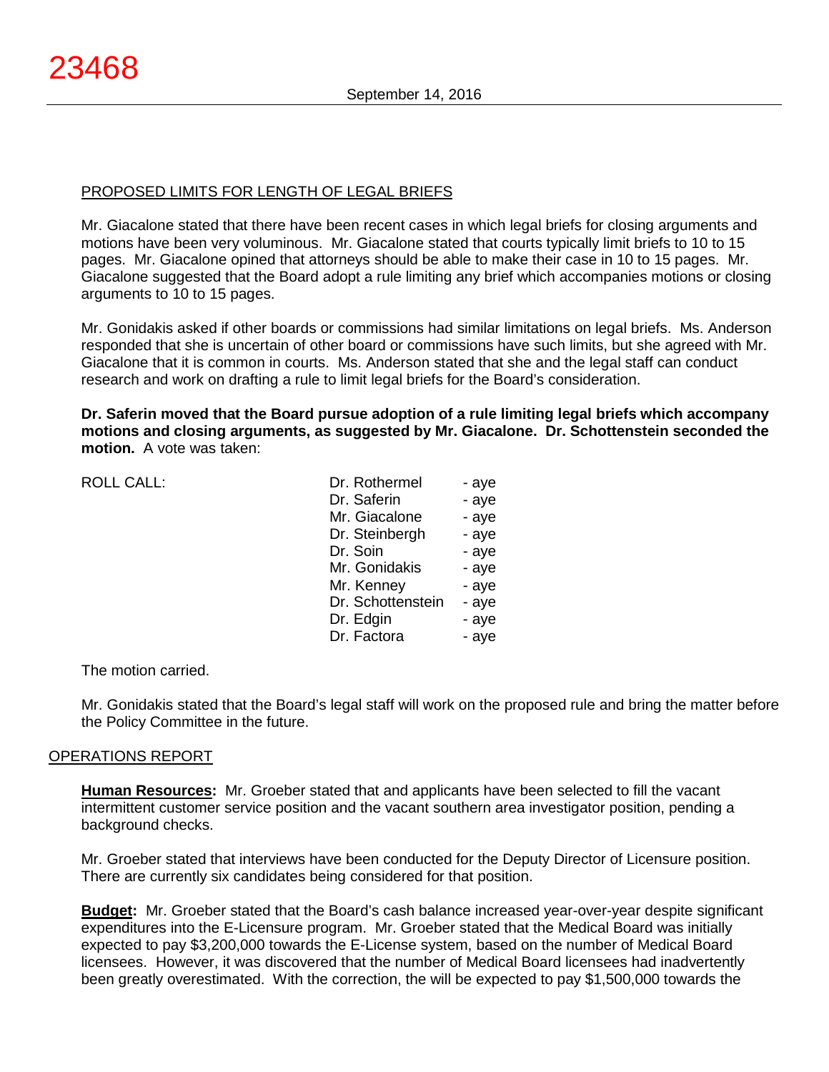PROPOSED LIMITS FOR LENGTH OF LEGAL BRIEFS

Mr. Giacalone stated that there have been recent cases in which legal briefs for closing arguments and motions have been very voluminous. Mr. Giacalone stated that courts typically limit briefs to 10 to 15 pages. Mr. Giacalone opined that attorneys should be able to make their case in 10 to 15 pages. Mr. Giacalone suggested that the Board adopt a rule limiting any brief which accompanies motions or closing arguments to 10 to 15 pages.

Mr. Gonidakis asked if other boards or commissions had similar limitations on legal briefs. Ms. Anderson responded that she is uncertain of other board or commissions have such limits, but she agreed with Mr. Giacalone that it is common in courts. Ms. Anderson stated that she and the legal staff can conduct research and work on drafting a rule to limit legal briefs for the Board's consideration.

**Dr. Saferin moved that the Board pursue adoption of a rule limiting legal briefs which accompany motions and closing arguments, as suggested by Mr. Giacalone. Dr. Schottenstein seconded the motion.** A vote was taken:

| ROLL CALL: | Dr. Rothermel | - aye |
|---|---|---|
| | Dr. Saferin | - aye |
| | Mr. Giacalone | - aye |
| | Dr. Steinbergh | - aye |
| | Dr. Soin | - aye |
| | Mr. Gonidakis | - aye |
| | Mr. Kenney | - aye |
| | Dr. Schottenstein | - aye |
| | Dr. Edgin | - aye |
| | Dr. Factora | - aye |

The motion carried.

Mr. Gonidakis stated that the Board's legal staff will work on the proposed rule and bring the matter before the Policy Committee in the future.

OPERATIONS REPORT

**Human Resources:** Mr. Groeber stated that and applicants have been selected to fill the vacant intermittent customer service position and the vacant southern area investigator position, pending a background checks.

Mr. Groeber stated that interviews have been conducted for the Deputy Director of Licensure position. There are currently six candidates being considered for that position.

**Budget:** Mr. Groeber stated that the Board's cash balance increased year-over-year despite significant expenditures into the E-Licensure program. Mr. Groeber stated that the Medical Board was initially expected to pay $3,200,000 towards the E-License system, based on the number of Medical Board licensees. However, it was discovered that the number of Medical Board licensees had inadvertently been greatly overestimated. With the correction, the will be expected to pay $1,500,000 towards the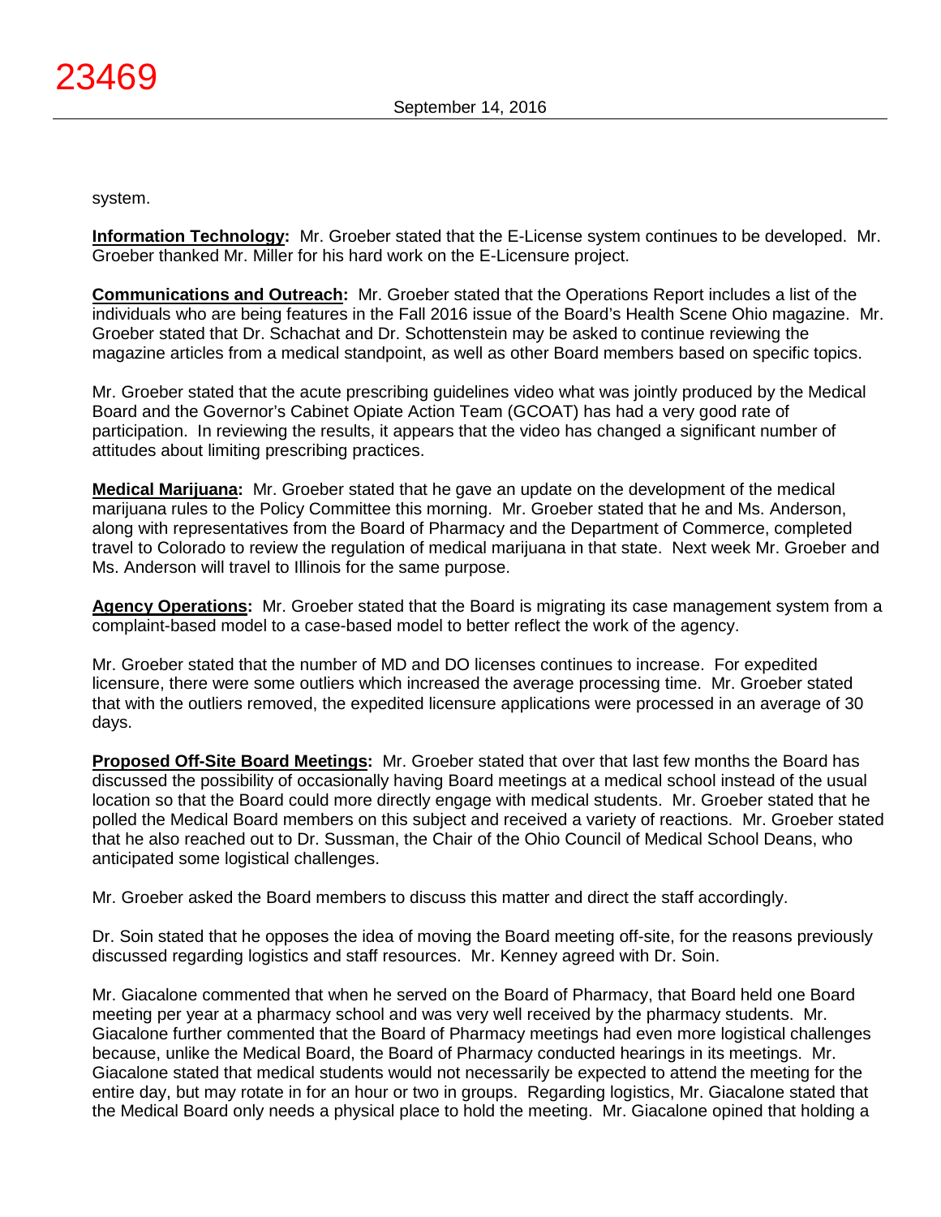system.

**Information Technology:** Mr. Groeber stated that the E-License system continues to be developed. Mr. Groeber thanked Mr. Miller for his hard work on the E-Licensure project.

**Communications and Outreach:** Mr. Groeber stated that the Operations Report includes a list of the individuals who are being features in the Fall 2016 issue of the Board's Health Scene Ohio magazine. Mr. Groeber stated that Dr. Schachat and Dr. Schottenstein may be asked to continue reviewing the magazine articles from a medical standpoint, as well as other Board members based on specific topics.

Mr. Groeber stated that the acute prescribing guidelines video what was jointly produced by the Medical Board and the Governor's Cabinet Opiate Action Team (GCOAT) has had a very good rate of participation. In reviewing the results, it appears that the video has changed a significant number of attitudes about limiting prescribing practices.

**Medical Marijuana:** Mr. Groeber stated that he gave an update on the development of the medical marijuana rules to the Policy Committee this morning. Mr. Groeber stated that he and Ms. Anderson, along with representatives from the Board of Pharmacy and the Department of Commerce, completed travel to Colorado to review the regulation of medical marijuana in that state. Next week Mr. Groeber and Ms. Anderson will travel to Illinois for the same purpose.

**Agency Operations:** Mr. Groeber stated that the Board is migrating its case management system from a complaint-based model to a case-based model to better reflect the work of the agency.

Mr. Groeber stated that the number of MD and DO licenses continues to increase. For expedited licensure, there were some outliers which increased the average processing time. Mr. Groeber stated that with the outliers removed, the expedited licensure applications were processed in an average of 30 days.

**Proposed Off-Site Board Meetings:** Mr. Groeber stated that over that last few months the Board has discussed the possibility of occasionally having Board meetings at a medical school instead of the usual location so that the Board could more directly engage with medical students. Mr. Groeber stated that he polled the Medical Board members on this subject and received a variety of reactions. Mr. Groeber stated that he also reached out to Dr. Sussman, the Chair of the Ohio Council of Medical School Deans, who anticipated some logistical challenges.

Mr. Groeber asked the Board members to discuss this matter and direct the staff accordingly.

Dr. Soin stated that he opposes the idea of moving the Board meeting off-site, for the reasons previously discussed regarding logistics and staff resources. Mr. Kenney agreed with Dr. Soin.

Mr. Giacalone commented that when he served on the Board of Pharmacy, that Board held one Board meeting per year at a pharmacy school and was very well received by the pharmacy students. Mr. Giacalone further commented that the Board of Pharmacy meetings had even more logistical challenges because, unlike the Medical Board, the Board of Pharmacy conducted hearings in its meetings. Mr. Giacalone stated that medical students would not necessarily be expected to attend the meeting for the entire day, but may rotate in for an hour or two in groups. Regarding logistics, Mr. Giacalone stated that the Medical Board only needs a physical place to hold the meeting. Mr. Giacalone opined that holding a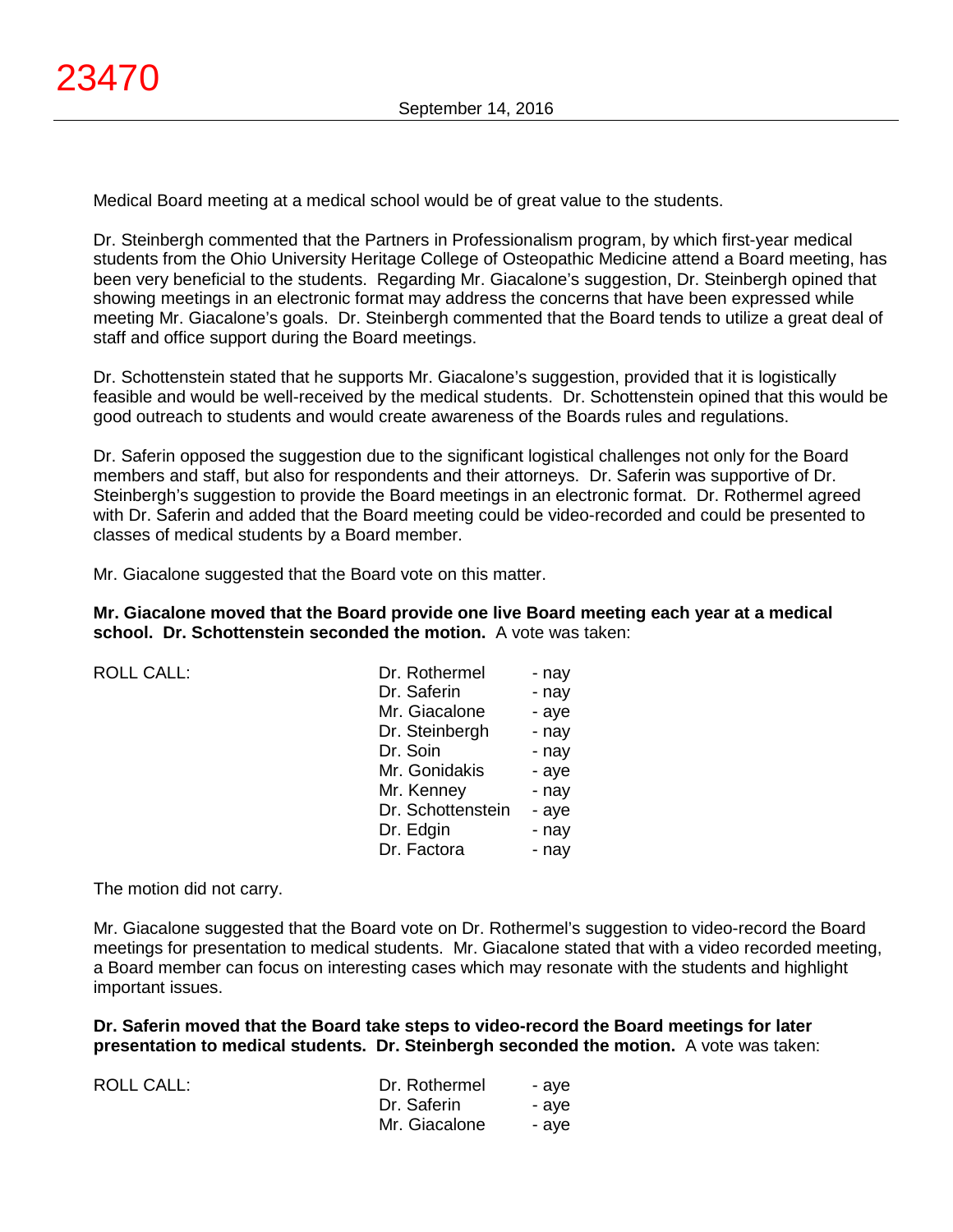Medical Board meeting at a medical school would be of great value to the students.

Dr. Steinbergh commented that the Partners in Professionalism program, by which first-year medical students from the Ohio University Heritage College of Osteopathic Medicine attend a Board meeting, has been very beneficial to the students. Regarding Mr. Giacalone's suggestion, Dr. Steinbergh opined that showing meetings in an electronic format may address the concerns that have been expressed while meeting Mr. Giacalone's goals. Dr. Steinbergh commented that the Board tends to utilize a great deal of staff and office support during the Board meetings.

Dr. Schottenstein stated that he supports Mr. Giacalone's suggestion, provided that it is logistically feasible and would be well-received by the medical students. Dr. Schottenstein opined that this would be good outreach to students and would create awareness of the Boards rules and regulations.

Dr. Saferin opposed the suggestion due to the significant logistical challenges not only for the Board members and staff, but also for respondents and their attorneys. Dr. Saferin was supportive of Dr. Steinbergh's suggestion to provide the Board meetings in an electronic format. Dr. Rothermel agreed with Dr. Saferin and added that the Board meeting could be video-recorded and could be presented to classes of medical students by a Board member.

Mr. Giacalone suggested that the Board vote on this matter.

**Mr. Giacalone moved that the Board provide one live Board meeting each year at a medical school. Dr. Schottenstein seconded the motion.** A vote was taken:

| ROLL CALL: | Dr. Rothermel | - nay |
|---|---|---|
| | Dr. Saferin | - nay |
| | Mr. Giacalone | - aye |
| | Dr. Steinbergh | - nay |
| | Dr. Soin | - nay |
| | Mr. Gonidakis | - aye |
| | Mr. Kenney | - nay |
| | Dr. Schottenstein | - aye |
| | Dr. Edgin | - nay |
| | Dr. Factora | - nay |

The motion did not carry.

Mr. Giacalone suggested that the Board vote on Dr. Rothermel's suggestion to video-record the Board meetings for presentation to medical students. Mr. Giacalone stated that with a video recorded meeting, a Board member can focus on interesting cases which may resonate with the students and highlight important issues.

**Dr. Saferin moved that the Board take steps to video-record the Board meetings for later presentation to medical students. Dr. Steinbergh seconded the motion.** A vote was taken:

| ROLL CALL: | Dr. Rothermel | - aye |
|---|---|---|
| | Dr. Saferin | - aye |
| | Mr. Giacalone | - aye |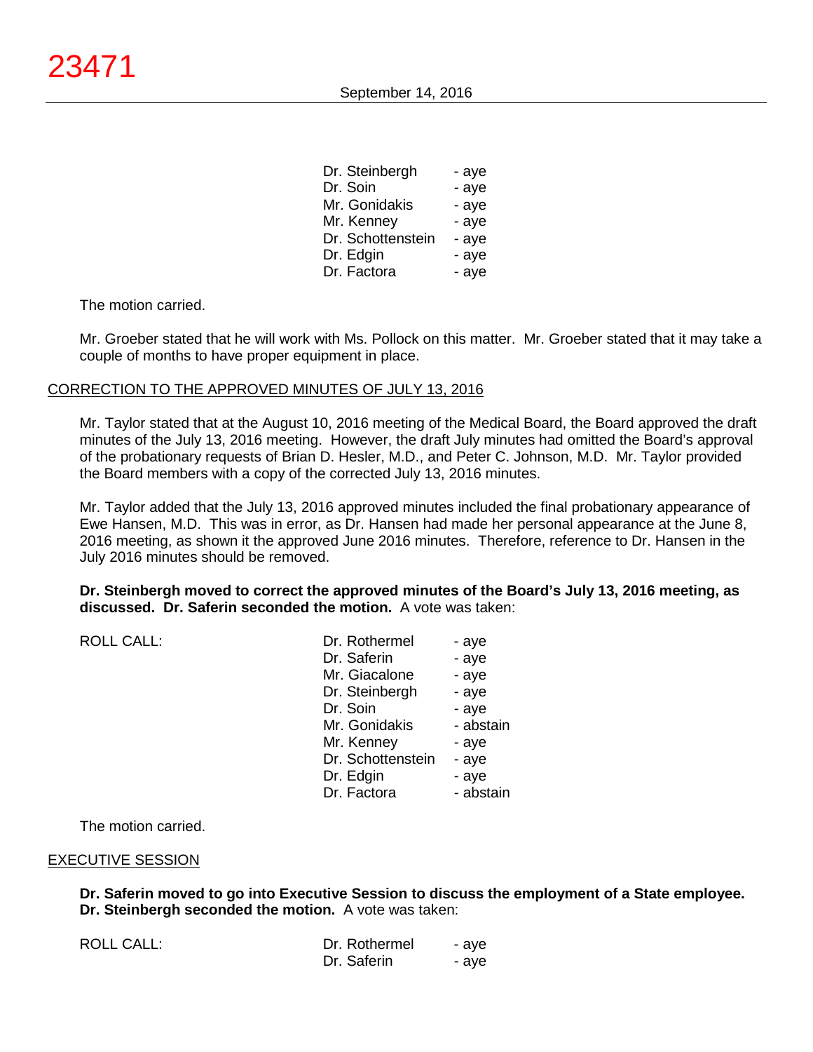| | |
|---|---|
| Dr. Steinbergh | - aye |
| Dr. Soin | - aye |
| Mr. Gonidakis | - aye |
| Mr. Kenney | - aye |
| Dr. Schottenstein | - aye |
| Dr. Edgin | - aye |
| Dr. Factora | - aye |

The motion carried.

Mr. Groeber stated that he will work with Ms. Pollock on this matter. Mr. Groeber stated that it may take a couple of months to have proper equipment in place.

CORRECTION TO THE APPROVED MINUTES OF JULY 13, 2016

Mr. Taylor stated that at the August 10, 2016 meeting of the Medical Board, the Board approved the draft minutes of the July 13, 2016 meeting. However, the draft July minutes had omitted the Board's approval of the probationary requests of Brian D. Hesler, M.D., and Peter C. Johnson, M.D. Mr. Taylor provided the Board members with a copy of the corrected July 13, 2016 minutes.

Mr. Taylor added that the July 13, 2016 approved minutes included the final probationary appearance of Ewe Hansen, M.D. This was in error, as Dr. Hansen had made her personal appearance at the June 8, 2016 meeting, as shown it the approved June 2016 minutes. Therefore, reference to Dr. Hansen in the July 2016 minutes should be removed.

**Dr. Steinbergh moved to correct the approved minutes of the Board's July 13, 2016 meeting, as discussed. Dr. Saferin seconded the motion.** A vote was taken:

| ROLL CALL: | | |
|---|---|---|
| | Dr. Rothermel | - aye |
| | Dr. Saferin | - aye |
| | Mr. Giacalone | - aye |
| | Dr. Steinbergh | - aye |
| | Dr. Soin | - aye |
| | Mr. Gonidakis | - abstain |
| | Mr. Kenney | - aye |
| | Dr. Schottenstein | - aye |
| | Dr. Edgin | - aye |
| | Dr. Factora | - abstain |

The motion carried.

EXECUTIVE SESSION

**Dr. Saferin moved to go into Executive Session to discuss the employment of a State employee. Dr. Steinbergh seconded the motion.** A vote was taken:

| ROLL CALL: | | |
|---|---|---|
| | Dr. Rothermel | - aye |
| | Dr. Saferin | - aye |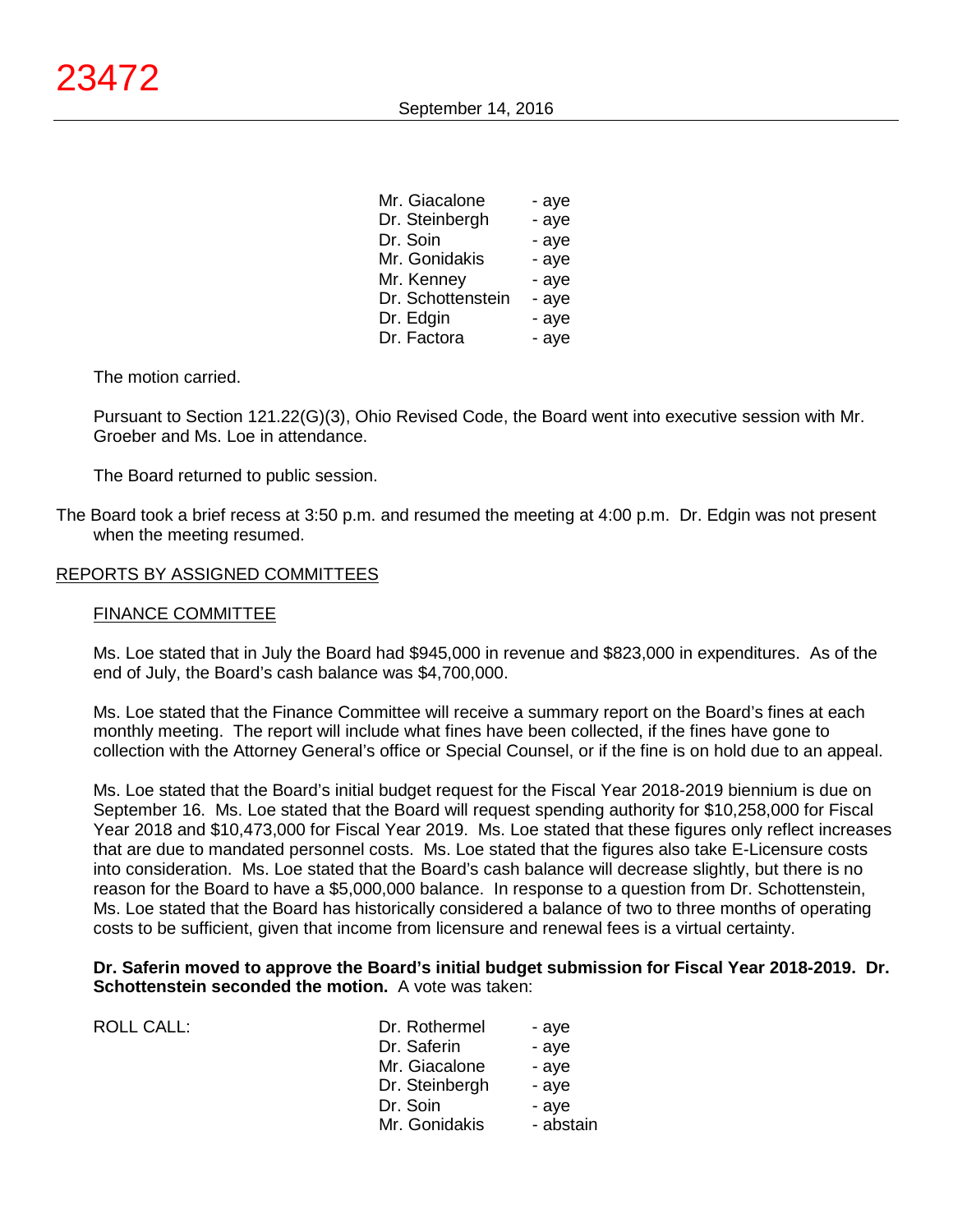| | |
|---|---|
| Mr. Giacalone | - aye |
| Dr. Steinbergh | - aye |
| Dr. Soin | - aye |
| Mr. Gonidakis | - aye |
| Mr. Kenney | - aye |
| Dr. Schottenstein | - aye |
| Dr. Edgin | - aye |
| Dr. Factora | - aye |

The motion carried.

Pursuant to Section 121.22(G)(3), Ohio Revised Code, the Board went into executive session with Mr. Groeber and Ms. Loe in attendance.

The Board returned to public session.

The Board took a brief recess at 3:50 p.m. and resumed the meeting at 4:00 p.m. Dr. Edgin was not present when the meeting resumed.

## REPORTS BY ASSIGNED COMMITTEES

### FINANCE COMMITTEE

Ms. Loe stated that in July the Board had $945,000 in revenue and $823,000 in expenditures. As of the end of July, the Board's cash balance was $4,700,000.

Ms. Loe stated that the Finance Committee will receive a summary report on the Board's fines at each monthly meeting. The report will include what fines have been collected, if the fines have gone to collection with the Attorney General's office or Special Counsel, or if the fine is on hold due to an appeal.

Ms. Loe stated that the Board's initial budget request for the Fiscal Year 2018-2019 biennium is due on September 16. Ms. Loe stated that the Board will request spending authority for $10,258,000 for Fiscal Year 2018 and $10,473,000 for Fiscal Year 2019. Ms. Loe stated that these figures only reflect increases that are due to mandated personnel costs. Ms. Loe stated that the figures also take E-Licensure costs into consideration. Ms. Loe stated that the Board's cash balance will decrease slightly, but there is no reason for the Board to have a $5,000,000 balance. In response to a question from Dr. Schottenstein, Ms. Loe stated that the Board has historically considered a balance of two to three months of operating costs to be sufficient, given that income from licensure and renewal fees is a virtual certainty.

**Dr. Saferin moved to approve the Board's initial budget submission for Fiscal Year 2018-2019. Dr. Schottenstein seconded the motion.** A vote was taken:

| ROLL CALL: | | |
|---|---|---|
| | Dr. Rothermel | - aye |
| | Dr. Saferin | - aye |
| | Mr. Giacalone | - aye |
| | Dr. Steinbergh | - aye |
| | Dr. Soin | - aye |
| | Mr. Gonidakis | - abstain |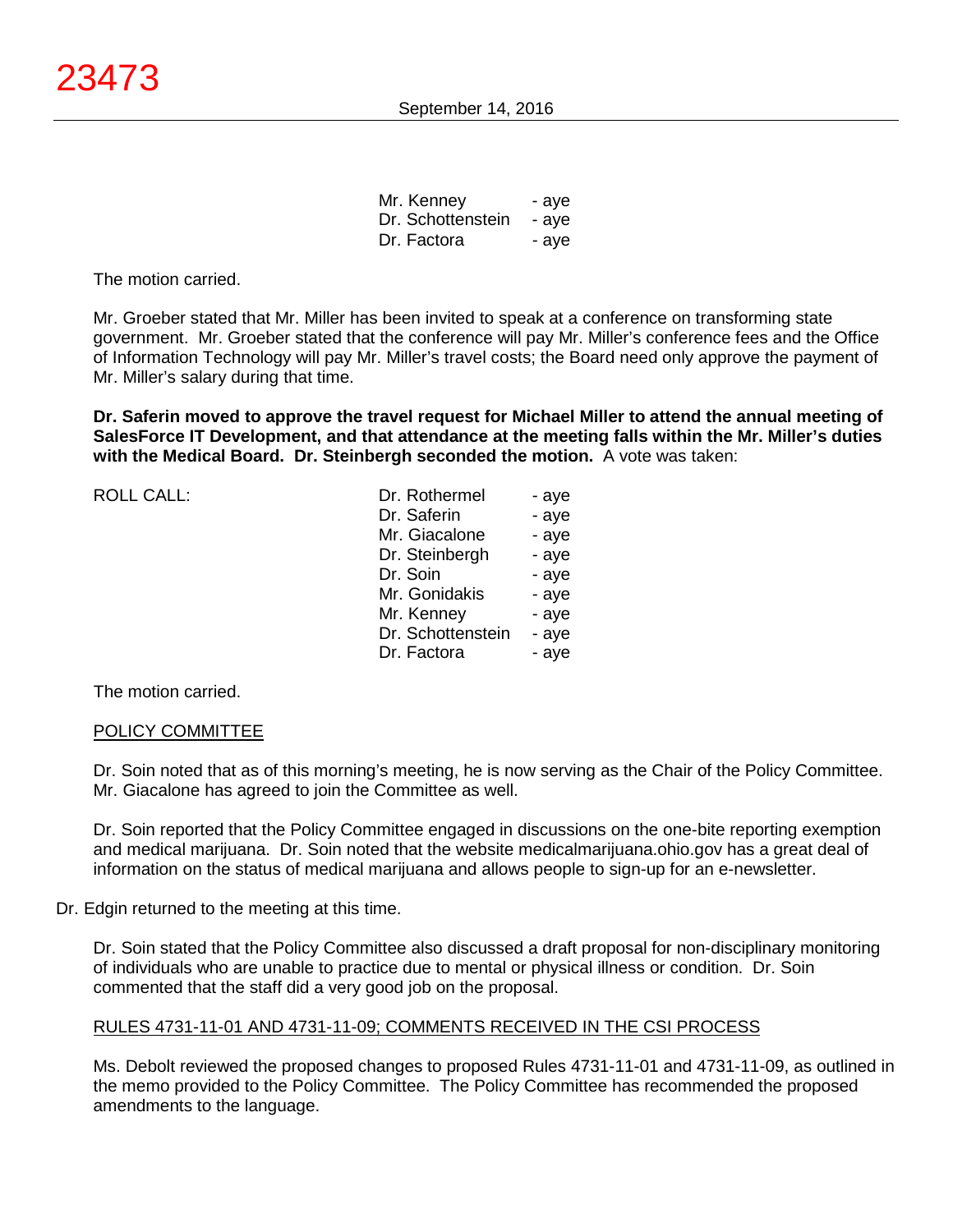| | | |
|---|---|---|
| | Mr. Kenney | - aye |
| | Dr. Schottenstein | - aye |
| | Dr. Factora | - aye |

The motion carried.

Mr. Groeber stated that Mr. Miller has been invited to speak at a conference on transforming state government. Mr. Groeber stated that the conference will pay Mr. Miller's conference fees and the Office of Information Technology will pay Mr. Miller's travel costs; the Board need only approve the payment of Mr. Miller's salary during that time.

**Dr. Saferin moved to approve the travel request for Michael Miller to attend the annual meeting of SalesForce IT Development, and that attendance at the meeting falls within the Mr. Miller's duties with the Medical Board. Dr. Steinbergh seconded the motion.** A vote was taken:

| | | |
|---|---|---|
| ROLL CALL: | Dr. Rothermel | - aye |
| | Dr. Saferin | - aye |
| | Mr. Giacalone | - aye |
| | Dr. Steinbergh | - aye |
| | Dr. Soin | - aye |
| | Mr. Gonidakis | - aye |
| | Mr. Kenney | - aye |
| | Dr. Schottenstein | - aye |
| | Dr. Factora | - aye |

The motion carried.

POLICY COMMITTEE

Dr. Soin noted that as of this morning's meeting, he is now serving as the Chair of the Policy Committee. Mr. Giacalone has agreed to join the Committee as well.

Dr. Soin reported that the Policy Committee engaged in discussions on the one-bite reporting exemption and medical marijuana. Dr. Soin noted that the website medicalmarijuana.ohio.gov has a great deal of information on the status of medical marijuana and allows people to sign-up for an e-newsletter.

Dr. Edgin returned to the meeting at this time.

Dr. Soin stated that the Policy Committee also discussed a draft proposal for non-disciplinary monitoring of individuals who are unable to practice due to mental or physical illness or condition. Dr. Soin commented that the staff did a very good job on the proposal.

RULES 4731-11-01 AND 4731-11-09; COMMENTS RECEIVED IN THE CSI PROCESS

Ms. Debolt reviewed the proposed changes to proposed Rules 4731-11-01 and 4731-11-09, as outlined in the memo provided to the Policy Committee. The Policy Committee has recommended the proposed amendments to the language.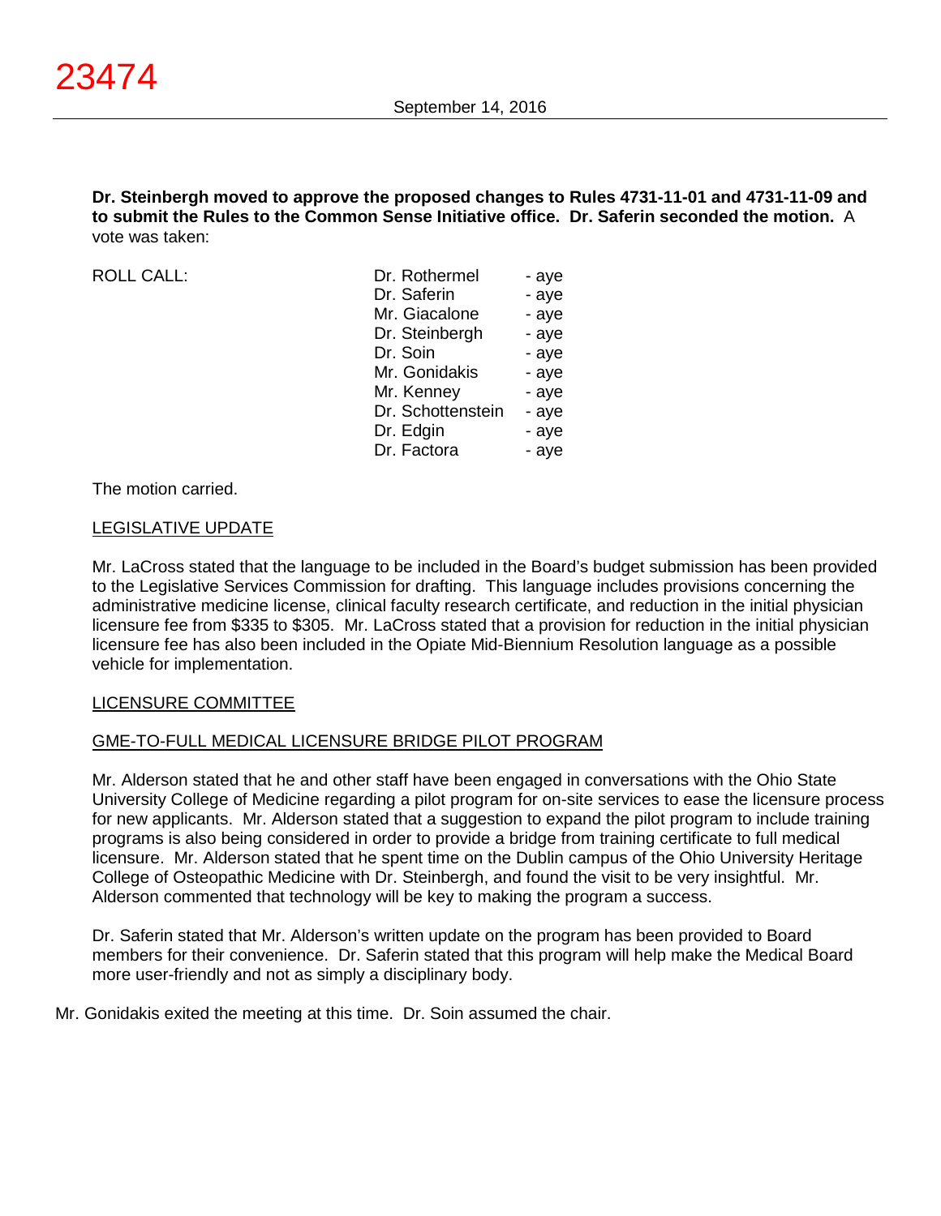**Dr. Steinbergh moved to approve the proposed changes to Rules 4731-11-01 and 4731-11-09 and to submit the Rules to the Common Sense Initiative office. Dr. Saferin seconded the motion.** A vote was taken:

ROLL CALL:

| | |
|---|---|
| Dr. Rothermel | - aye |
| Dr. Saferin | - aye |
| Mr. Giacalone | - aye |
| Dr. Steinbergh | - aye |
| Dr. Soin | - aye |
| Mr. Gonidakis | - aye |
| Mr. Kenney | - aye |
| Dr. Schottenstein | - aye |
| Dr. Edgin | - aye |
| Dr. Factora | - aye |

The motion carried.

## LEGISLATIVE UPDATE

Mr. LaCross stated that the language to be included in the Board's budget submission has been provided to the Legislative Services Commission for drafting. This language includes provisions concerning the administrative medicine license, clinical faculty research certificate, and reduction in the initial physician licensure fee from $335 to $305. Mr. LaCross stated that a provision for reduction in the initial physician licensure fee has also been included in the Opiate Mid-Biennium Resolution language as a possible vehicle for implementation.

## LICENSURE COMMITTEE

## GME-TO-FULL MEDICAL LICENSURE BRIDGE PILOT PROGRAM

Mr. Alderson stated that he and other staff have been engaged in conversations with the Ohio State University College of Medicine regarding a pilot program for on-site services to ease the licensure process for new applicants. Mr. Alderson stated that a suggestion to expand the pilot program to include training programs is also being considered in order to provide a bridge from training certificate to full medical licensure. Mr. Alderson stated that he spent time on the Dublin campus of the Ohio University Heritage College of Osteopathic Medicine with Dr. Steinbergh, and found the visit to be very insightful. Mr. Alderson commented that technology will be key to making the program a success.

Dr. Saferin stated that Mr. Alderson's written update on the program has been provided to Board members for their convenience. Dr. Saferin stated that this program will help make the Medical Board more user-friendly and not as simply a disciplinary body.

Mr. Gonidakis exited the meeting at this time. Dr. Soin assumed the chair.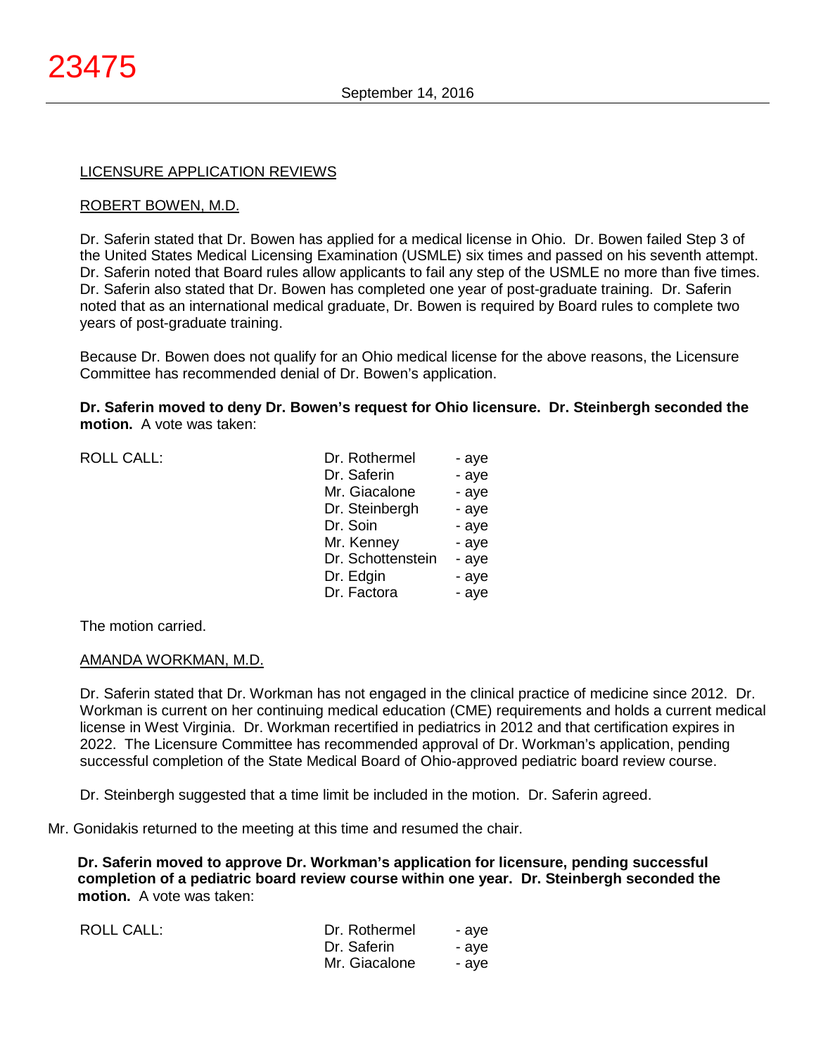LICENSURE APPLICATION REVIEWS

ROBERT BOWEN, M.D.

Dr. Saferin stated that Dr. Bowen has applied for a medical license in Ohio. Dr. Bowen failed Step 3 of the United States Medical Licensing Examination (USMLE) six times and passed on his seventh attempt. Dr. Saferin noted that Board rules allow applicants to fail any step of the USMLE no more than five times. Dr. Saferin also stated that Dr. Bowen has completed one year of post-graduate training. Dr. Saferin noted that as an international medical graduate, Dr. Bowen is required by Board rules to complete two years of post-graduate training.

Because Dr. Bowen does not qualify for an Ohio medical license for the above reasons, the Licensure Committee has recommended denial of Dr. Bowen's application.

**Dr. Saferin moved to deny Dr. Bowen's request for Ohio licensure. Dr. Steinbergh seconded the motion.** A vote was taken:

| ROLL CALL: | | |
|---|---|---|
| | Dr. Rothermel | - aye |
| | Dr. Saferin | - aye |
| | Mr. Giacalone | - aye |
| | Dr. Steinbergh | - aye |
| | Dr. Soin | - aye |
| | Mr. Kenney | - aye |
| | Dr. Schottenstein | - aye |
| | Dr. Edgin | - aye |
| | Dr. Factora | - aye |

The motion carried.

AMANDA WORKMAN, M.D.

Dr. Saferin stated that Dr. Workman has not engaged in the clinical practice of medicine since 2012. Dr. Workman is current on her continuing medical education (CME) requirements and holds a current medical license in West Virginia. Dr. Workman recertified in pediatrics in 2012 and that certification expires in 2022. The Licensure Committee has recommended approval of Dr. Workman's application, pending successful completion of the State Medical Board of Ohio-approved pediatric board review course.

Dr. Steinbergh suggested that a time limit be included in the motion. Dr. Saferin agreed.

Mr. Gonidakis returned to the meeting at this time and resumed the chair.

**Dr. Saferin moved to approve Dr. Workman's application for licensure, pending successful completion of a pediatric board review course within one year. Dr. Steinbergh seconded the motion.** A vote was taken:

| ROLL CALL: | | |
|---|---|---|
| | Dr. Rothermel | - aye |
| | Dr. Saferin | - aye |
| | Mr. Giacalone | - aye |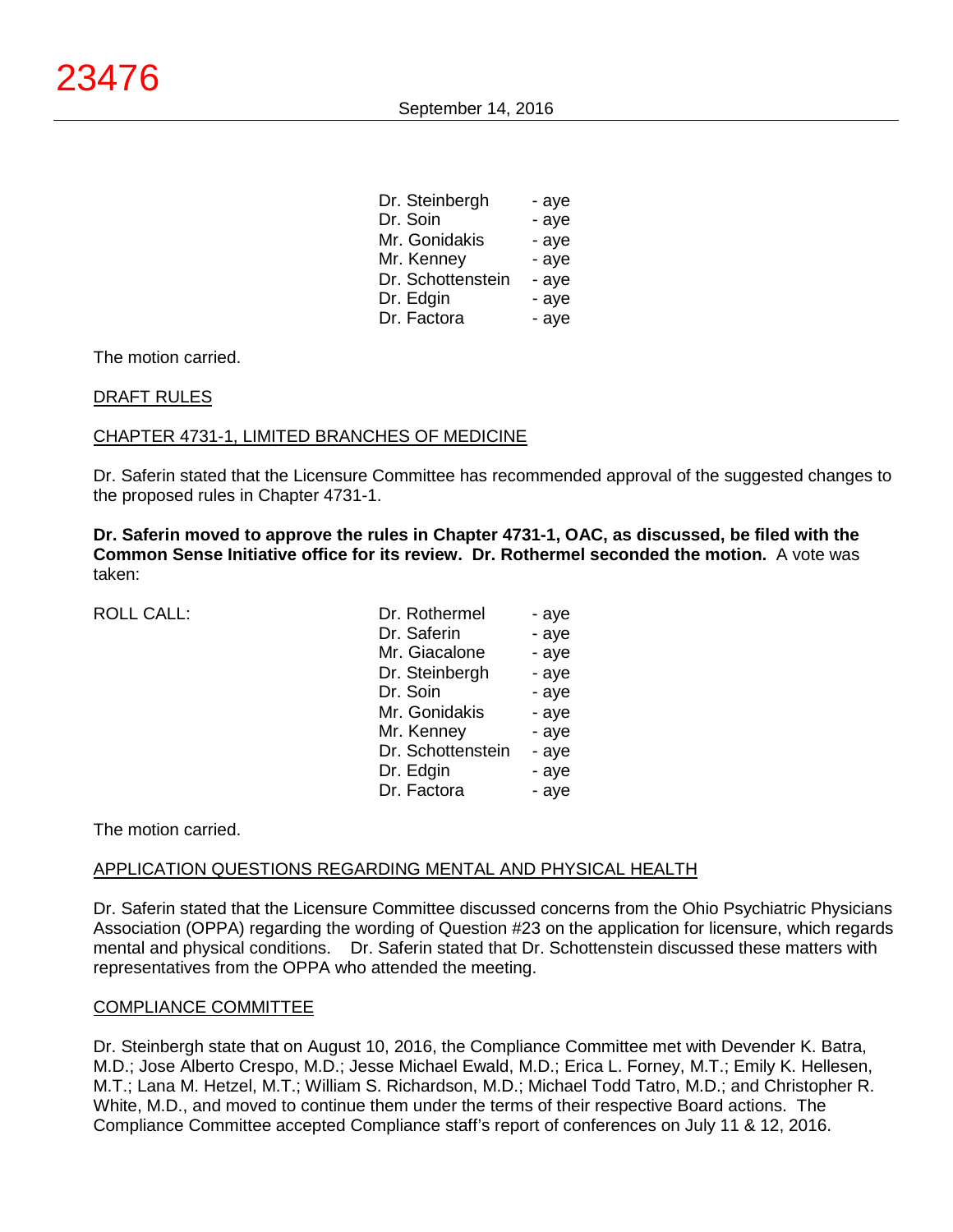| | |
|---|---|
| Dr. Steinbergh | - aye |
| Dr. Soin | - aye |
| Mr. Gonidakis | - aye |
| Mr. Kenney | - aye |
| Dr. Schottenstein | - aye |
| Dr. Edgin | - aye |
| Dr. Factora | - aye |

The motion carried.

DRAFT RULES

CHAPTER 4731-1, LIMITED BRANCHES OF MEDICINE

Dr. Saferin stated that the Licensure Committee has recommended approval of the suggested changes to the proposed rules in Chapter 4731-1.

**Dr. Saferin moved to approve the rules in Chapter 4731-1, OAC, as discussed, be filed with the Common Sense Initiative office for its review. Dr. Rothermel seconded the motion.** A vote was taken:

| ROLL CALL: | | |
|---|---|---|
| | Dr. Rothermel | - aye |
| | Dr. Saferin | - aye |
| | Mr. Giacalone | - aye |
| | Dr. Steinbergh | - aye |
| | Dr. Soin | - aye |
| | Mr. Gonidakis | - aye |
| | Mr. Kenney | - aye |
| | Dr. Schottenstein | - aye |
| | Dr. Edgin | - aye |
| | Dr. Factora | - aye |

The motion carried.

APPLICATION QUESTIONS REGARDING MENTAL AND PHYSICAL HEALTH

Dr. Saferin stated that the Licensure Committee discussed concerns from the Ohio Psychiatric Physicians Association (OPPA) regarding the wording of Question #23 on the application for licensure, which regards mental and physical conditions. Dr. Saferin stated that Dr. Schottenstein discussed these matters with representatives from the OPPA who attended the meeting.

COMPLIANCE COMMITTEE

Dr. Steinbergh state that on August 10, 2016, the Compliance Committee met with Devender K. Batra, M.D.; Jose Alberto Crespo, M.D.; Jesse Michael Ewald, M.D.; Erica L. Forney, M.T.; Emily K. Hellesen, M.T.; Lana M. Hetzel, M.T.; William S. Richardson, M.D.; Michael Todd Tatro, M.D.; and Christopher R. White, M.D., and moved to continue them under the terms of their respective Board actions. The Compliance Committee accepted Compliance staff's report of conferences on July 11 & 12, 2016.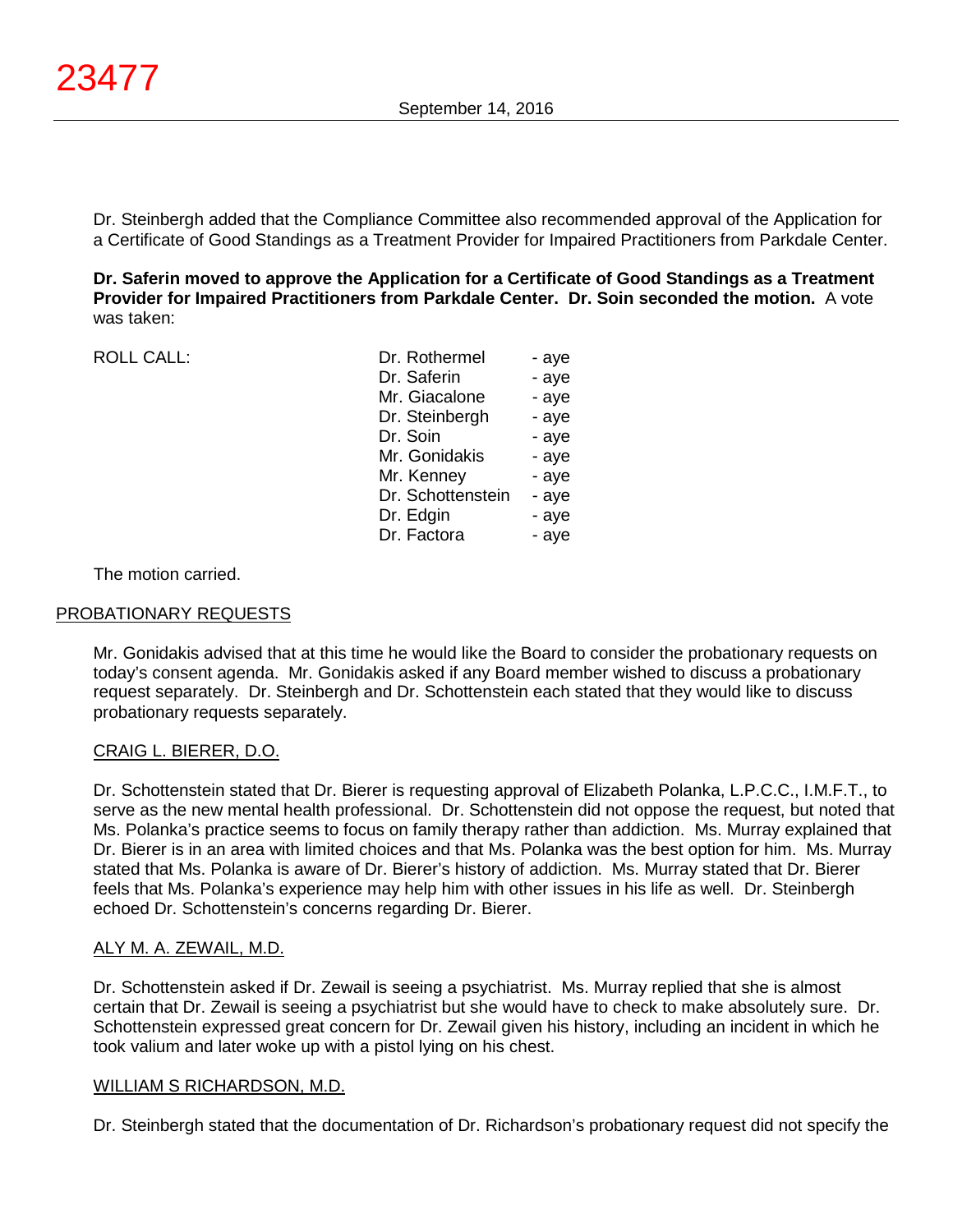Dr. Steinbergh added that the Compliance Committee also recommended approval of the Application for a Certificate of Good Standings as a Treatment Provider for Impaired Practitioners from Parkdale Center.

**Dr. Saferin moved to approve the Application for a Certificate of Good Standings as a Treatment Provider for Impaired Practitioners from Parkdale Center. Dr. Soin seconded the motion.** A vote was taken:

| ROLL CALL: | | |
|---|---|---|
| | Dr. Rothermel | - aye |
| | Dr. Saferin | - aye |
| | Mr. Giacalone | - aye |
| | Dr. Steinbergh | - aye |
| | Dr. Soin | - aye |
| | Mr. Gonidakis | - aye |
| | Mr. Kenney | - aye |
| | Dr. Schottenstein | - aye |
| | Dr. Edgin | - aye |
| | Dr. Factora | - aye |

The motion carried.

## PROBATIONARY REQUESTS

Mr. Gonidakis advised that at this time he would like the Board to consider the probationary requests on today's consent agenda. Mr. Gonidakis asked if any Board member wished to discuss a probationary request separately. Dr. Steinbergh and Dr. Schottenstein each stated that they would like to discuss probationary requests separately.

### CRAIG L. BIERER, D.O.

Dr. Schottenstein stated that Dr. Bierer is requesting approval of Elizabeth Polanka, L.P.C.C., I.M.F.T., to serve as the new mental health professional. Dr. Schottenstein did not oppose the request, but noted that Ms. Polanka's practice seems to focus on family therapy rather than addiction. Ms. Murray explained that Dr. Bierer is in an area with limited choices and that Ms. Polanka was the best option for him. Ms. Murray stated that Ms. Polanka is aware of Dr. Bierer's history of addiction. Ms. Murray stated that Dr. Bierer feels that Ms. Polanka's experience may help him with other issues in his life as well. Dr. Steinbergh echoed Dr. Schottenstein's concerns regarding Dr. Bierer.

### ALY M. A. ZEWAIL, M.D.

Dr. Schottenstein asked if Dr. Zewail is seeing a psychiatrist. Ms. Murray replied that she is almost certain that Dr. Zewail is seeing a psychiatrist but she would have to check to make absolutely sure. Dr. Schottenstein expressed great concern for Dr. Zewail given his history, including an incident in which he took valium and later woke up with a pistol lying on his chest.

### WILLIAM S RICHARDSON, M.D.

Dr. Steinbergh stated that the documentation of Dr. Richardson's probationary request did not specify the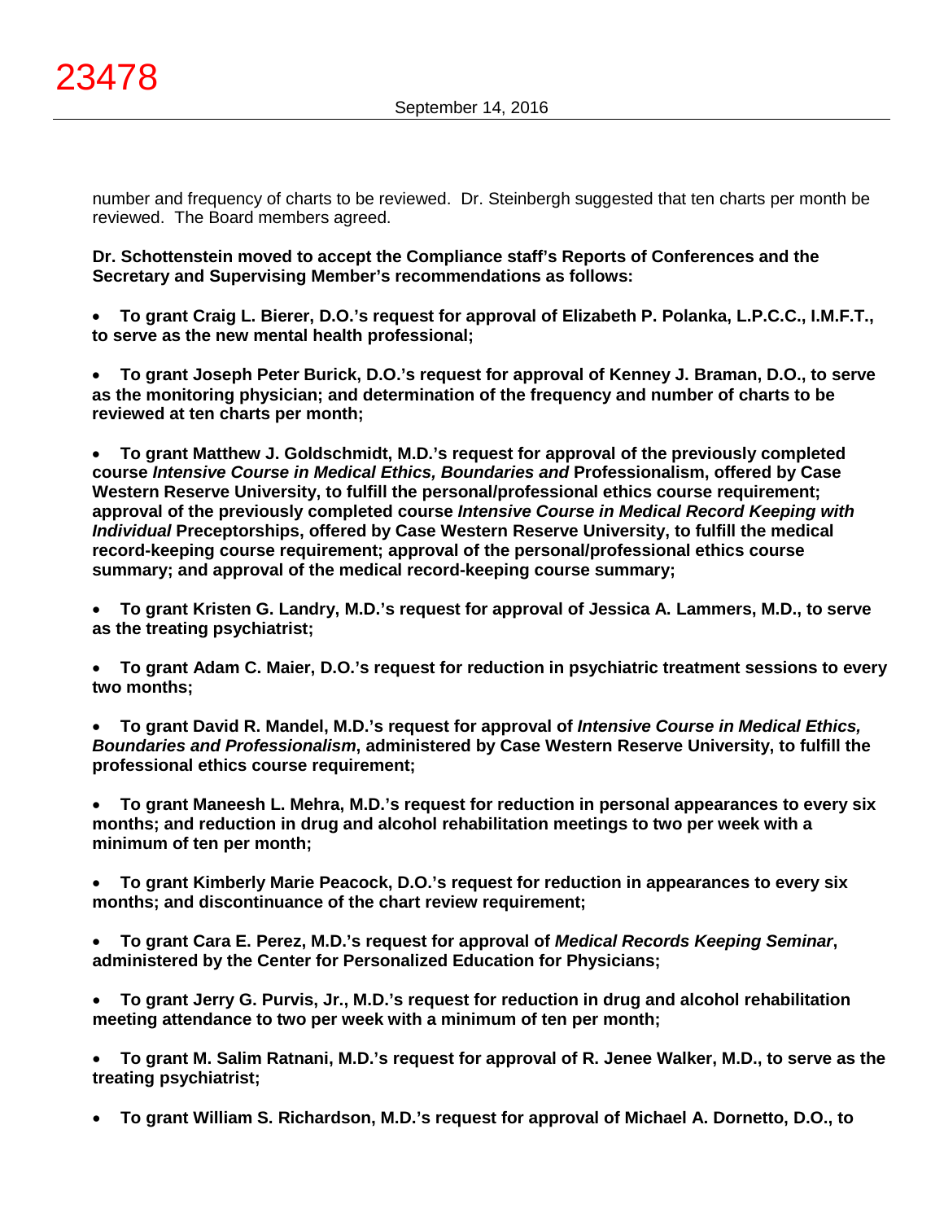number and frequency of charts to be reviewed. Dr. Steinbergh suggested that ten charts per month be reviewed. The Board members agreed.

**Dr. Schottenstein moved to accept the Compliance staff's Reports of Conferences and the Secretary and Supervising Member's recommendations as follows:**

- **To grant Craig L. Bierer, D.O.'s request for approval of Elizabeth P. Polanka, L.P.C.C., I.M.F.T., to serve as the new mental health professional;**

- **To grant Joseph Peter Burick, D.O.'s request for approval of Kenney J. Braman, D.O., to serve as the monitoring physician; and determination of the frequency and number of charts to be reviewed at ten charts per month;**

- **To grant Matthew J. Goldschmidt, M.D.'s request for approval of the previously completed course *Intensive Course in Medical Ethics, Boundaries and* Professionalism, offered by Case Western Reserve University, to fulfill the personal/professional ethics course requirement; approval of the previously completed course *Intensive Course in Medical Record Keeping with Individual* Preceptorships, offered by Case Western Reserve University, to fulfill the medical record-keeping course requirement; approval of the personal/professional ethics course summary; and approval of the medical record-keeping course summary;**

- **To grant Kristen G. Landry, M.D.'s request for approval of Jessica A. Lammers, M.D., to serve as the treating psychiatrist;**

- **To grant Adam C. Maier, D.O.'s request for reduction in psychiatric treatment sessions to every two months;**

- **To grant David R. Mandel, M.D.'s request for approval of *Intensive Course in Medical Ethics, Boundaries and Professionalism*, administered by Case Western Reserve University, to fulfill the professional ethics course requirement;**

- **To grant Maneesh L. Mehra, M.D.'s request for reduction in personal appearances to every six months; and reduction in drug and alcohol rehabilitation meetings to two per week with a minimum of ten per month;**

- **To grant Kimberly Marie Peacock, D.O.'s request for reduction in appearances to every six months; and discontinuance of the chart review requirement;**

- **To grant Cara E. Perez, M.D.'s request for approval of *Medical Records Keeping Seminar*, administered by the Center for Personalized Education for Physicians;**

- **To grant Jerry G. Purvis, Jr., M.D.'s request for reduction in drug and alcohol rehabilitation meeting attendance to two per week with a minimum of ten per month;**

- **To grant M. Salim Ratnani, M.D.'s request for approval of R. Jenee Walker, M.D., to serve as the treating psychiatrist;**

- **To grant William S. Richardson, M.D.'s request for approval of Michael A. Dornetto, D.O., to**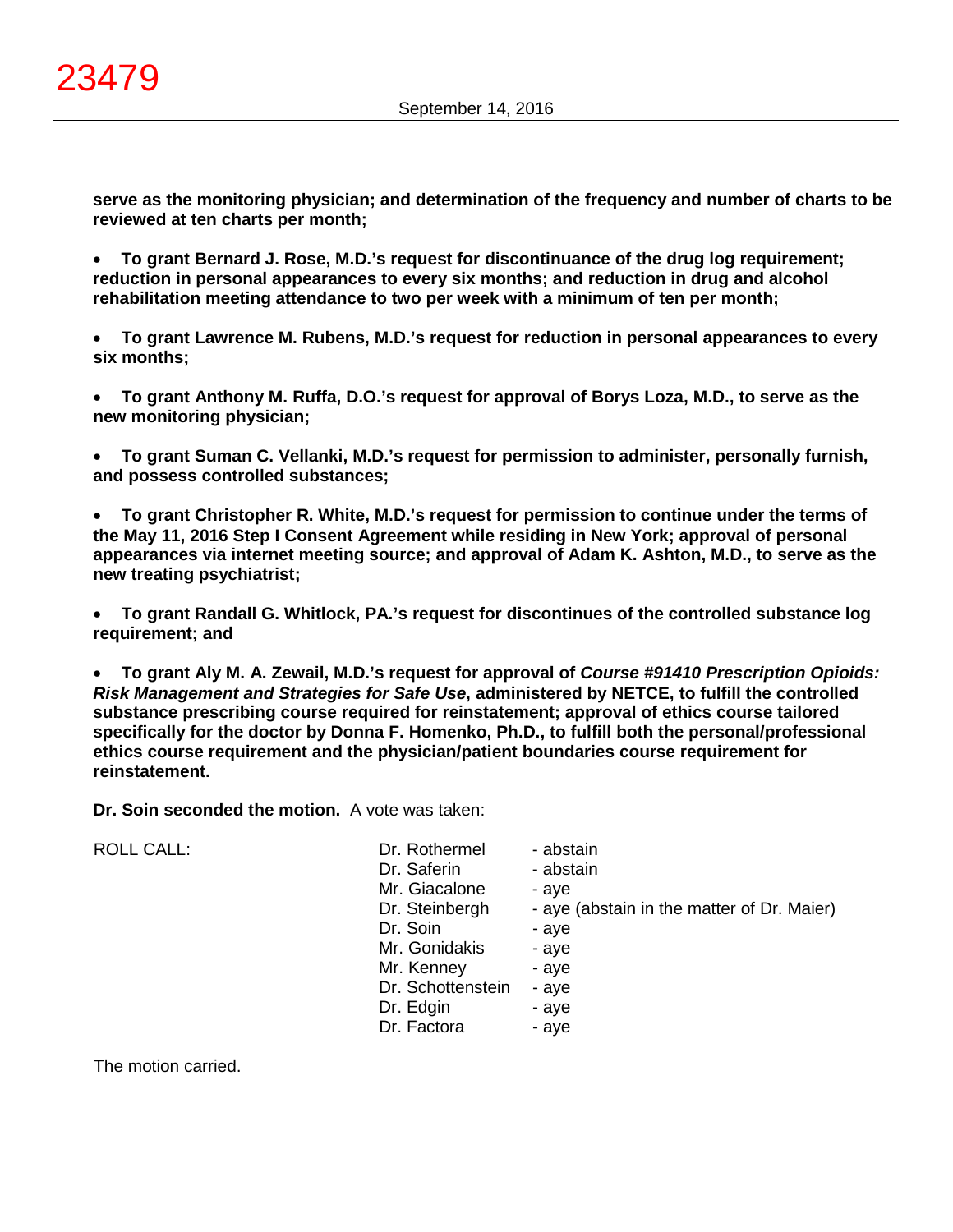**serve as the monitoring physician; and determination of the frequency and number of charts to be reviewed at ten charts per month;**

- **To grant Bernard J. Rose, M.D.'s request for discontinuance of the drug log requirement; reduction in personal appearances to every six months; and reduction in drug and alcohol rehabilitation meeting attendance to two per week with a minimum of ten per month;**

- **To grant Lawrence M. Rubens, M.D.'s request for reduction in personal appearances to every six months;**

- **To grant Anthony M. Ruffa, D.O.'s request for approval of Borys Loza, M.D., to serve as the new monitoring physician;**

- **To grant Suman C. Vellanki, M.D.'s request for permission to administer, personally furnish, and possess controlled substances;**

- **To grant Christopher R. White, M.D.'s request for permission to continue under the terms of the May 11, 2016 Step I Consent Agreement while residing in New York; approval of personal appearances via internet meeting source; and approval of Adam K. Ashton, M.D., to serve as the new treating psychiatrist;**

- **To grant Randall G. Whitlock, PA.'s request for discontinues of the controlled substance log requirement; and**

- **To grant Aly M. A. Zewail, M.D.'s request for approval of *Course #91410 Prescription Opioids: Risk Management and Strategies for Safe Use*, administered by NETCE, to fulfill the controlled substance prescribing course required for reinstatement; approval of ethics course tailored specifically for the doctor by Donna F. Homenko, Ph.D., to fulfill both the personal/professional ethics course requirement and the physician/patient boundaries course requirement for reinstatement.**

**Dr. Soin seconded the motion.** A vote was taken:

| ROLL CALL: | | |
|---|---|---|
| | Dr. Rothermel | - abstain |
| | Dr. Saferin | - abstain |
| | Mr. Giacalone | - aye |
| | Dr. Steinbergh | - aye (abstain in the matter of Dr. Maier) |
| | Dr. Soin | - aye |
| | Mr. Gonidakis | - aye |
| | Mr. Kenney | - aye |
| | Dr. Schottenstein | - aye |
| | Dr. Edgin | - aye |
| | Dr. Factora | - aye |

The motion carried.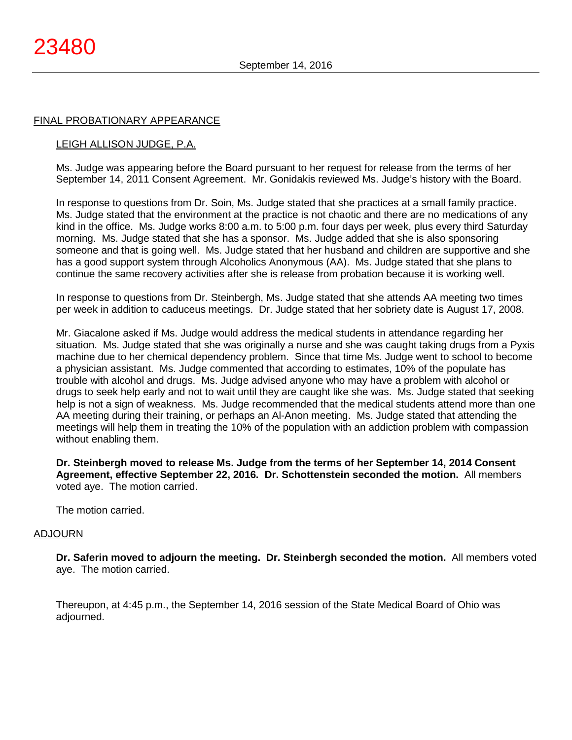## FINAL PROBATIONARY APPEARANCE

### LEIGH ALLISON JUDGE, P.A.

Ms. Judge was appearing before the Board pursuant to her request for release from the terms of her September 14, 2011 Consent Agreement. Mr. Gonidakis reviewed Ms. Judge's history with the Board.

In response to questions from Dr. Soin, Ms. Judge stated that she practices at a small family practice. Ms. Judge stated that the environment at the practice is not chaotic and there are no medications of any kind in the office. Ms. Judge works 8:00 a.m. to 5:00 p.m. four days per week, plus every third Saturday morning. Ms. Judge stated that she has a sponsor. Ms. Judge added that she is also sponsoring someone and that is going well. Ms. Judge stated that her husband and children are supportive and she has a good support system through Alcoholics Anonymous (AA). Ms. Judge stated that she plans to continue the same recovery activities after she is release from probation because it is working well.

In response to questions from Dr. Steinbergh, Ms. Judge stated that she attends AA meeting two times per week in addition to caduceus meetings. Dr. Judge stated that her sobriety date is August 17, 2008.

Mr. Giacalone asked if Ms. Judge would address the medical students in attendance regarding her situation. Ms. Judge stated that she was originally a nurse and she was caught taking drugs from a Pyxis machine due to her chemical dependency problem. Since that time Ms. Judge went to school to become a physician assistant. Ms. Judge commented that according to estimates, 10% of the populate has trouble with alcohol and drugs. Ms. Judge advised anyone who may have a problem with alcohol or drugs to seek help early and not to wait until they are caught like she was. Ms. Judge stated that seeking help is not a sign of weakness. Ms. Judge recommended that the medical students attend more than one AA meeting during their training, or perhaps an Al-Anon meeting. Ms. Judge stated that attending the meetings will help them in treating the 10% of the population with an addiction problem with compassion without enabling them.

**Dr. Steinbergh moved to release Ms. Judge from the terms of her September 14, 2014 Consent Agreement, effective September 22, 2016. Dr. Schottenstein seconded the motion.** All members voted aye. The motion carried.

The motion carried.

## ADJOURN

**Dr. Saferin moved to adjourn the meeting. Dr. Steinbergh seconded the motion.** All members voted aye. The motion carried.

Thereupon, at 4:45 p.m., the September 14, 2016 session of the State Medical Board of Ohio was adjourned.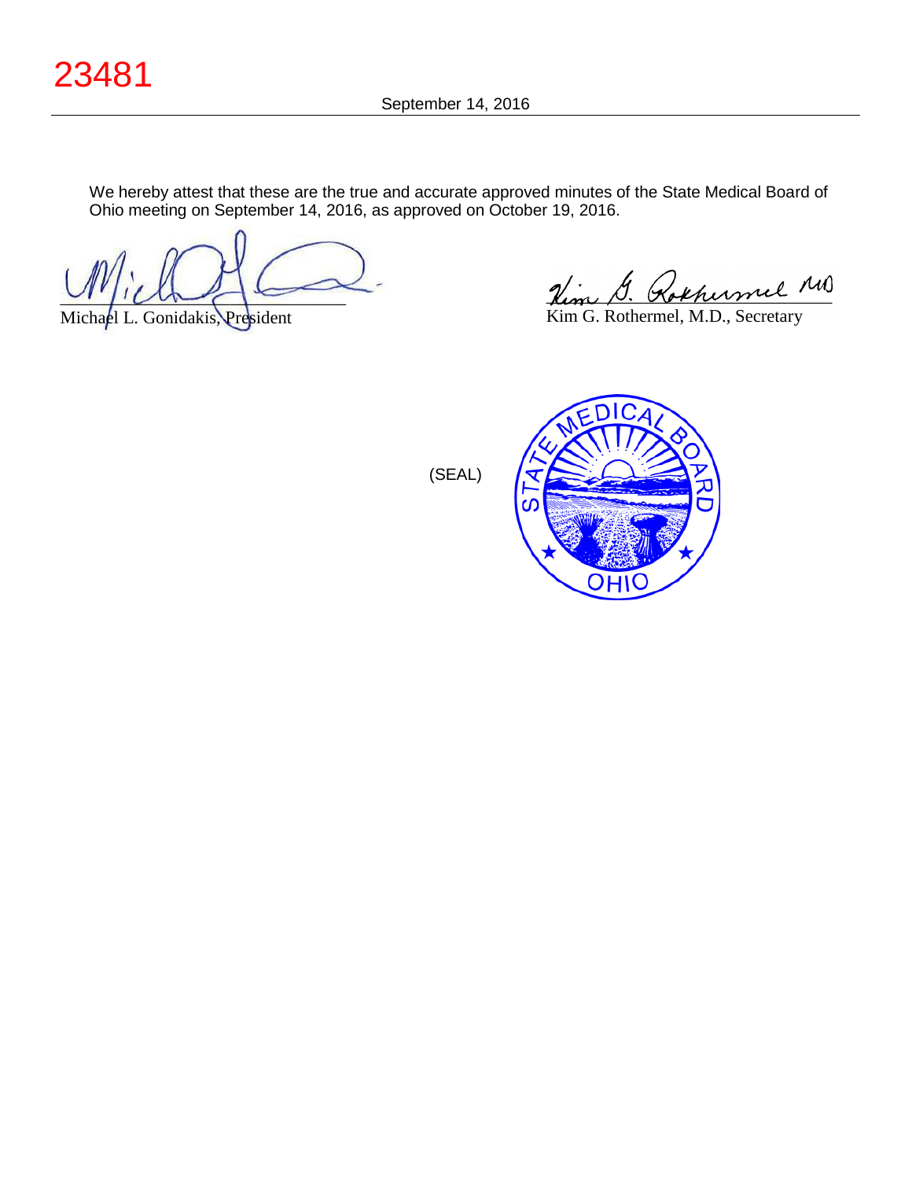We hereby attest that these are the true and accurate approved minutes of the State Medical Board of Ohio meeting on September 14, 2016, as approved on October 19, 2016.

Michael L. Gonidakis, President

Kim G. Rothermel, M.D., Secretary

(SEAL)